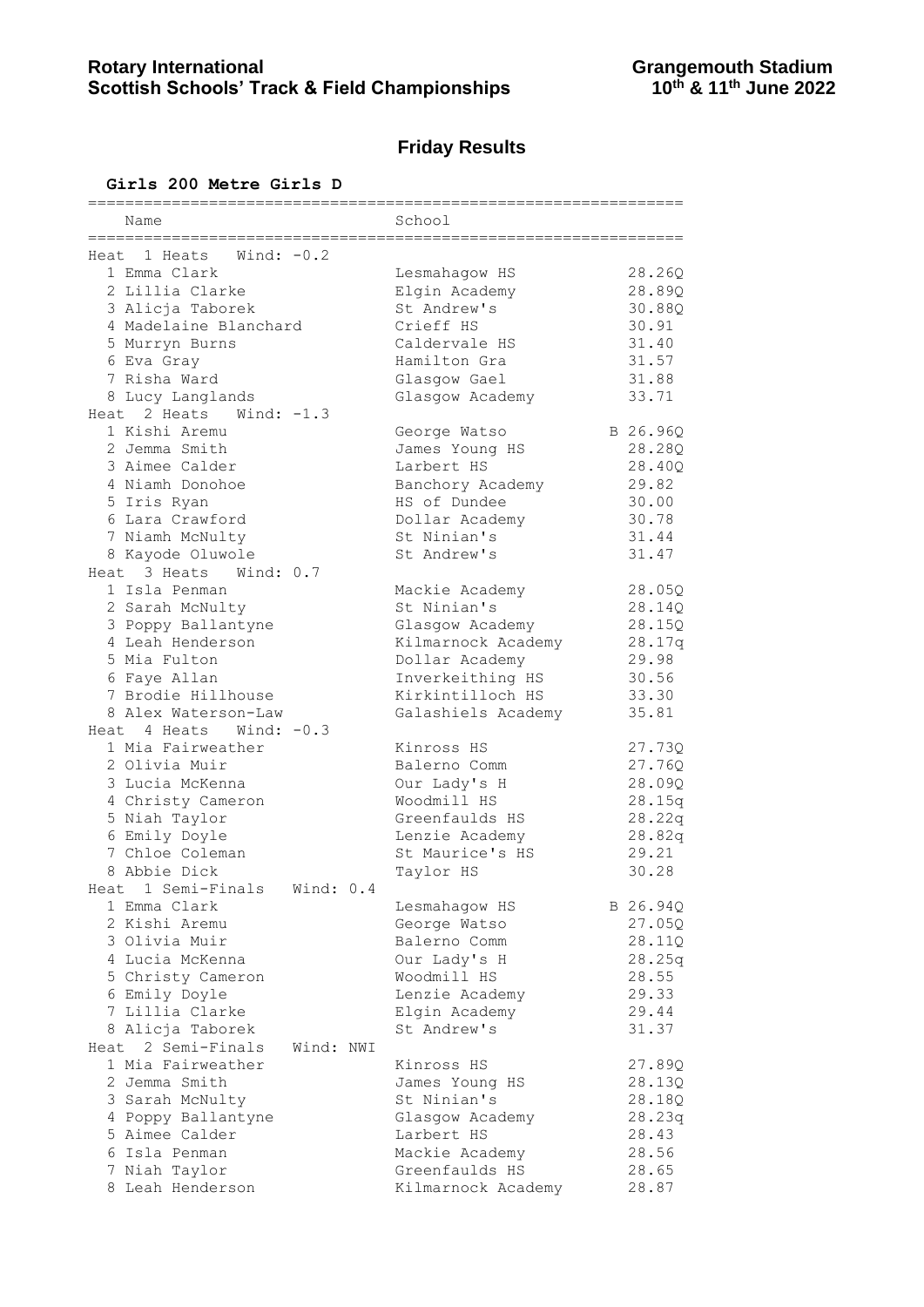**Rotary International Scottish Schools' Track & Field Championships**

**Grangemouth Stadium 10th & 11th June 2022**

## Friday Results

### Girls 200 Metre Girls D

| Name | School | |
|---|---|---|
| **Heat 1 Heats Wind: -0.2** | | |
| 1 Emma Clark | Lesmahagow HS | 28.26Q |
| 2 Lillia Clarke | Elgin Academy | 28.89Q |
| 3 Alicja Taborek | St Andrew's | 30.88Q |
| 4 Madelaine Blanchard | Crieff HS | 30.91 |
| 5 Murryn Burns | Caldervale HS | 31.40 |
| 6 Eva Gray | Hamilton Gra | 31.57 |
| 7 Risha Ward | Glasgow Gael | 31.88 |
| 8 Lucy Langlands | Glasgow Academy | 33.71 |
| **Heat 2 Heats Wind: -1.3** | | |
| 1 Kishi Aremu | George Watso | B 26.96Q |
| 2 Jemma Smith | James Young HS | 28.28Q |
| 3 Aimee Calder | Larbert HS | 28.40Q |
| 4 Niamh Donohoe | Banchory Academy | 29.82 |
| 5 Iris Ryan | HS of Dundee | 30.00 |
| 6 Lara Crawford | Dollar Academy | 30.78 |
| 7 Niamh McNulty | St Ninian's | 31.44 |
| 8 Kayode Oluwole | St Andrew's | 31.47 |
| **Heat 3 Heats Wind: 0.7** | | |
| 1 Isla Penman | Mackie Academy | 28.05Q |
| 2 Sarah McNulty | St Ninian's | 28.14Q |
| 3 Poppy Ballantyne | Glasgow Academy | 28.15Q |
| 4 Leah Henderson | Kilmarnock Academy | 28.17q |
| 5 Mia Fulton | Dollar Academy | 29.98 |
| 6 Faye Allan | Inverkeithing HS | 30.56 |
| 7 Brodie Hillhouse | Kirkintilloch HS | 33.30 |
| 8 Alex Waterson-Law | Galashiels Academy | 35.81 |
| **Heat 4 Heats Wind: -0.3** | | |
| 1 Mia Fairweather | Kinross HS | 27.73Q |
| 2 Olivia Muir | Balerno Comm | 27.76Q |
| 3 Lucia McKenna | Our Lady's H | 28.09Q |
| 4 Christy Cameron | Woodmill HS | 28.15q |
| 5 Niah Taylor | Greenfaulds HS | 28.22q |
| 6 Emily Doyle | Lenzie Academy | 28.82q |
| 7 Chloe Coleman | St Maurice's HS | 29.21 |
| 8 Abbie Dick | Taylor HS | 30.28 |
| **Heat 1 Semi-Finals Wind: 0.4** | | |
| 1 Emma Clark | Lesmahagow HS | B 26.94Q |
| 2 Kishi Aremu | George Watso | 27.05Q |
| 3 Olivia Muir | Balerno Comm | 28.11Q |
| 4 Lucia McKenna | Our Lady's H | 28.25q |
| 5 Christy Cameron | Woodmill HS | 28.55 |
| 6 Emily Doyle | Lenzie Academy | 29.33 |
| 7 Lillia Clarke | Elgin Academy | 29.44 |
| 8 Alicja Taborek | St Andrew's | 31.37 |
| **Heat 2 Semi-Finals Wind: NWI** | | |
| 1 Mia Fairweather | Kinross HS | 27.89Q |
| 2 Jemma Smith | James Young HS | 28.13Q |
| 3 Sarah McNulty | St Ninian's | 28.18Q |
| 4 Poppy Ballantyne | Glasgow Academy | 28.23q |
| 5 Aimee Calder | Larbert HS | 28.43 |
| 6 Isla Penman | Mackie Academy | 28.56 |
| 7 Niah Taylor | Greenfaulds HS | 28.65 |
| 8 Leah Henderson | Kilmarnock Academy | 28.87 |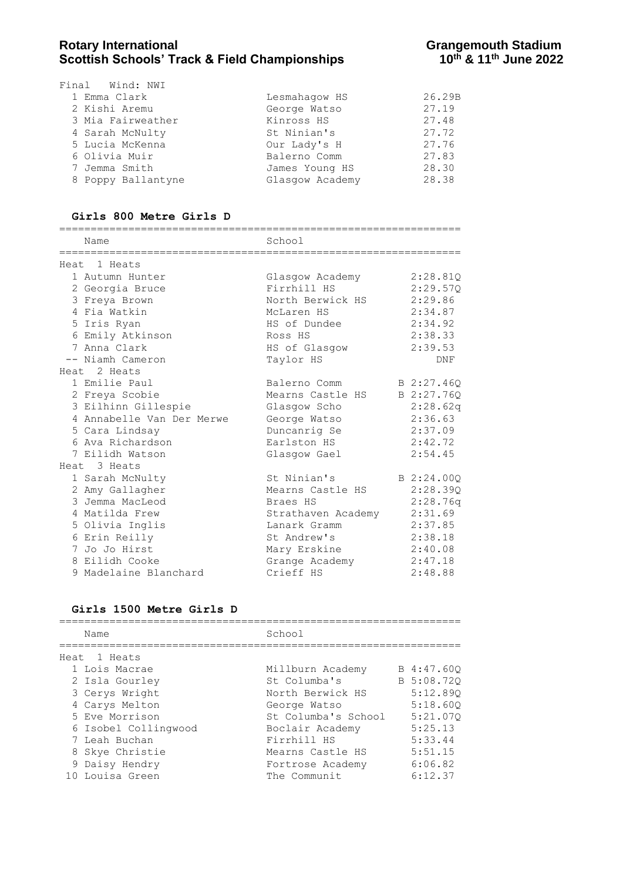Final Wind: NWI

| Place | Name | School | Time |
|---|---|---|---|
| 1 | Emma Clark | Lesmahagow HS | 26.29B |
| 2 | Kishi Aremu | George Watso | 27.19 |
| 3 | Mia Fairweather | Kinross HS | 27.48 |
| 4 | Sarah McNulty | St Ninian's | 27.72 |
| 5 | Lucia McKenna | Our Lady's H | 27.76 |
| 6 | Olivia Muir | Balerno Comm | 27.83 |
| 7 | Jemma Smith | James Young HS | 28.30 |
| 8 | Poppy Ballantyne | Glasgow Academy | 28.38 |

## Girls 800 Metre Girls D

| | Name | School | |
|---|---|---|---|
| **Heat 1 Heats** | | | |
| 1 | Autumn Hunter | Glasgow Academy | 2:28.81Q |
| 2 | Georgia Bruce | Firrhill HS | 2:29.57Q |
| 3 | Freya Brown | North Berwick HS | 2:29.86 |
| 4 | Fia Watkin | McLaren HS | 2:34.87 |
| 5 | Iris Ryan | HS of Dundee | 2:34.92 |
| 6 | Emily Atkinson | Ross HS | 2:38.33 |
| 7 | Anna Clark | HS of Glasgow | 2:39.53 |
| -- | Niamh Cameron | Taylor HS | DNF |
| **Heat 2 Heats** | | | |
| 1 | Emilie Paul | Balerno Comm | B 2:27.46Q |
| 2 | Freya Scobie | Mearns Castle HS | B 2:27.76Q |
| 3 | Eilhinn Gillespie | Glasgow Scho | 2:28.62q |
| 4 | Annabelle Van Der Merwe | George Watso | 2:36.63 |
| 5 | Cara Lindsay | Duncanrig Se | 2:37.09 |
| 6 | Ava Richardson | Earlston HS | 2:42.72 |
| 7 | Eilidh Watson | Glasgow Gael | 2:54.45 |
| **Heat 3 Heats** | | | |
| 1 | Sarah McNulty | St Ninian's | B 2:24.00Q |
| 2 | Amy Gallagher | Mearns Castle HS | 2:28.39Q |
| 3 | Jemma MacLeod | Braes HS | 2:28.76q |
| 4 | Matilda Frew | Strathaven Academy | 2:31.69 |
| 5 | Olivia Inglis | Lanark Gramm | 2:37.85 |
| 6 | Erin Reilly | St Andrew's | 2:38.18 |
| 7 | Jo Jo Hirst | Mary Erskine | 2:40.08 |
| 8 | Eilidh Cooke | Grange Academy | 2:47.18 |
| 9 | Madelaine Blanchard | Crieff HS | 2:48.88 |

## Girls 1500 Metre Girls D

| | Name | School | |
|---|---|---|---|
| **Heat 1 Heats** | | | |
| 1 | Lois Macrae | Millburn Academy | B 4:47.60Q |
| 2 | Isla Gourley | St Columba's | B 5:08.72Q |
| 3 | Cerys Wright | North Berwick HS | 5:12.89Q |
| 4 | Carys Melton | George Watso | 5:18.60Q |
| 5 | Eve Morrison | St Columba's School | 5:21.07Q |
| 6 | Isobel Collingwood | Boclair Academy | 5:25.13 |
| 7 | Leah Buchan | Firrhill HS | 5:33.44 |
| 8 | Skye Christie | Mearns Castle HS | 5:51.15 |
| 9 | Daisy Hendry | Fortrose Academy | 6:06.82 |
| 10 | Louisa Green | The Communit | 6:12.37 |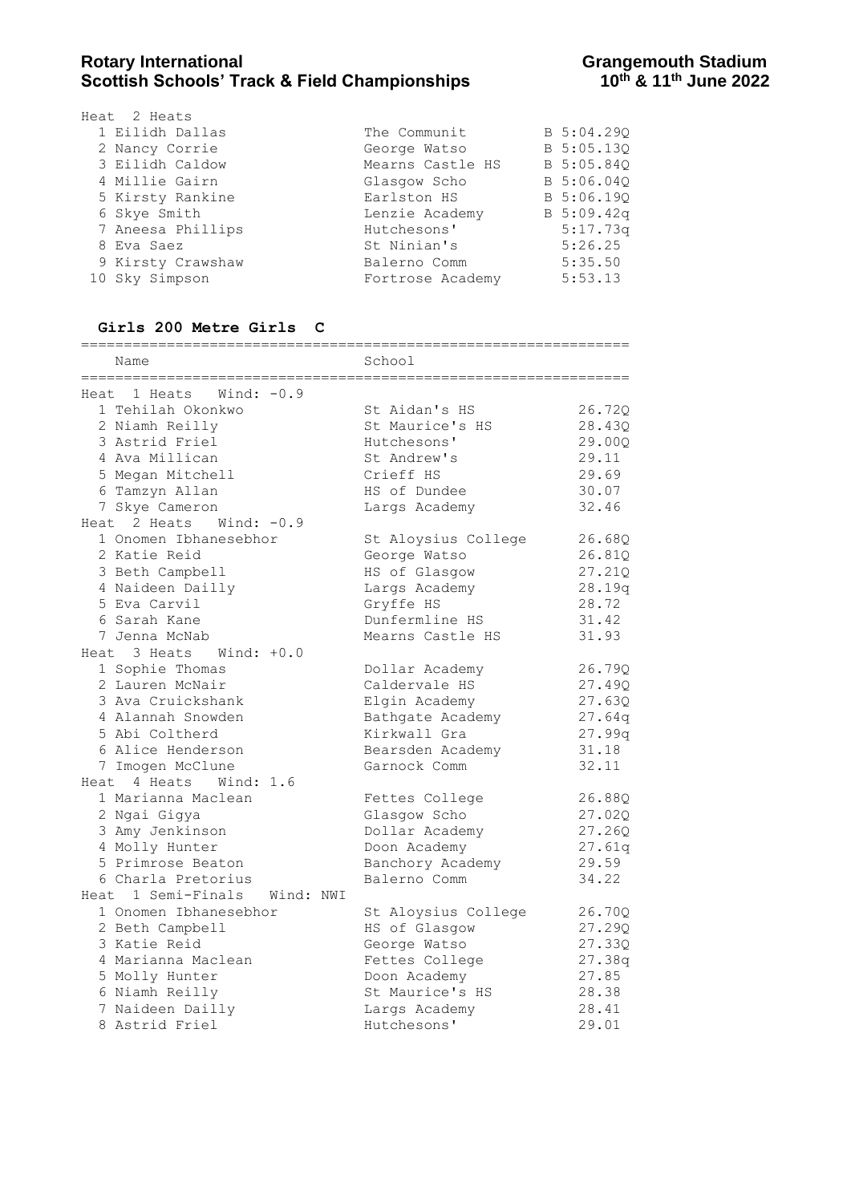Heat 2 Heats

| | Name | School | | Time |
|---|---|---|---|---|
| 1 | Eilidh Dallas | The Communit | B | 5:04.29Q |
| 2 | Nancy Corrie | George Watso | B | 5:05.13Q |
| 3 | Eilidh Caldow | Mearns Castle HS | B | 5:05.84Q |
| 4 | Millie Gairn | Glasgow Scho | B | 5:06.04Q |
| 5 | Kirsty Rankine | Earlston HS | B | 5:06.19Q |
| 6 | Skye Smith | Lenzie Academy | B | 5:09.42q |
| 7 | Aneesa Phillips | Hutchesons' | | 5:17.73q |
| 8 | Eva Saez | St Ninian's | | 5:26.25 |
| 9 | Kirsty Crawshaw | Balerno Comm | | 5:35.50 |
| 10 | Sky Simpson | Fortrose Academy | | 5:53.13 |

### Girls 200 Metre Girls C

| | Name | School | |
|---|---|---|---|
| **Heat 1 Heats Wind: -0.9** | | | |
| 1 | Tehilah Okonkwo | St Aidan's HS | 26.72Q |
| 2 | Niamh Reilly | St Maurice's HS | 28.43Q |
| 3 | Astrid Friel | Hutchesons' | 29.00Q |
| 4 | Ava Millican | St Andrew's | 29.11 |
| 5 | Megan Mitchell | Crieff HS | 29.69 |
| 6 | Tamzyn Allan | HS of Dundee | 30.07 |
| 7 | Skye Cameron | Largs Academy | 32.46 |
| **Heat 2 Heats Wind: -0.9** | | | |
| 1 | Onomen Ibhanesebhor | St Aloysius College | 26.68Q |
| 2 | Katie Reid | George Watso | 26.81Q |
| 3 | Beth Campbell | HS of Glasgow | 27.21Q |
| 4 | Naideen Dailly | Largs Academy | 28.19q |
| 5 | Eva Carvil | Gryffe HS | 28.72 |
| 6 | Sarah Kane | Dunfermline HS | 31.42 |
| 7 | Jenna McNab | Mearns Castle HS | 31.93 |
| **Heat 3 Heats Wind: +0.0** | | | |
| 1 | Sophie Thomas | Dollar Academy | 26.79Q |
| 2 | Lauren McNair | Caldervale HS | 27.49Q |
| 3 | Ava Cruickshank | Elgin Academy | 27.63Q |
| 4 | Alannah Snowden | Bathgate Academy | 27.64q |
| 5 | Abi Coltherd | Kirkwall Gra | 27.99q |
| 6 | Alice Henderson | Bearsden Academy | 31.18 |
| 7 | Imogen McClune | Garnock Comm | 32.11 |
| **Heat 4 Heats Wind: 1.6** | | | |
| 1 | Marianna Maclean | Fettes College | 26.88Q |
| 2 | Ngai Gigya | Glasgow Scho | 27.02Q |
| 3 | Amy Jenkinson | Dollar Academy | 27.26Q |
| 4 | Molly Hunter | Doon Academy | 27.61q |
| 5 | Primrose Beaton | Banchory Academy | 29.59 |
| 6 | Charla Pretorius | Balerno Comm | 34.22 |
| **Heat 1 Semi-Finals Wind: NWI** | | | |
| 1 | Onomen Ibhanesebhor | St Aloysius College | 26.70Q |
| 2 | Beth Campbell | HS of Glasgow | 27.29Q |
| 3 | Katie Reid | George Watso | 27.33Q |
| 4 | Marianna Maclean | Fettes College | 27.38q |
| 5 | Molly Hunter | Doon Academy | 27.85 |
| 6 | Niamh Reilly | St Maurice's HS | 28.38 |
| 7 | Naideen Dailly | Largs Academy | 28.41 |
| 8 | Astrid Friel | Hutchesons' | 29.01 |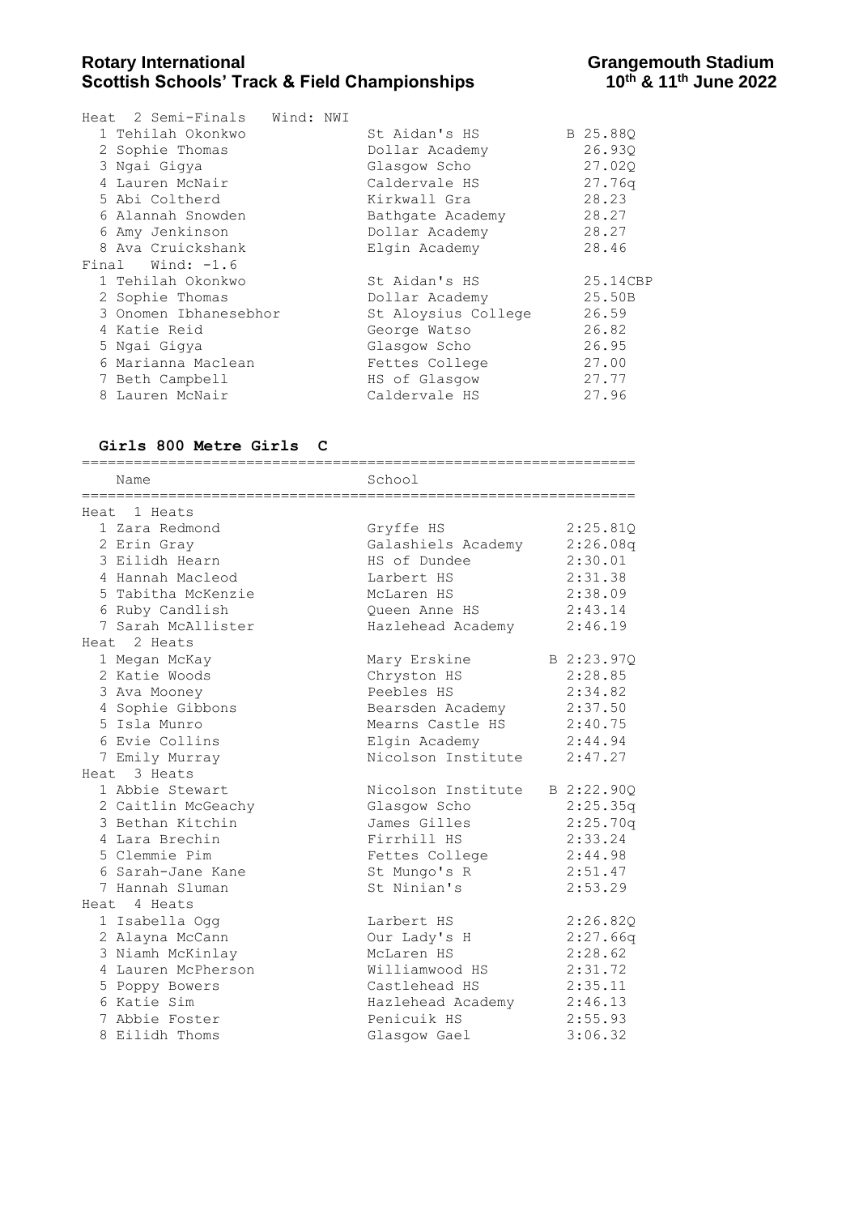Heat 2 Semi-Finals Wind: NWI

| Place | Name | School | Time |
|---|---|---|---|
| 1 | Tehilah Okonkwo | St Aidan's HS | B 25.88Q |
| 2 | Sophie Thomas | Dollar Academy | 26.93Q |
| 3 | Ngai Gigya | Glasgow Scho | 27.02Q |
| 4 | Lauren McNair | Caldervale HS | 27.76q |
| 5 | Abi Coltherd | Kirkwall Gra | 28.23 |
| 6 | Alannah Snowden | Bathgate Academy | 28.27 |
| 6 | Amy Jenkinson | Dollar Academy | 28.27 |
| 8 | Ava Cruickshank | Elgin Academy | 28.46 |

Final Wind: -1.6

| Place | Name | School | Time |
|---|---|---|---|
| 1 | Tehilah Okonkwo | St Aidan's HS | 25.14CBP |
| 2 | Sophie Thomas | Dollar Academy | 25.50B |
| 3 | Onomen Ibhanesebhor | St Aloysius College | 26.59 |
| 4 | Katie Reid | George Watso | 26.82 |
| 5 | Ngai Gigya | Glasgow Scho | 26.95 |
| 6 | Marianna Maclean | Fettes College | 27.00 |
| 7 | Beth Campbell | HS of Glasgow | 27.77 |
| 8 | Lauren McNair | Caldervale HS | 27.96 |

## Girls 800 Metre Girls C

| Place | Name | School | Time |
|---|---|---|---|
| **Heat 1 Heats** | | | |
| 1 | Zara Redmond | Gryffe HS | 2:25.81Q |
| 2 | Erin Gray | Galashiels Academy | 2:26.08q |
| 3 | Eilidh Hearn | HS of Dundee | 2:30.01 |
| 4 | Hannah Macleod | Larbert HS | 2:31.38 |
| 5 | Tabitha McKenzie | McLaren HS | 2:38.09 |
| 6 | Ruby Candlish | Queen Anne HS | 2:43.14 |
| 7 | Sarah McAllister | Hazlehead Academy | 2:46.19 |
| **Heat 2 Heats** | | | |
| 1 | Megan McKay | Mary Erskine | B 2:23.97Q |
| 2 | Katie Woods | Chryston HS | 2:28.85 |
| 3 | Ava Mooney | Peebles HS | 2:34.82 |
| 4 | Sophie Gibbons | Bearsden Academy | 2:37.50 |
| 5 | Isla Munro | Mearns Castle HS | 2:40.75 |
| 6 | Evie Collins | Elgin Academy | 2:44.94 |
| 7 | Emily Murray | Nicolson Institute | 2:47.27 |
| **Heat 3 Heats** | | | |
| 1 | Abbie Stewart | Nicolson Institute | B 2:22.90Q |
| 2 | Caitlin McGeachy | Glasgow Scho | 2:25.35q |
| 3 | Bethan Kitchin | James Gilles | 2:25.70q |
| 4 | Lara Brechin | Firrhill HS | 2:33.24 |
| 5 | Clemmie Pim | Fettes College | 2:44.98 |
| 6 | Sarah-Jane Kane | St Mungo's R | 2:51.47 |
| 7 | Hannah Sluman | St Ninian's | 2:53.29 |
| **Heat 4 Heats** | | | |
| 1 | Isabella Ogg | Larbert HS | 2:26.82Q |
| 2 | Alayna McCann | Our Lady's H | 2:27.66q |
| 3 | Niamh McKinlay | McLaren HS | 2:28.62 |
| 4 | Lauren McPherson | Williamwood HS | 2:31.72 |
| 5 | Poppy Bowers | Castlehead HS | 2:35.11 |
| 6 | Katie Sim | Hazlehead Academy | 2:46.13 |
| 7 | Abbie Foster | Penicuik HS | 2:55.93 |
| 8 | Eilidh Thoms | Glasgow Gael | 3:06.32 |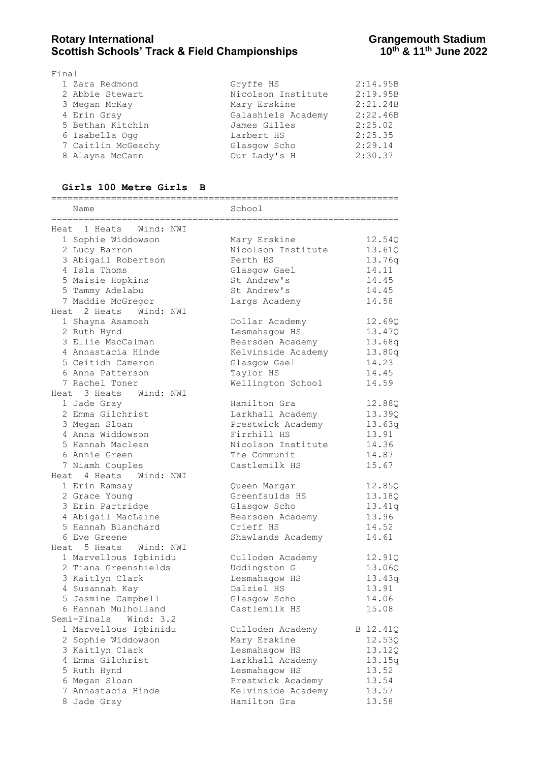Final

| Place | Name | School | Time |
|---|---|---|---|
| 1 | Zara Redmond | Gryffe HS | 2:14.95B |
| 2 | Abbie Stewart | Nicolson Institute | 2:19.95B |
| 3 | Megan McKay | Mary Erskine | 2:21.24B |
| 4 | Erin Gray | Galashiels Academy | 2:22.46B |
| 5 | Bethan Kitchin | James Gilles | 2:25.02 |
| 6 | Isabella Ogg | Larbert HS | 2:25.35 |
| 7 | Caitlin McGeachy | Glasgow Scho | 2:29.14 |
| 8 | Alayna McCann | Our Lady's H | 2:30.37 |

### Girls 100 Metre Girls B

| | Name | School | |
|---|---|---|---|
| **Heat 1 Heats Wind: NWI** | | | |
| 1 | Sophie Widdowson | Mary Erskine | 12.54Q |
| 2 | Lucy Barron | Nicolson Institute | 13.61Q |
| 3 | Abigail Robertson | Perth HS | 13.76q |
| 4 | Isla Thoms | Glasgow Gael | 14.11 |
| 5 | Maisie Hopkins | St Andrew's | 14.45 |
| 5 | Tammy Adelabu | St Andrew's | 14.45 |
| 7 | Maddie McGregor | Largs Academy | 14.58 |
| **Heat 2 Heats Wind: NWI** | | | |
| 1 | Shayna Asamoah | Dollar Academy | 12.69Q |
| 2 | Ruth Hynd | Lesmahagow HS | 13.47Q |
| 3 | Ellie MacCalman | Bearsden Academy | 13.68q |
| 4 | Annastacia Hinde | Kelvinside Academy | 13.80q |
| 5 | Ceitidh Cameron | Glasgow Gael | 14.23 |
| 6 | Anna Patterson | Taylor HS | 14.45 |
| 7 | Rachel Toner | Wellington School | 14.59 |
| **Heat 3 Heats Wind: NWI** | | | |
| 1 | Jade Gray | Hamilton Gra | 12.88Q |
| 2 | Emma Gilchrist | Larkhall Academy | 13.39Q |
| 3 | Megan Sloan | Prestwick Academy | 13.63q |
| 4 | Anna Widdowson | Firrhill HS | 13.91 |
| 5 | Hannah Maclean | Nicolson Institute | 14.36 |
| 6 | Annie Green | The Communit | 14.87 |
| 7 | Niamh Couples | Castlemilk HS | 15.67 |
| **Heat 4 Heats Wind: NWI** | | | |
| 1 | Erin Ramsay | Queen Margar | 12.85Q |
| 2 | Grace Young | Greenfaulds HS | 13.18Q |
| 3 | Erin Partridge | Glasgow Scho | 13.41q |
| 4 | Abigail MacLaine | Bearsden Academy | 13.96 |
| 5 | Hannah Blanchard | Crieff HS | 14.52 |
| 6 | Eve Greene | Shawlands Academy | 14.61 |
| **Heat 5 Heats Wind: NWI** | | | |
| 1 | Marvellous Igbinidu | Culloden Academy | 12.91Q |
| 2 | Tiana Greenshields | Uddingston G | 13.06Q |
| 3 | Kaitlyn Clark | Lesmahagow HS | 13.43q |
| 4 | Susannah Kay | Dalziel HS | 13.91 |
| 5 | Jasmine Campbell | Glasgow Scho | 14.06 |
| 6 | Hannah Mulholland | Castlemilk HS | 15.08 |
| **Semi-Finals Wind: 3.2** | | | |
| 1 | Marvellous Igbinidu | Culloden Academy | B 12.41Q |
| 2 | Sophie Widdowson | Mary Erskine | 12.53Q |
| 3 | Kaitlyn Clark | Lesmahagow HS | 13.12Q |
| 4 | Emma Gilchrist | Larkhall Academy | 13.15q |
| 5 | Ruth Hynd | Lesmahagow HS | 13.52 |
| 6 | Megan Sloan | Prestwick Academy | 13.54 |
| 7 | Annastacia Hinde | Kelvinside Academy | 13.57 |
| 8 | Jade Gray | Hamilton Gra | 13.58 |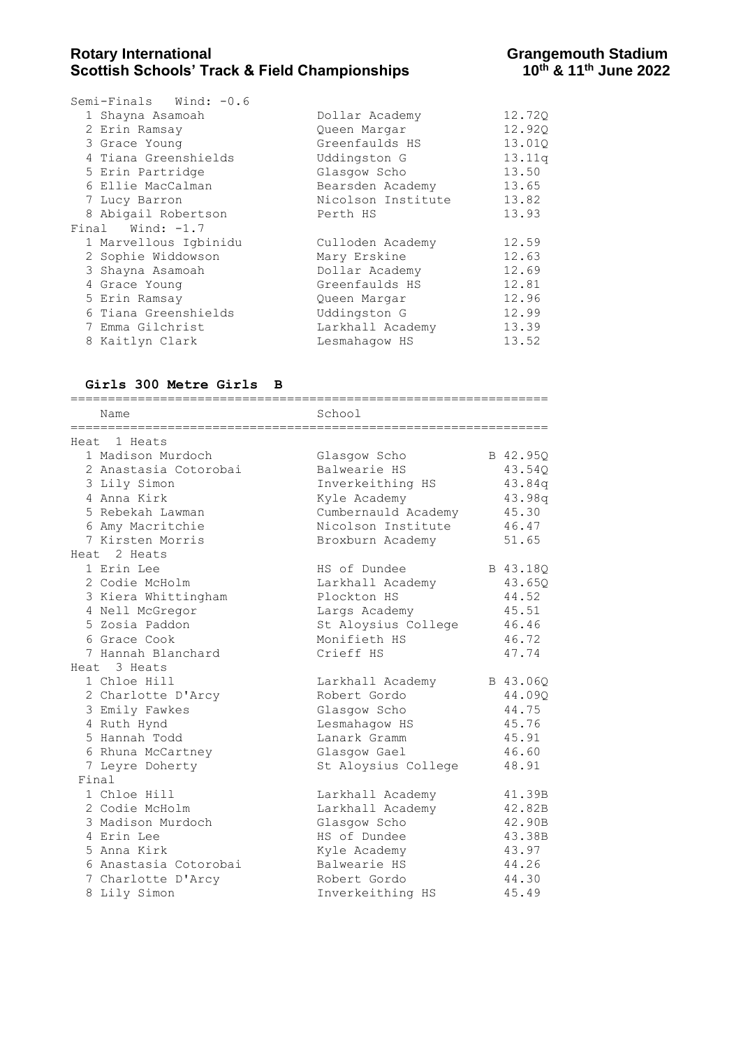Semi-Finals Wind: -0.6

| | Name | School | |
|---|---|---|---|
| 1 | Shayna Asamoah | Dollar Academy | 12.72Q |
| 2 | Erin Ramsay | Queen Margar | 12.92Q |
| 3 | Grace Young | Greenfaulds HS | 13.01Q |
| 4 | Tiana Greenshields | Uddingston G | 13.11q |
| 5 | Erin Partridge | Glasgow Scho | 13.50 |
| 6 | Ellie MacCalman | Bearsden Academy | 13.65 |
| 7 | Lucy Barron | Nicolson Institute | 13.82 |
| 8 | Abigail Robertson | Perth HS | 13.93 |

Final Wind: -1.7

| | Name | School | |
|---|---|---|---|
| 1 | Marvellous Igbinidu | Culloden Academy | 12.59 |
| 2 | Sophie Widdowson | Mary Erskine | 12.63 |
| 3 | Shayna Asamoah | Dollar Academy | 12.69 |
| 4 | Grace Young | Greenfaulds HS | 12.81 |
| 5 | Erin Ramsay | Queen Margar | 12.96 |
| 6 | Tiana Greenshields | Uddingston G | 12.99 |
| 7 | Emma Gilchrist | Larkhall Academy | 13.39 |
| 8 | Kaitlyn Clark | Lesmahagow HS | 13.52 |

### Girls 300 Metre Girls B

Heat 1 Heats

| | Name | School | |
|---|---|---|---|
| 1 | Madison Murdoch | Glasgow Scho | B 42.95Q |
| 2 | Anastasia Cotorobai | Balwearie HS | 43.54Q |
| 3 | Lily Simon | Inverkeithing HS | 43.84q |
| 4 | Anna Kirk | Kyle Academy | 43.98q |
| 5 | Rebekah Lawman | Cumbernauld Academy | 45.30 |
| 6 | Amy Macritchie | Nicolson Institute | 46.47 |
| 7 | Kirsten Morris | Broxburn Academy | 51.65 |

Heat 2 Heats

| | Name | School | |
|---|---|---|---|
| 1 | Erin Lee | HS of Dundee | B 43.18Q |
| 2 | Codie McHolm | Larkhall Academy | 43.65Q |
| 3 | Kiera Whittingham | Plockton HS | 44.52 |
| 4 | Nell McGregor | Largs Academy | 45.51 |
| 5 | Zosia Paddon | St Aloysius College | 46.46 |
| 6 | Grace Cook | Monifieth HS | 46.72 |
| 7 | Hannah Blanchard | Crieff HS | 47.74 |

Heat 3 Heats

| | Name | School | |
|---|---|---|---|
| 1 | Chloe Hill | Larkhall Academy | B 43.06Q |
| 2 | Charlotte D'Arcy | Robert Gordo | 44.09Q |
| 3 | Emily Fawkes | Glasgow Scho | 44.75 |
| 4 | Ruth Hynd | Lesmahagow HS | 45.76 |
| 5 | Hannah Todd | Lanark Gramm | 45.91 |
| 6 | Rhuna McCartney | Glasgow Gael | 46.60 |
| 7 | Leyre Doherty | St Aloysius College | 48.91 |

Final

| | Name | School | |
|---|---|---|---|
| 1 | Chloe Hill | Larkhall Academy | 41.39B |
| 2 | Codie McHolm | Larkhall Academy | 42.82B |
| 3 | Madison Murdoch | Glasgow Scho | 42.90B |
| 4 | Erin Lee | HS of Dundee | 43.38B |
| 5 | Anna Kirk | Kyle Academy | 43.97 |
| 6 | Anastasia Cotorobai | Balwearie HS | 44.26 |
| 7 | Charlotte D'Arcy | Robert Gordo | 44.30 |
| 8 | Lily Simon | Inverkeithing HS | 45.49 |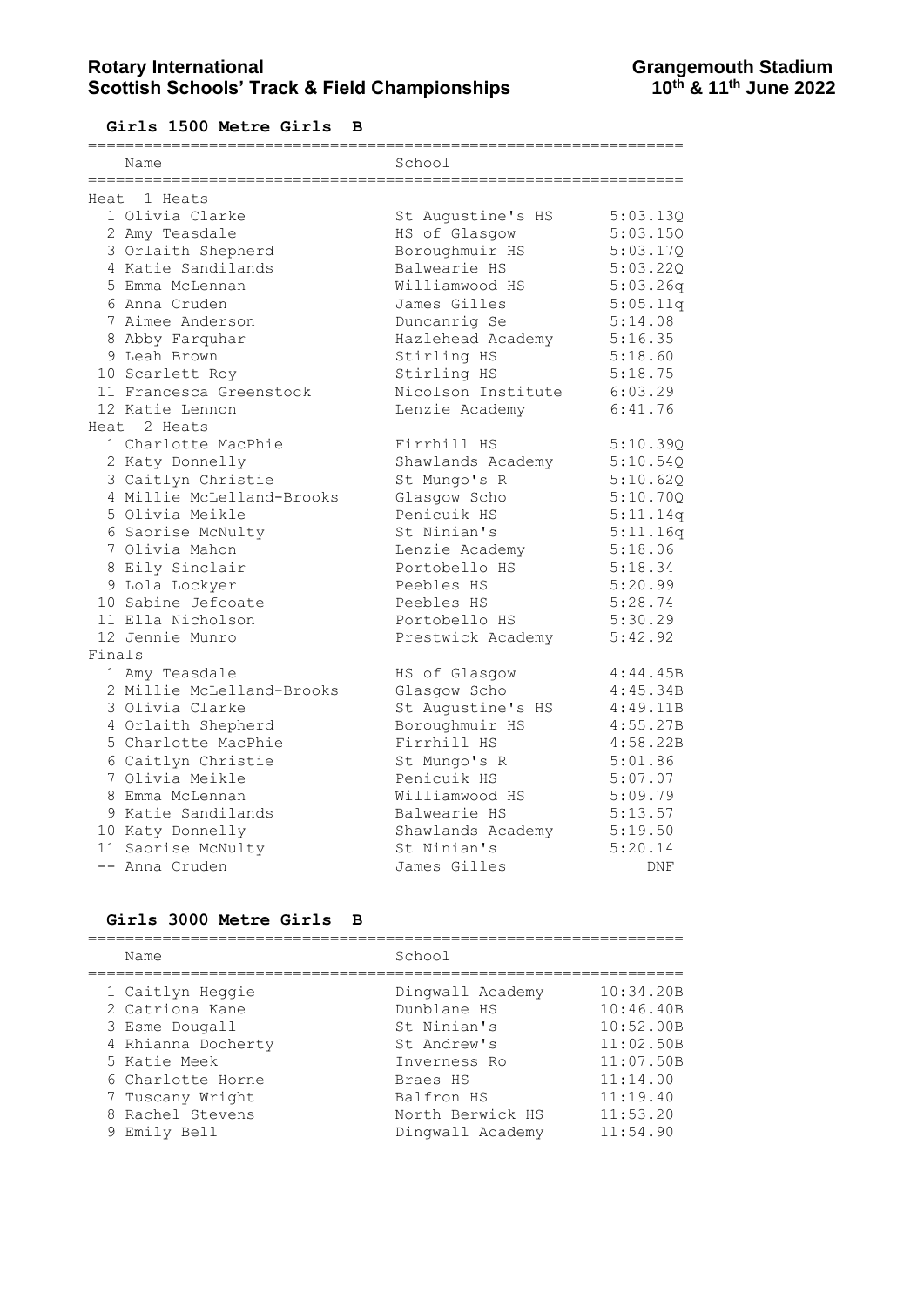# Rotary International Scottish Schools' Track & Field Championships

**Grangemouth Stadium 10th & 11th June 2022**

## Girls 1500 Metre Girls B

| | Name | School | |
|---|---|---|---|
| **Heat 1 Heats** | | | |
| 1 | Olivia Clarke | St Augustine's HS | 5:03.13Q |
| 2 | Amy Teasdale | HS of Glasgow | 5:03.15Q |
| 3 | Orlaith Shepherd | Boroughmuir HS | 5:03.17Q |
| 4 | Katie Sandilands | Balwearie HS | 5:03.22Q |
| 5 | Emma McLennan | Williamwood HS | 5:03.26q |
| 6 | Anna Cruden | James Gilles | 5:05.11q |
| 7 | Aimee Anderson | Duncanrig Se | 5:14.08 |
| 8 | Abby Farquhar | Hazlehead Academy | 5:16.35 |
| 9 | Leah Brown | Stirling HS | 5:18.60 |
| 10 | Scarlett Roy | Stirling HS | 5:18.75 |
| 11 | Francesca Greenstock | Nicolson Institute | 6:03.29 |
| 12 | Katie Lennon | Lenzie Academy | 6:41.76 |
| **Heat 2 Heats** | | | |
| 1 | Charlotte MacPhie | Firrhill HS | 5:10.39Q |
| 2 | Katy Donnelly | Shawlands Academy | 5:10.54Q |
| 3 | Caitlyn Christie | St Mungo's R | 5:10.62Q |
| 4 | Millie McLelland-Brooks | Glasgow Scho | 5:10.70Q |
| 5 | Olivia Meikle | Penicuik HS | 5:11.14q |
| 6 | Saorise McNulty | St Ninian's | 5:11.16q |
| 7 | Olivia Mahon | Lenzie Academy | 5:18.06 |
| 8 | Eily Sinclair | Portobello HS | 5:18.34 |
| 9 | Lola Lockyer | Peebles HS | 5:20.99 |
| 10 | Sabine Jefcoate | Peebles HS | 5:28.74 |
| 11 | Ella Nicholson | Portobello HS | 5:30.29 |
| 12 | Jennie Munro | Prestwick Academy | 5:42.92 |
| **Finals** | | | |
| 1 | Amy Teasdale | HS of Glasgow | 4:44.45B |
| 2 | Millie McLelland-Brooks | Glasgow Scho | 4:45.34B |
| 3 | Olivia Clarke | St Augustine's HS | 4:49.11B |
| 4 | Orlaith Shepherd | Boroughmuir HS | 4:55.27B |
| 5 | Charlotte MacPhie | Firrhill HS | 4:58.22B |
| 6 | Caitlyn Christie | St Mungo's R | 5:01.86 |
| 7 | Olivia Meikle | Penicuik HS | 5:07.07 |
| 8 | Emma McLennan | Williamwood HS | 5:09.79 |
| 9 | Katie Sandilands | Balwearie HS | 5:13.57 |
| 10 | Katy Donnelly | Shawlands Academy | 5:19.50 |
| 11 | Saorise McNulty | St Ninian's | 5:20.14 |
| -- | Anna Cruden | James Gilles | DNF |

## Girls 3000 Metre Girls B

| | Name | School | |
|---|---|---|---|
| 1 | Caitlyn Heggie | Dingwall Academy | 10:34.20B |
| 2 | Catriona Kane | Dunblane HS | 10:46.40B |
| 3 | Esme Dougall | St Ninian's | 10:52.00B |
| 4 | Rhianna Docherty | St Andrew's | 11:02.50B |
| 5 | Katie Meek | Inverness Ro | 11:07.50B |
| 6 | Charlotte Horne | Braes HS | 11:14.00 |
| 7 | Tuscany Wright | Balfron HS | 11:19.40 |
| 8 | Rachel Stevens | North Berwick HS | 11:53.20 |
| 9 | Emily Bell | Dingwall Academy | 11:54.90 |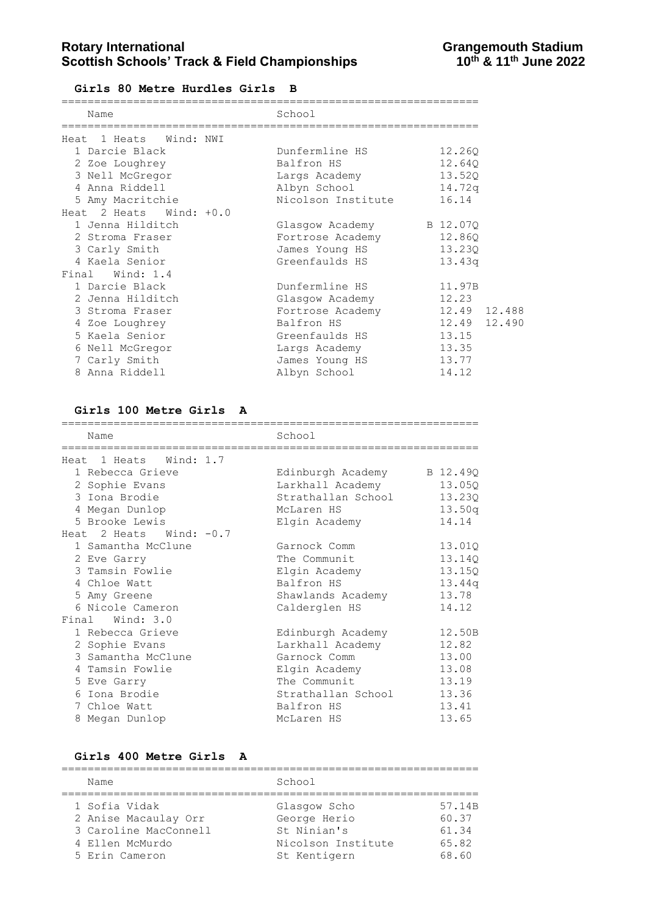## Girls 80 Metre Hurdles Girls B

| Name | School | | |
|---|---|---|---|
| **Heat 1 Heats Wind: NWI** | | | |
| 1 Darcie Black | Dunfermline HS | 12.26Q | |
| 2 Zoe Loughrey | Balfron HS | 12.64Q | |
| 3 Nell McGregor | Largs Academy | 13.52Q | |
| 4 Anna Riddell | Albyn School | 14.72q | |
| 5 Amy Macritchie | Nicolson Institute | 16.14 | |
| **Heat 2 Heats Wind: +0.0** | | | |
| 1 Jenna Hilditch | Glasgow Academy | B 12.07Q | |
| 2 Stroma Fraser | Fortrose Academy | 12.86Q | |
| 3 Carly Smith | James Young HS | 13.23Q | |
| 4 Kaela Senior | Greenfaulds HS | 13.43q | |
| **Final Wind: 1.4** | | | |
| 1 Darcie Black | Dunfermline HS | 11.97B | |
| 2 Jenna Hilditch | Glasgow Academy | 12.23 | |
| 3 Stroma Fraser | Fortrose Academy | 12.49 | 12.488 |
| 4 Zoe Loughrey | Balfron HS | 12.49 | 12.490 |
| 5 Kaela Senior | Greenfaulds HS | 13.15 | |
| 6 Nell McGregor | Largs Academy | 13.35 | |
| 7 Carly Smith | James Young HS | 13.77 | |
| 8 Anna Riddell | Albyn School | 14.12 | |

## Girls 100 Metre Girls A

| Name | School | |
|---|---|---|
| **Heat 1 Heats Wind: 1.7** | | |
| 1 Rebecca Grieve | Edinburgh Academy | B 12.49Q |
| 2 Sophie Evans | Larkhall Academy | 13.05Q |
| 3 Iona Brodie | Strathallan School | 13.23Q |
| 4 Megan Dunlop | McLaren HS | 13.50q |
| 5 Brooke Lewis | Elgin Academy | 14.14 |
| **Heat 2 Heats Wind: -0.7** | | |
| 1 Samantha McClune | Garnock Comm | 13.01Q |
| 2 Eve Garry | The Communit | 13.14Q |
| 3 Tamsin Fowlie | Elgin Academy | 13.15Q |
| 4 Chloe Watt | Balfron HS | 13.44q |
| 5 Amy Greene | Shawlands Academy | 13.78 |
| 6 Nicole Cameron | Calderglen HS | 14.12 |
| **Final Wind: 3.0** | | |
| 1 Rebecca Grieve | Edinburgh Academy | 12.50B |
| 2 Sophie Evans | Larkhall Academy | 12.82 |
| 3 Samantha McClune | Garnock Comm | 13.00 |
| 4 Tamsin Fowlie | Elgin Academy | 13.08 |
| 5 Eve Garry | The Communit | 13.19 |
| 6 Iona Brodie | Strathallan School | 13.36 |
| 7 Chloe Watt | Balfron HS | 13.41 |
| 8 Megan Dunlop | McLaren HS | 13.65 |

## Girls 400 Metre Girls A

| Name | School | |
|---|---|---|
| 1 Sofia Vidak | Glasgow Scho | 57.14B |
| 2 Anise Macaulay Orr | George Herio | 60.37 |
| 3 Caroline MacConnell | St Ninian's | 61.34 |
| 4 Ellen McMurdo | Nicolson Institute | 65.82 |
| 5 Erin Cameron | St Kentigern | 68.60 |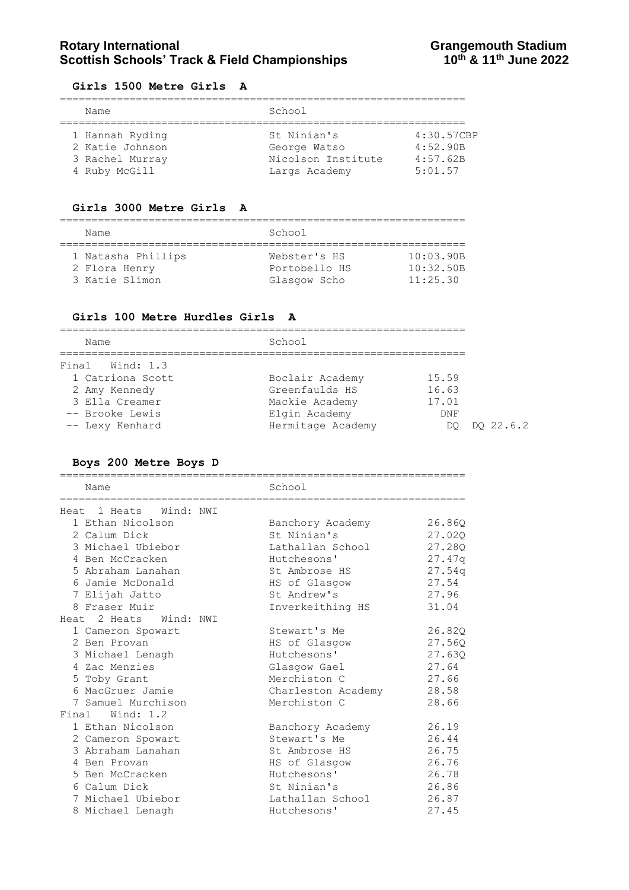## Girls 1500 Metre Girls A

| Place | Name | School | Time |
|---|---|---|---|
| 1 | Hannah Ryding | St Ninian's | 4:30.57CBP |
| 2 | Katie Johnson | George Watso | 4:52.90B |
| 3 | Rachel Murray | Nicolson Institute | 4:57.62B |
| 4 | Ruby McGill | Largs Academy | 5:01.57 |

## Girls 3000 Metre Girls A

| Place | Name | School | Time |
|---|---|---|---|
| 1 | Natasha Phillips | Webster's HS | 10:03.90B |
| 2 | Flora Henry | Portobello HS | 10:32.50B |
| 3 | Katie Slimon | Glasgow Scho | 11:25.30 |

## Girls 100 Metre Hurdles Girls A

Final Wind: 1.3

| Place | Name | School | Time | |
|---|---|---|---|---|
| 1 | Catriona Scott | Boclair Academy | 15.59 | |
| 2 | Amy Kennedy | Greenfaulds HS | 16.63 | |
| 3 | Ella Creamer | Mackie Academy | 17.01 | |
| -- | Brooke Lewis | Elgin Academy | DNF | |
| -- | Lexy Kenhard | Hermitage Academy | DQ | DQ 22.6.2 |

## Boys 200 Metre Boys D

Heat 1 Heats Wind: NWI

| Place | Name | School | Time |
|---|---|---|---|
| 1 | Ethan Nicolson | Banchory Academy | 26.86Q |
| 2 | Calum Dick | St Ninian's | 27.02Q |
| 3 | Michael Ubiebor | Lathallan School | 27.28Q |
| 4 | Ben McCracken | Hutchesons' | 27.47q |
| 5 | Abraham Lanahan | St Ambrose HS | 27.54q |
| 6 | Jamie McDonald | HS of Glasgow | 27.54 |
| 7 | Elijah Jatto | St Andrew's | 27.96 |
| 8 | Fraser Muir | Inverkeithing HS | 31.04 |

Heat 2 Heats Wind: NWI

| Place | Name | School | Time |
|---|---|---|---|
| 1 | Cameron Spowart | Stewart's Me | 26.82Q |
| 2 | Ben Provan | HS of Glasgow | 27.56Q |
| 3 | Michael Lenagh | Hutchesons' | 27.63Q |
| 4 | Zac Menzies | Glasgow Gael | 27.64 |
| 5 | Toby Grant | Merchiston C | 27.66 |
| 6 | MacGruer Jamie | Charleston Academy | 28.58 |
| 7 | Samuel Murchison | Merchiston C | 28.66 |

Final Wind: 1.2

| Place | Name | School | Time |
|---|---|---|---|
| 1 | Ethan Nicolson | Banchory Academy | 26.19 |
| 2 | Cameron Spowart | Stewart's Me | 26.44 |
| 3 | Abraham Lanahan | St Ambrose HS | 26.75 |
| 4 | Ben Provan | HS of Glasgow | 26.76 |
| 5 | Ben McCracken | Hutchesons' | 26.78 |
| 6 | Calum Dick | St Ninian's | 26.86 |
| 7 | Michael Ubiebor | Lathallan School | 26.87 |
| 8 | Michael Lenagh | Hutchesons' | 27.45 |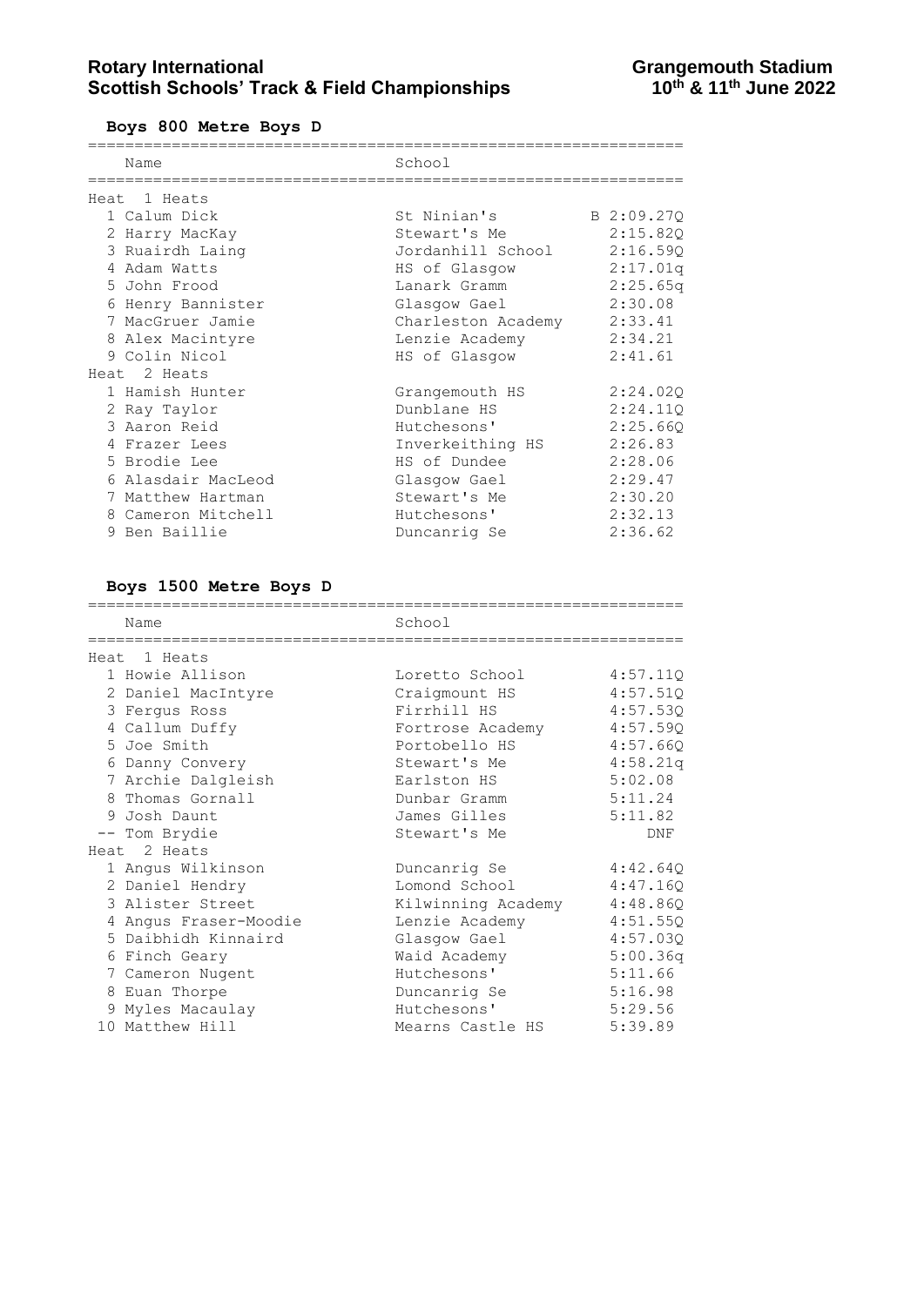## Boys 800 Metre Boys D

| Name | School | |
|---|---|---|
| **Heat 1 Heats** | | |
| 1 Calum Dick | St Ninian's | B 2:09.27Q |
| 2 Harry MacKay | Stewart's Me | 2:15.82Q |
| 3 Ruairdh Laing | Jordanhill School | 2:16.59Q |
| 4 Adam Watts | HS of Glasgow | 2:17.01q |
| 5 John Frood | Lanark Gramm | 2:25.65q |
| 6 Henry Bannister | Glasgow Gael | 2:30.08 |
| 7 MacGruer Jamie | Charleston Academy | 2:33.41 |
| 8 Alex Macintyre | Lenzie Academy | 2:34.21 |
| 9 Colin Nicol | HS of Glasgow | 2:41.61 |
| **Heat 2 Heats** | | |
| 1 Hamish Hunter | Grangemouth HS | 2:24.02Q |
| 2 Ray Taylor | Dunblane HS | 2:24.11Q |
| 3 Aaron Reid | Hutchesons' | 2:25.66Q |
| 4 Frazer Lees | Inverkeithing HS | 2:26.83 |
| 5 Brodie Lee | HS of Dundee | 2:28.06 |
| 6 Alasdair MacLeod | Glasgow Gael | 2:29.47 |
| 7 Matthew Hartman | Stewart's Me | 2:30.20 |
| 8 Cameron Mitchell | Hutchesons' | 2:32.13 |
| 9 Ben Baillie | Duncanrig Se | 2:36.62 |

## Boys 1500 Metre Boys D

| Name | School | |
|---|---|---|
| **Heat 1 Heats** | | |
| 1 Howie Allison | Loretto School | 4:57.11Q |
| 2 Daniel MacIntyre | Craigmount HS | 4:57.51Q |
| 3 Fergus Ross | Firrhill HS | 4:57.53Q |
| 4 Callum Duffy | Fortrose Academy | 4:57.59Q |
| 5 Joe Smith | Portobello HS | 4:57.66Q |
| 6 Danny Convery | Stewart's Me | 4:58.21q |
| 7 Archie Dalgleish | Earlston HS | 5:02.08 |
| 8 Thomas Gornall | Dunbar Gramm | 5:11.24 |
| 9 Josh Daunt | James Gilles | 5:11.82 |
| -- Tom Brydie | Stewart's Me | DNF |
| **Heat 2 Heats** | | |
| 1 Angus Wilkinson | Duncanrig Se | 4:42.64Q |
| 2 Daniel Hendry | Lomond School | 4:47.16Q |
| 3 Alister Street | Kilwinning Academy | 4:48.86Q |
| 4 Angus Fraser-Moodie | Lenzie Academy | 4:51.55Q |
| 5 Daibhidh Kinnaird | Glasgow Gael | 4:57.03Q |
| 6 Finch Geary | Waid Academy | 5:00.36q |
| 7 Cameron Nugent | Hutchesons' | 5:11.66 |
| 8 Euan Thorpe | Duncanrig Se | 5:16.98 |
| 9 Myles Macaulay | Hutchesons' | 5:29.56 |
| 10 Matthew Hill | Mearns Castle HS | 5:39.89 |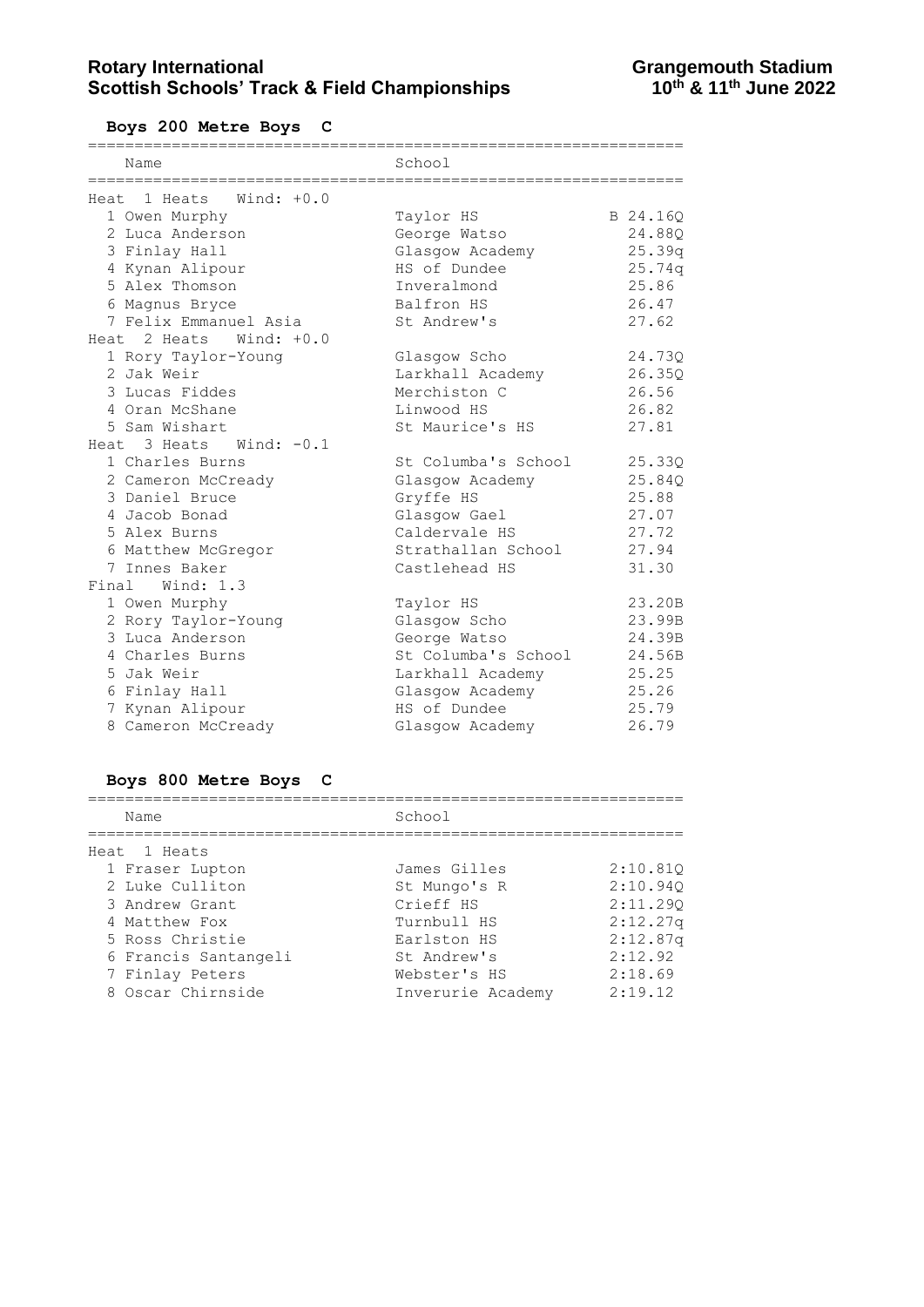# Rotary International Scottish Schools' Track & Field Championships

**Grangemouth Stadium 10th & 11th June 2022**

## Boys 200 Metre Boys C

| | Name | School | |
|---|---|---|---|
| **Heat 1 Heats Wind: +0.0** | | | |
| 1 | Owen Murphy | Taylor HS | B 24.16Q |
| 2 | Luca Anderson | George Watso | 24.88Q |
| 3 | Finlay Hall | Glasgow Academy | 25.39q |
| 4 | Kynan Alipour | HS of Dundee | 25.74q |
| 5 | Alex Thomson | Inveralmond | 25.86 |
| 6 | Magnus Bryce | Balfron HS | 26.47 |
| 7 | Felix Emmanuel Asia | St Andrew's | 27.62 |
| **Heat 2 Heats Wind: +0.0** | | | |
| 1 | Rory Taylor-Young | Glasgow Scho | 24.73Q |
| 2 | Jak Weir | Larkhall Academy | 26.35Q |
| 3 | Lucas Fiddes | Merchiston C | 26.56 |
| 4 | Oran McShane | Linwood HS | 26.82 |
| 5 | Sam Wishart | St Maurice's HS | 27.81 |
| **Heat 3 Heats Wind: -0.1** | | | |
| 1 | Charles Burns | St Columba's School | 25.33Q |
| 2 | Cameron McCready | Glasgow Academy | 25.84Q |
| 3 | Daniel Bruce | Gryffe HS | 25.88 |
| 4 | Jacob Bonad | Glasgow Gael | 27.07 |
| 5 | Alex Burns | Caldervale HS | 27.72 |
| 6 | Matthew McGregor | Strathallan School | 27.94 |
| 7 | Innes Baker | Castlehead HS | 31.30 |
| **Final Wind: 1.3** | | | |
| 1 | Owen Murphy | Taylor HS | 23.20B |
| 2 | Rory Taylor-Young | Glasgow Scho | 23.99B |
| 3 | Luca Anderson | George Watso | 24.39B |
| 4 | Charles Burns | St Columba's School | 24.56B |
| 5 | Jak Weir | Larkhall Academy | 25.25 |
| 6 | Finlay Hall | Glasgow Academy | 25.26 |
| 7 | Kynan Alipour | HS of Dundee | 25.79 |
| 8 | Cameron McCready | Glasgow Academy | 26.79 |

## Boys 800 Metre Boys C

| | Name | School | |
|---|---|---|---|
| **Heat 1 Heats** | | | |
| 1 | Fraser Lupton | James Gilles | 2:10.81Q |
| 2 | Luke Culliton | St Mungo's R | 2:10.94Q |
| 3 | Andrew Grant | Crieff HS | 2:11.29Q |
| 4 | Matthew Fox | Turnbull HS | 2:12.27q |
| 5 | Ross Christie | Earlston HS | 2:12.87q |
| 6 | Francis Santangeli | St Andrew's | 2:12.92 |
| 7 | Finlay Peters | Webster's HS | 2:18.69 |
| 8 | Oscar Chirnside | Inverurie Academy | 2:19.12 |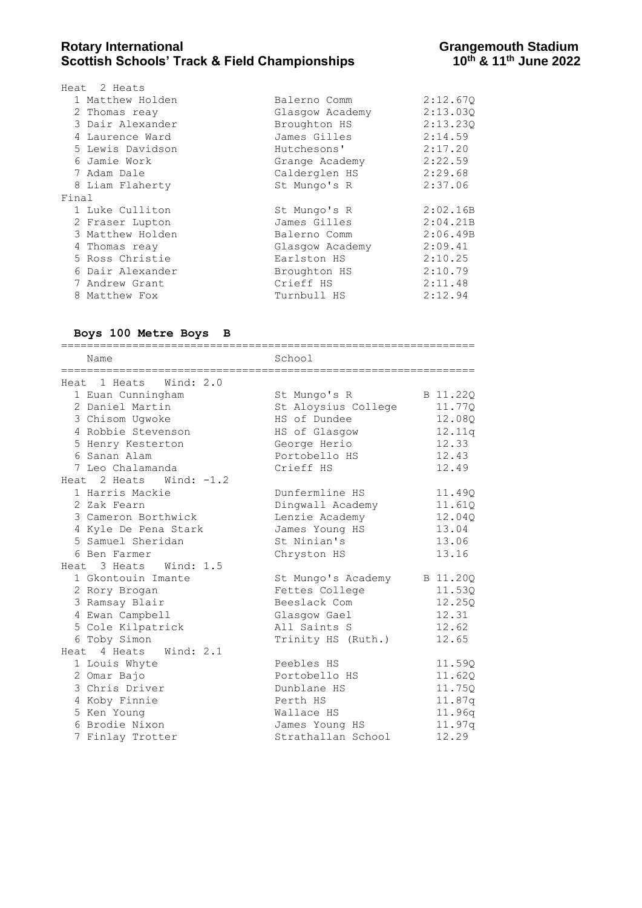Heat 2 Heats

| | Name | School | Time |
|---|---|---|---|
| 1 | Matthew Holden | Balerno Comm | 2:12.67Q |
| 2 | Thomas reay | Glasgow Academy | 2:13.03Q |
| 3 | Dair Alexander | Broughton HS | 2:13.23Q |
| 4 | Laurence Ward | James Gilles | 2:14.59 |
| 5 | Lewis Davidson | Hutchesons' | 2:17.20 |
| 6 | Jamie Work | Grange Academy | 2:22.59 |
| 7 | Adam Dale | Calderglen HS | 2:29.68 |
| 8 | Liam Flaherty | St Mungo's R | 2:37.06 |

Final

| | Name | School | Time |
|---|---|---|---|
| 1 | Luke Culliton | St Mungo's R | 2:02.16B |
| 2 | Fraser Lupton | James Gilles | 2:04.21B |
| 3 | Matthew Holden | Balerno Comm | 2:06.49B |
| 4 | Thomas reay | Glasgow Academy | 2:09.41 |
| 5 | Ross Christie | Earlston HS | 2:10.25 |
| 6 | Dair Alexander | Broughton HS | 2:10.79 |
| 7 | Andrew Grant | Crieff HS | 2:11.48 |
| 8 | Matthew Fox | Turnbull HS | 2:12.94 |

### Boys 100 Metre Boys B

| | Name | School | | Time |
|---|---|---|---|---|
| **Heat 1 Heats Wind: 2.0** | | | | |
| 1 | Euan Cunningham | St Mungo's R | B | 11.22Q |
| 2 | Daniel Martin | St Aloysius College | | 11.77Q |
| 3 | Chisom Ugwoke | HS of Dundee | | 12.08Q |
| 4 | Robbie Stevenson | HS of Glasgow | | 12.11q |
| 5 | Henry Kesterton | George Herio | | 12.33 |
| 6 | Sanan Alam | Portobello HS | | 12.43 |
| 7 | Leo Chalamanda | Crieff HS | | 12.49 |
| **Heat 2 Heats Wind: -1.2** | | | | |
| 1 | Harris Mackie | Dunfermline HS | | 11.49Q |
| 2 | Zak Fearn | Dingwall Academy | | 11.61Q |
| 3 | Cameron Borthwick | Lenzie Academy | | 12.04Q |
| 4 | Kyle De Pena Stark | James Young HS | | 13.04 |
| 5 | Samuel Sheridan | St Ninian's | | 13.06 |
| 6 | Ben Farmer | Chryston HS | | 13.16 |
| **Heat 3 Heats Wind: 1.5** | | | | |
| 1 | Gkontouin Imante | St Mungo's Academy | B | 11.20Q |
| 2 | Rory Brogan | Fettes College | | 11.53Q |
| 3 | Ramsay Blair | Beeslack Com | | 12.25Q |
| 4 | Ewan Campbell | Glasgow Gael | | 12.31 |
| 5 | Cole Kilpatrick | All Saints S | | 12.62 |
| 6 | Toby Simon | Trinity HS (Ruth.) | | 12.65 |
| **Heat 4 Heats Wind: 2.1** | | | | |
| 1 | Louis Whyte | Peebles HS | | 11.59Q |
| 2 | Omar Bajo | Portobello HS | | 11.62Q |
| 3 | Chris Driver | Dunblane HS | | 11.75Q |
| 4 | Koby Finnie | Perth HS | | 11.87q |
| 5 | Ken Young | Wallace HS | | 11.96q |
| 6 | Brodie Nixon | James Young HS | | 11.97q |
| 7 | Finlay Trotter | Strathallan School | | 12.29 |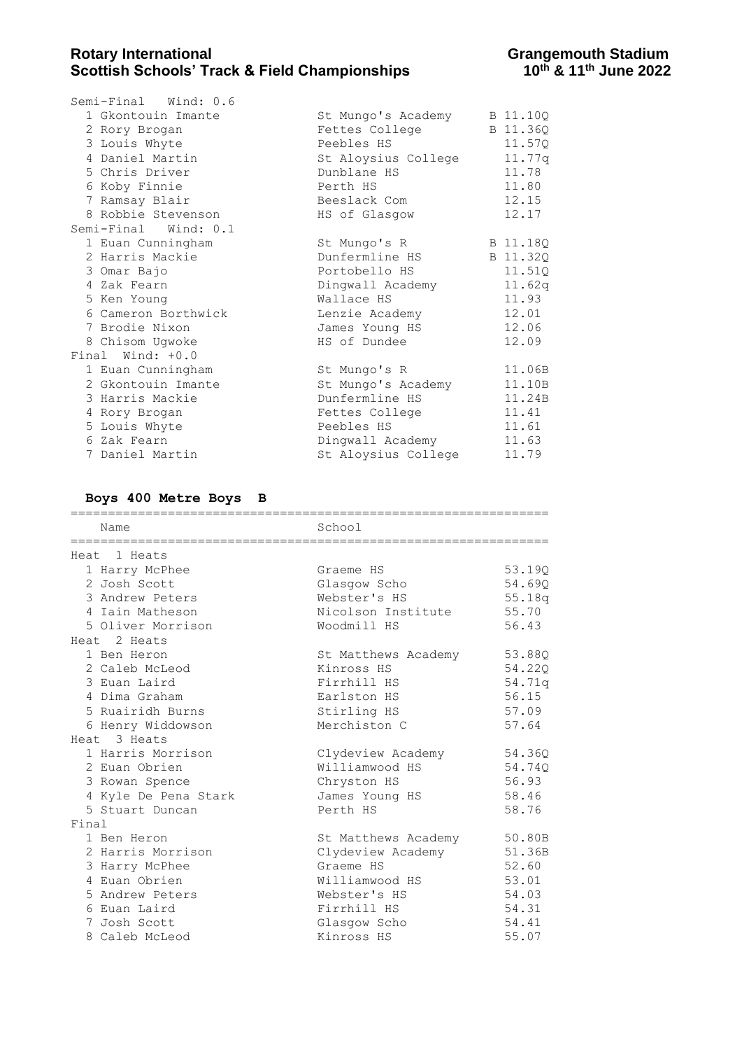| Semi-Final Wind: 0.6 | | |
|---|---|---|
| 1 Gkontouin Imante | St Mungo's Academy | B 11.10Q |
| 2 Rory Brogan | Fettes College | B 11.36Q |
| 3 Louis Whyte | Peebles HS | 11.57Q |
| 4 Daniel Martin | St Aloysius College | 11.77q |
| 5 Chris Driver | Dunblane HS | 11.78 |
| 6 Koby Finnie | Perth HS | 11.80 |
| 7 Ramsay Blair | Beeslack Com | 12.15 |
| 8 Robbie Stevenson | HS of Glasgow | 12.17 |
| Semi-Final Wind: 0.1 | | |
| 1 Euan Cunningham | St Mungo's R | B 11.18Q |
| 2 Harris Mackie | Dunfermline HS | B 11.32Q |
| 3 Omar Bajo | Portobello HS | 11.51Q |
| 4 Zak Fearn | Dingwall Academy | 11.62q |
| 5 Ken Young | Wallace HS | 11.93 |
| 6 Cameron Borthwick | Lenzie Academy | 12.01 |
| 7 Brodie Nixon | James Young HS | 12.06 |
| 8 Chisom Ugwoke | HS of Dundee | 12.09 |
| Final Wind: +0.0 | | |
| 1 Euan Cunningham | St Mungo's R | 11.06B |
| 2 Gkontouin Imante | St Mungo's Academy | 11.10B |
| 3 Harris Mackie | Dunfermline HS | 11.24B |
| 4 Rory Brogan | Fettes College | 11.41 |
| 5 Louis Whyte | Peebles HS | 11.61 |
| 6 Zak Fearn | Dingwall Academy | 11.63 |
| 7 Daniel Martin | St Aloysius College | 11.79 |

### Boys 400 Metre Boys B

| Name | School | |
|---|---|---|
| Heat 1 Heats | | |
| 1 Harry McPhee | Graeme HS | 53.19Q |
| 2 Josh Scott | Glasgow Scho | 54.69Q |
| 3 Andrew Peters | Webster's HS | 55.18q |
| 4 Iain Matheson | Nicolson Institute | 55.70 |
| 5 Oliver Morrison | Woodmill HS | 56.43 |
| Heat 2 Heats | | |
| 1 Ben Heron | St Matthews Academy | 53.88Q |
| 2 Caleb McLeod | Kinross HS | 54.22Q |
| 3 Euan Laird | Firrhill HS | 54.71q |
| 4 Dima Graham | Earlston HS | 56.15 |
| 5 Ruairidh Burns | Stirling HS | 57.09 |
| 6 Henry Widdowson | Merchiston C | 57.64 |
| Heat 3 Heats | | |
| 1 Harris Morrison | Clydeview Academy | 54.36Q |
| 2 Euan Obrien | Williamwood HS | 54.74Q |
| 3 Rowan Spence | Chryston HS | 56.93 |
| 4 Kyle De Pena Stark | James Young HS | 58.46 |
| 5 Stuart Duncan | Perth HS | 58.76 |
| Final | | |
| 1 Ben Heron | St Matthews Academy | 50.80B |
| 2 Harris Morrison | Clydeview Academy | 51.36B |
| 3 Harry McPhee | Graeme HS | 52.60 |
| 4 Euan Obrien | Williamwood HS | 53.01 |
| 5 Andrew Peters | Webster's HS | 54.03 |
| 6 Euan Laird | Firrhill HS | 54.31 |
| 7 Josh Scott | Glasgow Scho | 54.41 |
| 8 Caleb McLeod | Kinross HS | 55.07 |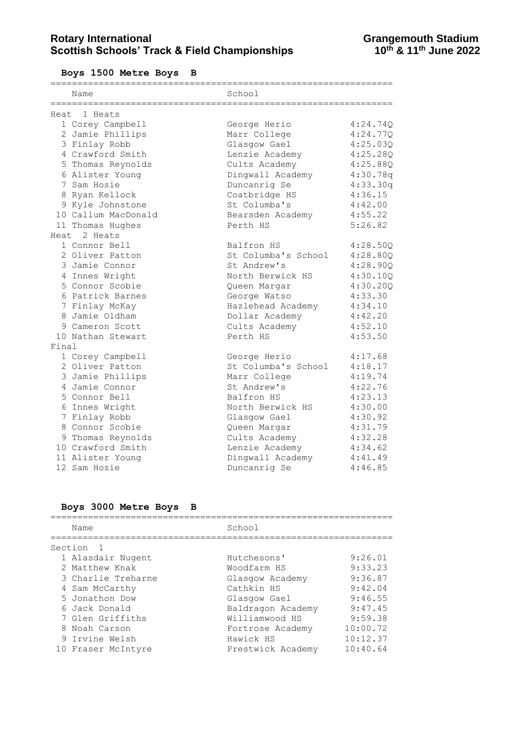**Rotary International Scottish Schools' Track & Field Championships**
**Grangemouth Stadium 10th & 11th June 2022**

### Boys 1500 Metre Boys B

| | Name | School | |
|---|---|---|---|
| **Heat 1 Heats** | | | |
| 1 | Corey Campbell | George Herio | 4:24.74Q |
| 2 | Jamie Phillips | Marr College | 4:24.77Q |
| 3 | Finlay Robb | Glasgow Gael | 4:25.03Q |
| 4 | Crawford Smith | Lenzie Academy | 4:25.28Q |
| 5 | Thomas Reynolds | Cults Academy | 4:25.88Q |
| 6 | Alister Young | Dingwall Academy | 4:30.78q |
| 7 | Sam Hosie | Duncanrig Se | 4:33.30q |
| 8 | Ryan Kellock | Coatbridge HS | 4:36.15 |
| 9 | Kyle Johnstone | St Columba's | 4:42.00 |
| 10 | Callum MacDonald | Bearsden Academy | 4:55.22 |
| 11 | Thomas Hughes | Perth HS | 5:26.82 |
| **Heat 2 Heats** | | | |
| 1 | Connor Bell | Balfron HS | 4:28.50Q |
| 2 | Oliver Patton | St Columba's School | 4:28.80Q |
| 3 | Jamie Connor | St Andrew's | 4:28.90Q |
| 4 | Innes Wright | North Berwick HS | 4:30.10Q |
| 5 | Connor Scobie | Queen Margar | 4:30.20Q |
| 6 | Patrick Barnes | George Watso | 4:33.30 |
| 7 | Finlay McKay | Hazlehead Academy | 4:34.10 |
| 8 | Jamie Oldham | Dollar Academy | 4:42.20 |
| 9 | Cameron Scott | Cults Academy | 4:52.10 |
| 10 | Nathan Stewart | Perth HS | 4:53.50 |
| **Final** | | | |
| 1 | Corey Campbell | George Herio | 4:17.68 |
| 2 | Oliver Patton | St Columba's School | 4:18.17 |
| 3 | Jamie Phillips | Marr College | 4:19.74 |
| 4 | Jamie Connor | St Andrew's | 4:22.76 |
| 5 | Connor Bell | Balfron HS | 4:23.13 |
| 6 | Innes Wright | North Berwick HS | 4:30.00 |
| 7 | Finlay Robb | Glasgow Gael | 4:30.92 |
| 8 | Connor Scobie | Queen Margar | 4:31.79 |
| 9 | Thomas Reynolds | Cults Academy | 4:32.28 |
| 10 | Crawford Smith | Lenzie Academy | 4:34.62 |
| 11 | Alister Young | Dingwall Academy | 4:41.49 |
| 12 | Sam Hosie | Duncanrig Se | 4:46.85 |

### Boys 3000 Metre Boys B

| | Name | School | |
|---|---|---|---|
| **Section 1** | | | |
| 1 | Alasdair Nugent | Hutchesons' | 9:26.01 |
| 2 | Matthew Knak | Woodfarm HS | 9:33.23 |
| 3 | Charlie Treharne | Glasgow Academy | 9:36.87 |
| 4 | Sam McCarthy | Cathkin HS | 9:42.04 |
| 5 | Jonathon Dow | Glasgow Gael | 9:46.55 |
| 6 | Jack Donald | Baldragon Academy | 9:47.45 |
| 7 | Glen Griffiths | Williamwood HS | 9:59.38 |
| 8 | Noah Carson | Fortrose Academy | 10:00.72 |
| 9 | Irvine Welsh | Hawick HS | 10:12.37 |
| 10 | Fraser McIntyre | Prestwick Academy | 10:40.64 |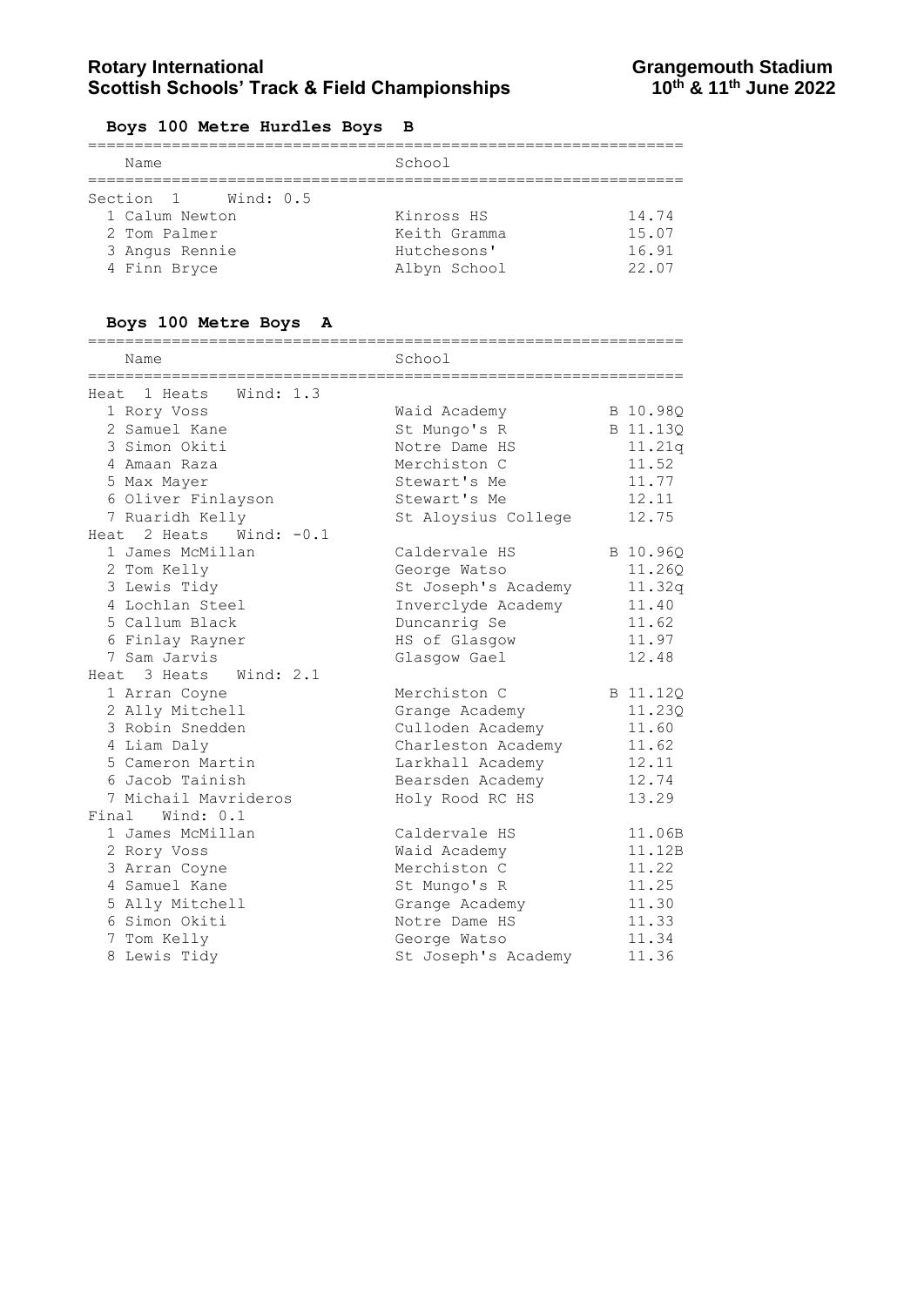## Boys 100 Metre Hurdles Boys B

| Name | School | |
|---|---|---|
| Section 1 Wind: 0.5 | | |
| 1 Calum Newton | Kinross HS | 14.74 |
| 2 Tom Palmer | Keith Gramma | 15.07 |
| 3 Angus Rennie | Hutchesons' | 16.91 |
| 4 Finn Bryce | Albyn School | 22.07 |

## Boys 100 Metre Boys A

| Name | School | |
|---|---|---|
| Heat 1 Heats Wind: 1.3 | | |
| 1 Rory Voss | Waid Academy | B 10.98Q |
| 2 Samuel Kane | St Mungo's R | B 11.13Q |
| 3 Simon Okiti | Notre Dame HS | 11.21q |
| 4 Amaan Raza | Merchiston C | 11.52 |
| 5 Max Mayer | Stewart's Me | 11.77 |
| 6 Oliver Finlayson | Stewart's Me | 12.11 |
| 7 Ruaridh Kelly | St Aloysius College | 12.75 |
| Heat 2 Heats Wind: -0.1 | | |
| 1 James McMillan | Caldervale HS | B 10.96Q |
| 2 Tom Kelly | George Watso | 11.26Q |
| 3 Lewis Tidy | St Joseph's Academy | 11.32q |
| 4 Lochlan Steel | Inverclyde Academy | 11.40 |
| 5 Callum Black | Duncanrig Se | 11.62 |
| 6 Finlay Rayner | HS of Glasgow | 11.97 |
| 7 Sam Jarvis | Glasgow Gael | 12.48 |
| Heat 3 Heats Wind: 2.1 | | |
| 1 Arran Coyne | Merchiston C | B 11.12Q |
| 2 Ally Mitchell | Grange Academy | 11.23Q |
| 3 Robin Snedden | Culloden Academy | 11.60 |
| 4 Liam Daly | Charleston Academy | 11.62 |
| 5 Cameron Martin | Larkhall Academy | 12.11 |
| 6 Jacob Tainish | Bearsden Academy | 12.74 |
| 7 Michail Mavrideros | Holy Rood RC HS | 13.29 |
| Final Wind: 0.1 | | |
| 1 James McMillan | Caldervale HS | 11.06B |
| 2 Rory Voss | Waid Academy | 11.12B |
| 3 Arran Coyne | Merchiston C | 11.22 |
| 4 Samuel Kane | St Mungo's R | 11.25 |
| 5 Ally Mitchell | Grange Academy | 11.30 |
| 6 Simon Okiti | Notre Dame HS | 11.33 |
| 7 Tom Kelly | George Watso | 11.34 |
| 8 Lewis Tidy | St Joseph's Academy | 11.36 |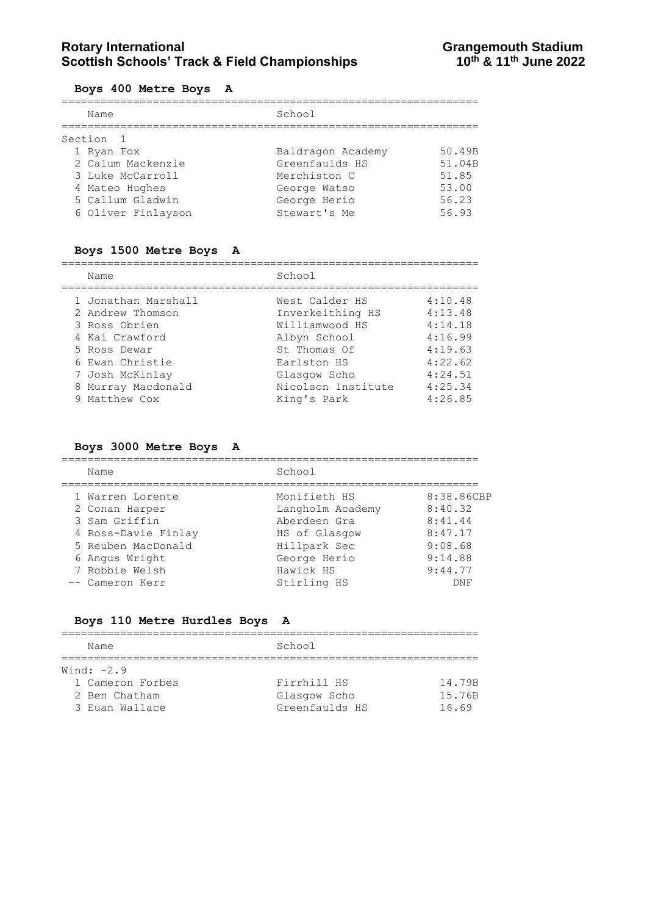**Rotary International**
**Scottish Schools' Track & Field Championships**

**Grangemouth Stadium**
**10th & 11th June 2022**

### Boys 400 Metre Boys A

Section 1

| | Name | School | |
|---|---|---|---|
| 1 | Ryan Fox | Baldragon Academy | 50.49B |
| 2 | Calum Mackenzie | Greenfaulds HS | 51.04B |
| 3 | Luke McCarroll | Merchiston C | 51.85 |
| 4 | Mateo Hughes | George Watso | 53.00 |
| 5 | Callum Gladwin | George Herio | 56.23 |
| 6 | Oliver Finlayson | Stewart's Me | 56.93 |

### Boys 1500 Metre Boys A

| | Name | School | |
|---|---|---|---|
| 1 | Jonathan Marshall | West Calder HS | 4:10.48 |
| 2 | Andrew Thomson | Inverkeithing HS | 4:13.48 |
| 3 | Ross Obrien | Williamwood HS | 4:14.18 |
| 4 | Kai Crawford | Albyn School | 4:16.99 |
| 5 | Ross Dewar | St Thomas Of | 4:19.63 |
| 6 | Ewan Christie | Earlston HS | 4:22.62 |
| 7 | Josh McKinlay | Glasgow Scho | 4:24.51 |
| 8 | Murray Macdonald | Nicolson Institute | 4:25.34 |
| 9 | Matthew Cox | King's Park | 4:26.85 |

### Boys 3000 Metre Boys A

| | Name | School | |
|---|---|---|---|
| 1 | Warren Lorente | Monifieth HS | 8:38.86CBP |
| 2 | Conan Harper | Langholm Academy | 8:40.32 |
| 3 | Sam Griffin | Aberdeen Gra | 8:41.44 |
| 4 | Ross-Davie Finlay | HS of Glasgow | 8:47.17 |
| 5 | Reuben MacDonald | Hillpark Sec | 9:08.68 |
| 6 | Angus Wright | George Herio | 9:14.88 |
| 7 | Robbie Welsh | Hawick HS | 9:44.77 |
| -- | Cameron Kerr | Stirling HS | DNF |

### Boys 110 Metre Hurdles Boys A

Wind: -2.9

| | Name | School | |
|---|---|---|---|
| 1 | Cameron Forbes | Firrhill HS | 14.79B |
| 2 | Ben Chatham | Glasgow Scho | 15.76B |
| 3 | Euan Wallace | Greenfaulds HS | 16.69 |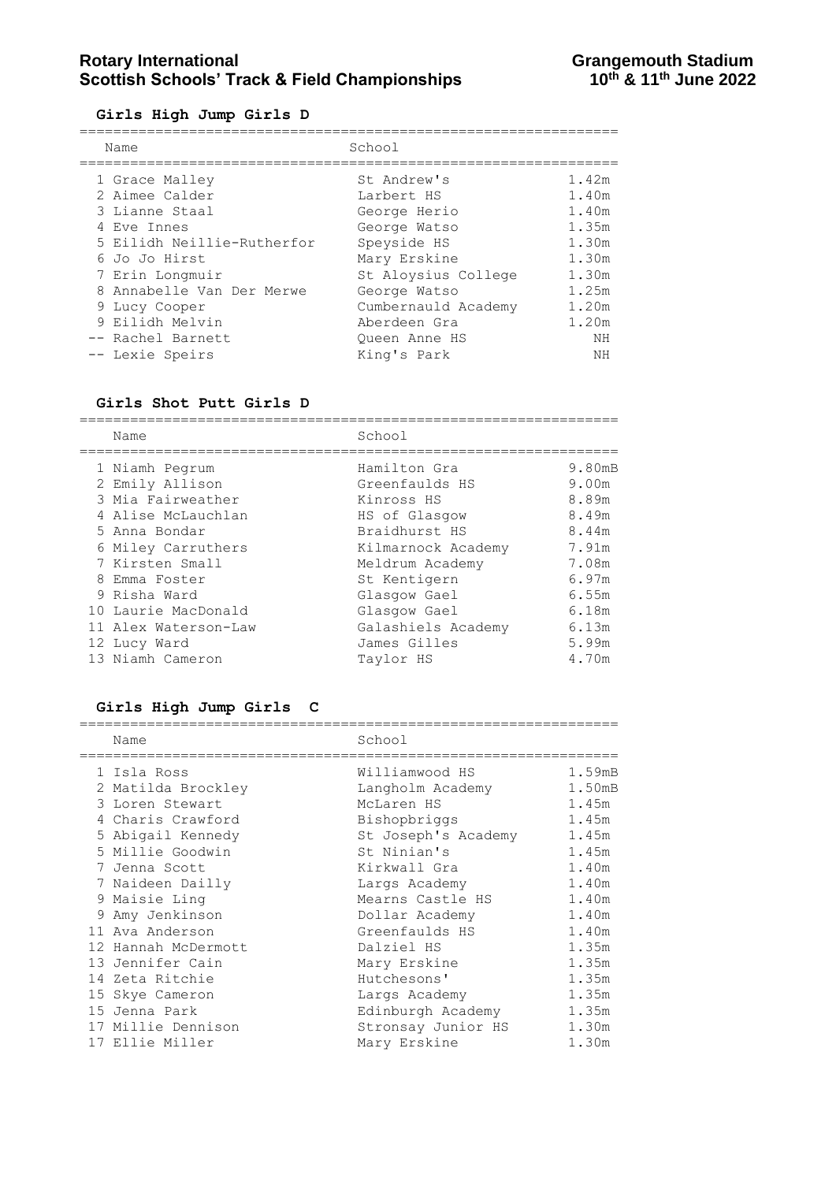## Girls High Jump Girls D

| Name | School | |
|---|---|---|
| 1 Grace Malley | St Andrew's | 1.42m |
| 2 Aimee Calder | Larbert HS | 1.40m |
| 3 Lianne Staal | George Herio | 1.40m |
| 4 Eve Innes | George Watso | 1.35m |
| 5 Eilidh Neillie-Rutherfor | Speyside HS | 1.30m |
| 6 Jo Jo Hirst | Mary Erskine | 1.30m |
| 7 Erin Longmuir | St Aloysius College | 1.30m |
| 8 Annabelle Van Der Merwe | George Watso | 1.25m |
| 9 Lucy Cooper | Cumbernauld Academy | 1.20m |
| 9 Eilidh Melvin | Aberdeen Gra | 1.20m |
| -- Rachel Barnett | Queen Anne HS | NH |
| -- Lexie Speirs | King's Park | NH |

## Girls Shot Putt Girls D

| Name | School | |
|---|---|---|
| 1 Niamh Pegrum | Hamilton Gra | 9.80mB |
| 2 Emily Allison | Greenfaulds HS | 9.00m |
| 3 Mia Fairweather | Kinross HS | 8.89m |
| 4 Alise McLauchlan | HS of Glasgow | 8.49m |
| 5 Anna Bondar | Braidhurst HS | 8.44m |
| 6 Miley Carruthers | Kilmarnock Academy | 7.91m |
| 7 Kirsten Small | Meldrum Academy | 7.08m |
| 8 Emma Foster | St Kentigern | 6.97m |
| 9 Risha Ward | Glasgow Gael | 6.55m |
| 10 Laurie MacDonald | Glasgow Gael | 6.18m |
| 11 Alex Waterson-Law | Galashiels Academy | 6.13m |
| 12 Lucy Ward | James Gilles | 5.99m |
| 13 Niamh Cameron | Taylor HS | 4.70m |

## Girls High Jump Girls C

| Name | School | |
|---|---|---|
| 1 Isla Ross | Williamwood HS | 1.59mB |
| 2 Matilda Brockley | Langholm Academy | 1.50mB |
| 3 Loren Stewart | McLaren HS | 1.45m |
| 4 Charis Crawford | Bishopbriggs | 1.45m |
| 5 Abigail Kennedy | St Joseph's Academy | 1.45m |
| 5 Millie Goodwin | St Ninian's | 1.45m |
| 7 Jenna Scott | Kirkwall Gra | 1.40m |
| 7 Naideen Dailly | Largs Academy | 1.40m |
| 9 Maisie Ling | Mearns Castle HS | 1.40m |
| 9 Amy Jenkinson | Dollar Academy | 1.40m |
| 11 Ava Anderson | Greenfaulds HS | 1.40m |
| 12 Hannah McDermott | Dalziel HS | 1.35m |
| 13 Jennifer Cain | Mary Erskine | 1.35m |
| 14 Zeta Ritchie | Hutchesons' | 1.35m |
| 15 Skye Cameron | Largs Academy | 1.35m |
| 15 Jenna Park | Edinburgh Academy | 1.35m |
| 17 Millie Dennison | Stronsay Junior HS | 1.30m |
| 17 Ellie Miller | Mary Erskine | 1.30m |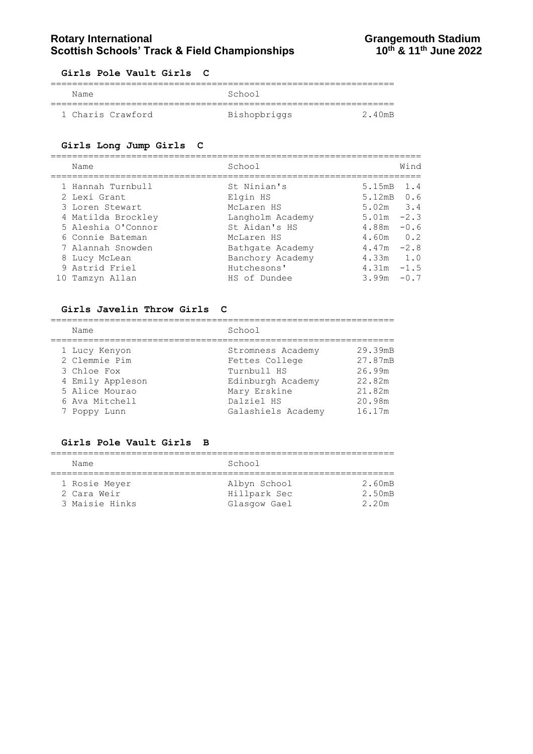## Girls Pole Vault Girls C

| | Name | School | |
|---|---|---|---|
| 1 | Charis Crawford | Bishopbriggs | 2.40mB |

## Girls Long Jump Girls C

| | Name | School | | Wind |
|---|---|---|---|---|
| 1 | Hannah Turnbull | St Ninian's | 5.15mB | 1.4 |
| 2 | Lexi Grant | Elgin HS | 5.12mB | 0.6 |
| 3 | Loren Stewart | McLaren HS | 5.02m | 3.4 |
| 4 | Matilda Brockley | Langholm Academy | 5.01m | -2.3 |
| 5 | Aleshia O'Connor | St Aidan's HS | 4.88m | -0.6 |
| 6 | Connie Bateman | McLaren HS | 4.60m | 0.2 |
| 7 | Alannah Snowden | Bathgate Academy | 4.47m | -2.8 |
| 8 | Lucy McLean | Banchory Academy | 4.33m | 1.0 |
| 9 | Astrid Friel | Hutchesons' | 4.31m | -1.5 |
| 10 | Tamzyn Allan | HS of Dundee | 3.99m | -0.7 |

## Girls Javelin Throw Girls C

| | Name | School | |
|---|---|---|---|
| 1 | Lucy Kenyon | Stromness Academy | 29.39mB |
| 2 | Clemmie Pim | Fettes College | 27.87mB |
| 3 | Chloe Fox | Turnbull HS | 26.99m |
| 4 | Emily Appleson | Edinburgh Academy | 22.82m |
| 5 | Alice Mourao | Mary Erskine | 21.82m |
| 6 | Ava Mitchell | Dalziel HS | 20.98m |
| 7 | Poppy Lunn | Galashiels Academy | 16.17m |

## Girls Pole Vault Girls B

| | Name | School | |
|---|---|---|---|
| 1 | Rosie Meyer | Albyn School | 2.60mB |
| 2 | Cara Weir | Hillpark Sec | 2.50mB |
| 3 | Maisie Hinks | Glasgow Gael | 2.20m |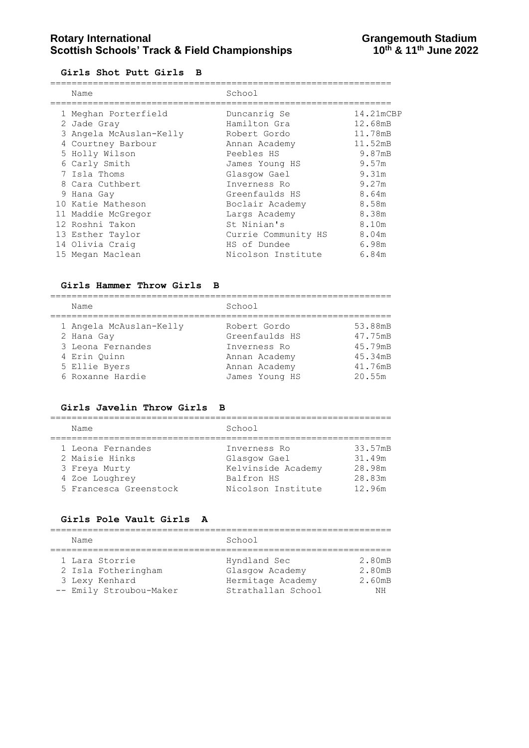## Girls Shot Putt Girls B

| | Name | School | |
|---|---|---|---|
| 1 | Meghan Porterfield | Duncanrig Se | 14.21mCBP |
| 2 | Jade Gray | Hamilton Gra | 12.68mB |
| 3 | Angela McAuslan-Kelly | Robert Gordo | 11.78mB |
| 4 | Courtney Barbour | Annan Academy | 11.52mB |
| 5 | Holly Wilson | Peebles HS | 9.87mB |
| 6 | Carly Smith | James Young HS | 9.57m |
| 7 | Isla Thoms | Glasgow Gael | 9.31m |
| 8 | Cara Cuthbert | Inverness Ro | 9.27m |
| 9 | Hana Gay | Greenfaulds HS | 8.64m |
| 10 | Katie Matheson | Boclair Academy | 8.58m |
| 11 | Maddie McGregor | Largs Academy | 8.38m |
| 12 | Roshni Takon | St Ninian's | 8.10m |
| 13 | Esther Taylor | Currie Community HS | 8.04m |
| 14 | Olivia Craig | HS of Dundee | 6.98m |
| 15 | Megan Maclean | Nicolson Institute | 6.84m |

## Girls Hammer Throw Girls B

| | Name | School | |
|---|---|---|---|
| 1 | Angela McAuslan-Kelly | Robert Gordo | 53.88mB |
| 2 | Hana Gay | Greenfaulds HS | 47.75mB |
| 3 | Leona Fernandes | Inverness Ro | 45.79mB |
| 4 | Erin Quinn | Annan Academy | 45.34mB |
| 5 | Ellie Byers | Annan Academy | 41.76mB |
| 6 | Roxanne Hardie | James Young HS | 20.55m |

## Girls Javelin Throw Girls B

| | Name | School | |
|---|---|---|---|
| 1 | Leona Fernandes | Inverness Ro | 33.57mB |
| 2 | Maisie Hinks | Glasgow Gael | 31.49m |
| 3 | Freya Murty | Kelvinside Academy | 28.98m |
| 4 | Zoe Loughrey | Balfron HS | 28.83m |
| 5 | Francesca Greenstock | Nicolson Institute | 12.96m |

## Girls Pole Vault Girls A

| | Name | School | |
|---|---|---|---|
| 1 | Lara Storrie | Hyndland Sec | 2.80mB |
| 2 | Isla Fotheringham | Glasgow Academy | 2.80mB |
| 3 | Lexy Kenhard | Hermitage Academy | 2.60mB |
| -- | Emily Stroubou-Maker | Strathallan School | NH |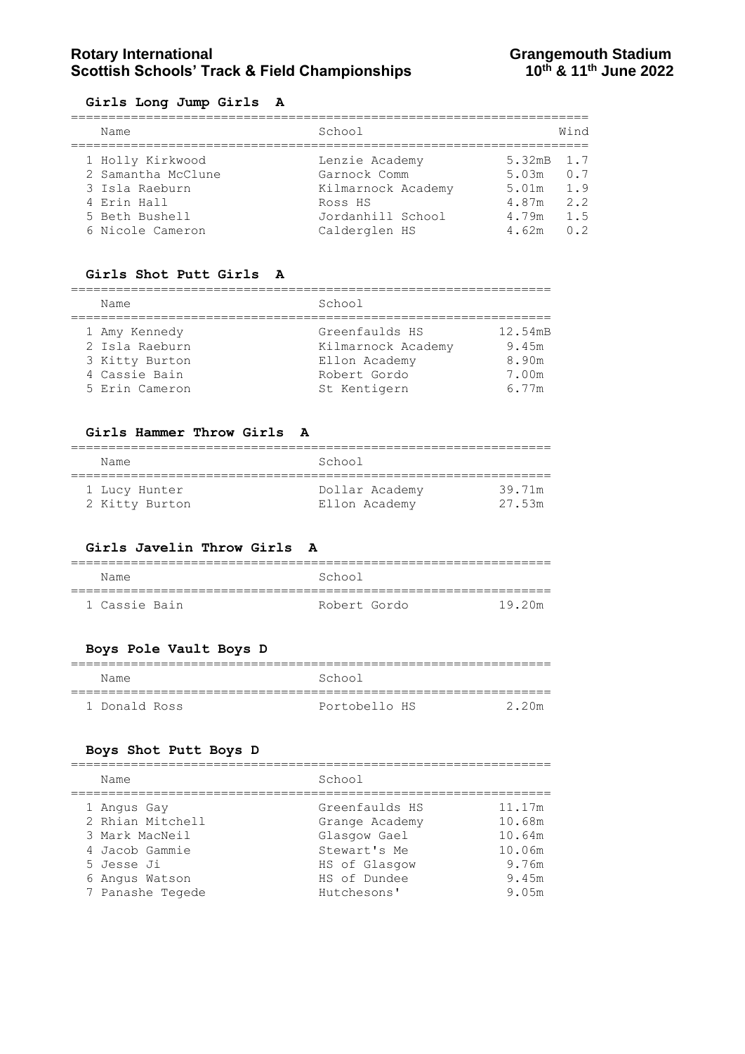## Girls Long Jump Girls A

| | Name | School | | Wind |
|---|---|---|---|---|
| 1 | Holly Kirkwood | Lenzie Academy | 5.32mB | 1.7 |
| 2 | Samantha McClune | Garnock Comm | 5.03m | 0.7 |
| 3 | Isla Raeburn | Kilmarnock Academy | 5.01m | 1.9 |
| 4 | Erin Hall | Ross HS | 4.87m | 2.2 |
| 5 | Beth Bushell | Jordanhill School | 4.79m | 1.5 |
| 6 | Nicole Cameron | Calderglen HS | 4.62m | 0.2 |

## Girls Shot Putt Girls A

| | Name | School | |
|---|---|---|---|
| 1 | Amy Kennedy | Greenfaulds HS | 12.54mB |
| 2 | Isla Raeburn | Kilmarnock Academy | 9.45m |
| 3 | Kitty Burton | Ellon Academy | 8.90m |
| 4 | Cassie Bain | Robert Gordo | 7.00m |
| 5 | Erin Cameron | St Kentigern | 6.77m |

## Girls Hammer Throw Girls A

| | Name | School | |
|---|---|---|---|
| 1 | Lucy Hunter | Dollar Academy | 39.71m |
| 2 | Kitty Burton | Ellon Academy | 27.53m |

## Girls Javelin Throw Girls A

| | Name | School | |
|---|---|---|---|
| 1 | Cassie Bain | Robert Gordo | 19.20m |

## Boys Pole Vault Boys D

| | Name | School | |
|---|---|---|---|
| 1 | Donald Ross | Portobello HS | 2.20m |

## Boys Shot Putt Boys D

| | Name | School | |
|---|---|---|---|
| 1 | Angus Gay | Greenfaulds HS | 11.17m |
| 2 | Rhian Mitchell | Grange Academy | 10.68m |
| 3 | Mark MacNeil | Glasgow Gael | 10.64m |
| 4 | Jacob Gammie | Stewart's Me | 10.06m |
| 5 | Jesse Ji | HS of Glasgow | 9.76m |
| 6 | Angus Watson | HS of Dundee | 9.45m |
| 7 | Panashe Tegede | Hutchesons' | 9.05m |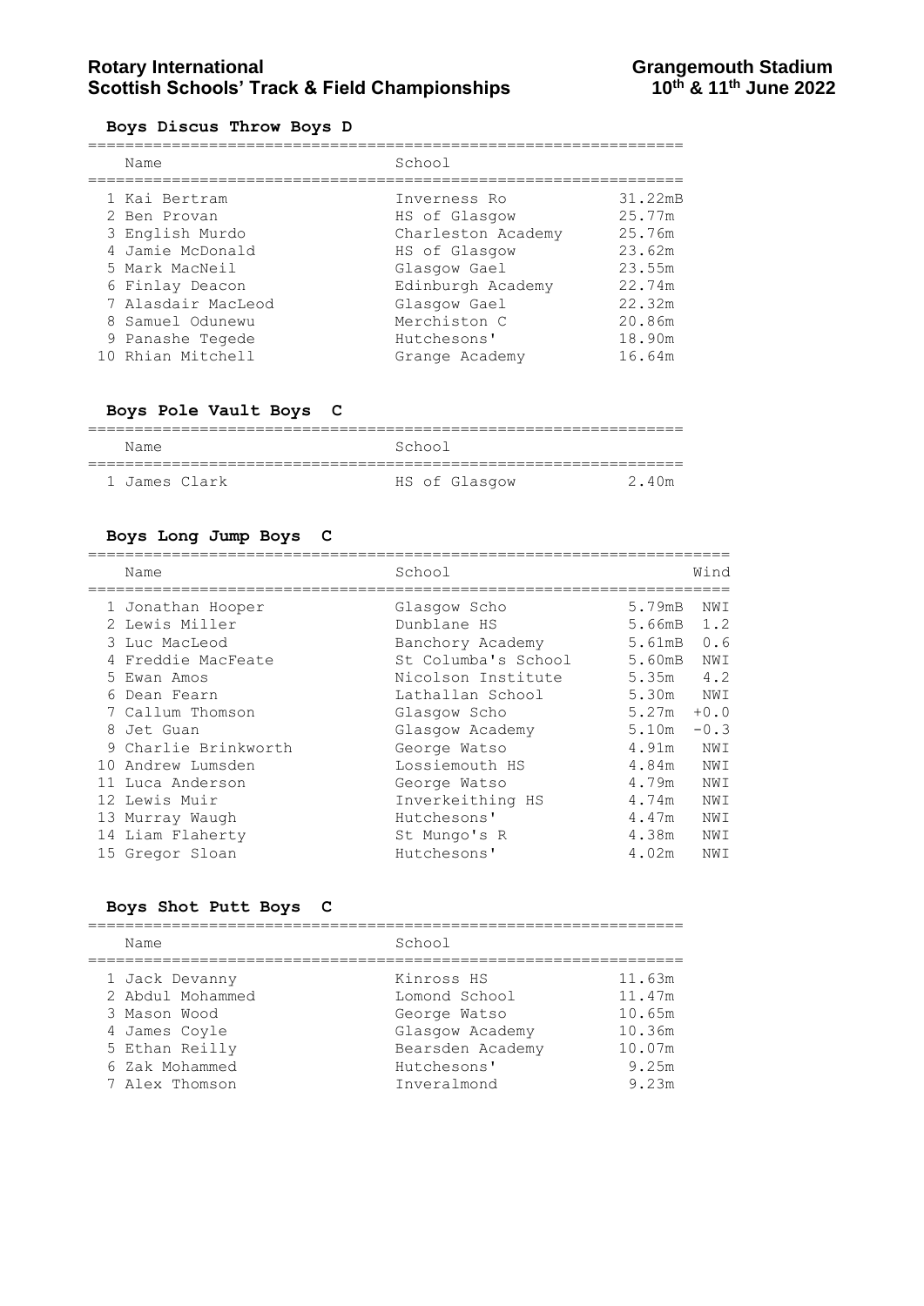# Rotary International Scottish Schools' Track & Field Championships

**Grangemouth Stadium 10th & 11th June 2022**

## Boys Discus Throw Boys D

| | Name | School | |
|---|---|---|---|
| 1 | Kai Bertram | Inverness Ro | 31.22mB |
| 2 | Ben Provan | HS of Glasgow | 25.77m |
| 3 | English Murdo | Charleston Academy | 25.76m |
| 4 | Jamie McDonald | HS of Glasgow | 23.62m |
| 5 | Mark MacNeil | Glasgow Gael | 23.55m |
| 6 | Finlay Deacon | Edinburgh Academy | 22.74m |
| 7 | Alasdair MacLeod | Glasgow Gael | 22.32m |
| 8 | Samuel Odunewu | Merchiston C | 20.86m |
| 9 | Panashe Tegede | Hutchesons' | 18.90m |
| 10 | Rhian Mitchell | Grange Academy | 16.64m |

## Boys Pole Vault Boys C

| | Name | School | |
|---|---|---|---|
| 1 | James Clark | HS of Glasgow | 2.40m |

## Boys Long Jump Boys C

| | Name | School | | Wind |
|---|---|---|---|---|
| 1 | Jonathan Hooper | Glasgow Scho | 5.79mB | NWI |
| 2 | Lewis Miller | Dunblane HS | 5.66mB | 1.2 |
| 3 | Luc MacLeod | Banchory Academy | 5.61mB | 0.6 |
| 4 | Freddie MacFeate | St Columba's School | 5.60mB | NWI |
| 5 | Ewan Amos | Nicolson Institute | 5.35m | 4.2 |
| 6 | Dean Fearn | Lathallan School | 5.30m | NWI |
| 7 | Callum Thomson | Glasgow Scho | 5.27m | +0.0 |
| 8 | Jet Guan | Glasgow Academy | 5.10m | -0.3 |
| 9 | Charlie Brinkworth | George Watso | 4.91m | NWI |
| 10 | Andrew Lumsden | Lossiemouth HS | 4.84m | NWI |
| 11 | Luca Anderson | George Watso | 4.79m | NWI |
| 12 | Lewis Muir | Inverkeithing HS | 4.74m | NWI |
| 13 | Murray Waugh | Hutchesons' | 4.47m | NWI |
| 14 | Liam Flaherty | St Mungo's R | 4.38m | NWI |
| 15 | Gregor Sloan | Hutchesons' | 4.02m | NWI |

## Boys Shot Putt Boys C

| | Name | School | |
|---|---|---|---|
| 1 | Jack Devanny | Kinross HS | 11.63m |
| 2 | Abdul Mohammed | Lomond School | 11.47m |
| 3 | Mason Wood | George Watso | 10.65m |
| 4 | James Coyle | Glasgow Academy | 10.36m |
| 5 | Ethan Reilly | Bearsden Academy | 10.07m |
| 6 | Zak Mohammed | Hutchesons' | 9.25m |
| 7 | Alex Thomson | Inveralmond | 9.23m |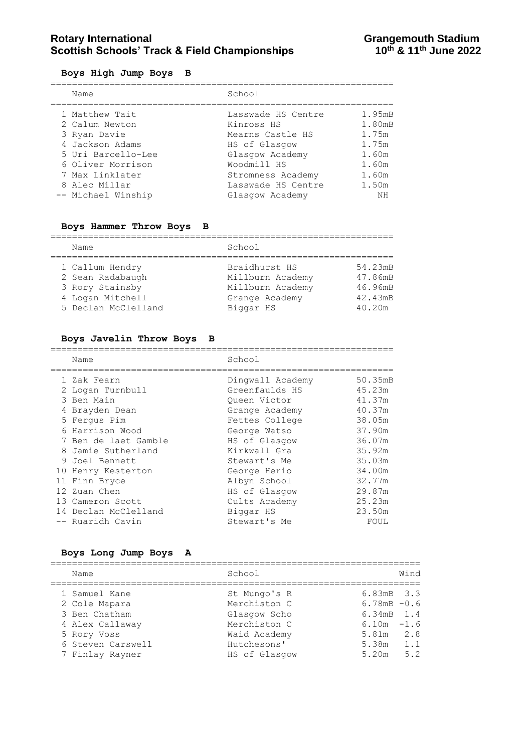## Boys High Jump Boys B

| | Name | School | |
|---|---|---|---|
| 1 | Matthew Tait | Lasswade HS Centre | 1.95mB |
| 2 | Calum Newton | Kinross HS | 1.80mB |
| 3 | Ryan Davie | Mearns Castle HS | 1.75m |
| 4 | Jackson Adams | HS of Glasgow | 1.75m |
| 5 | Uri Barcello-Lee | Glasgow Academy | 1.60m |
| 6 | Oliver Morrison | Woodmill HS | 1.60m |
| 7 | Max Linklater | Stromness Academy | 1.60m |
| 8 | Alec Millar | Lasswade HS Centre | 1.50m |
| -- | Michael Winship | Glasgow Academy | NH |

## Boys Hammer Throw Boys B

| | Name | School | |
|---|---|---|---|
| 1 | Callum Hendry | Braidhurst HS | 54.23mB |
| 2 | Sean Radabaugh | Millburn Academy | 47.86mB |
| 3 | Rory Stainsby | Millburn Academy | 46.96mB |
| 4 | Logan Mitchell | Grange Academy | 42.43mB |
| 5 | Declan McClelland | Biggar HS | 40.20m |

## Boys Javelin Throw Boys B

| | Name | School | |
|---|---|---|---|
| 1 | Zak Fearn | Dingwall Academy | 50.35mB |
| 2 | Logan Turnbull | Greenfaulds HS | 45.23m |
| 3 | Ben Main | Queen Victor | 41.37m |
| 4 | Brayden Dean | Grange Academy | 40.37m |
| 5 | Fergus Pim | Fettes College | 38.05m |
| 6 | Harrison Wood | George Watso | 37.90m |
| 7 | Ben de laet Gamble | HS of Glasgow | 36.07m |
| 8 | Jamie Sutherland | Kirkwall Gra | 35.92m |
| 9 | Joel Bennett | Stewart's Me | 35.03m |
| 10 | Henry Kesterton | George Herio | 34.00m |
| 11 | Finn Bryce | Albyn School | 32.77m |
| 12 | Zuan Chen | HS of Glasgow | 29.87m |
| 13 | Cameron Scott | Cults Academy | 25.23m |
| 14 | Declan McClelland | Biggar HS | 23.50m |
| -- | Ruaridh Cavin | Stewart's Me | FOUL |

## Boys Long Jump Boys A

| | Name | School | | Wind |
|---|---|---|---|---|
| 1 | Samuel Kane | St Mungo's R | 6.83mB | 3.3 |
| 2 | Cole Mapara | Merchiston C | 6.78mB | -0.6 |
| 3 | Ben Chatham | Glasgow Scho | 6.34mB | 1.4 |
| 4 | Alex Callaway | Merchiston C | 6.10m | -1.6 |
| 5 | Rory Voss | Waid Academy | 5.81m | 2.8 |
| 6 | Steven Carswell | Hutchesons' | 5.38m | 1.1 |
| 7 | Finlay Rayner | HS of Glasgow | 5.20m | 5.2 |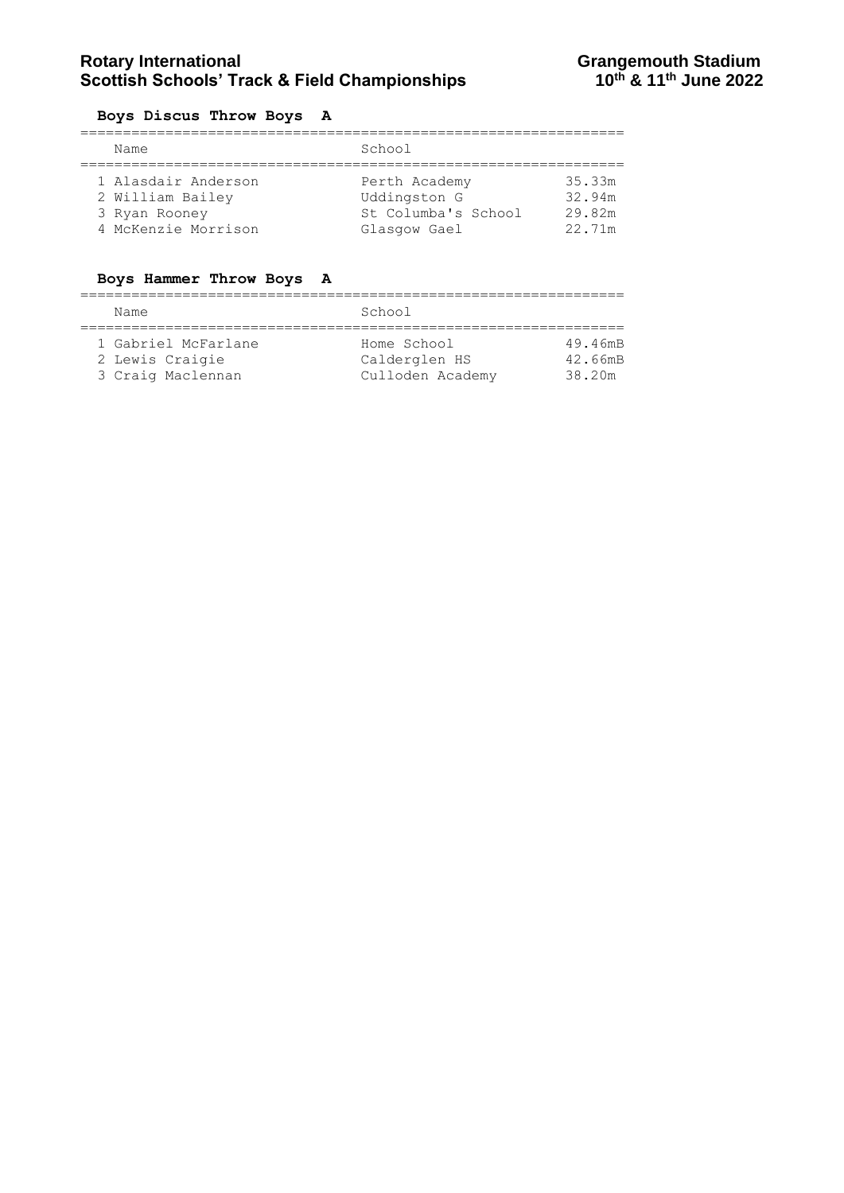## Boys Discus Throw Boys A

| Name | School | |
|---|---|---|
| 1 Alasdair Anderson | Perth Academy | 35.33m |
| 2 William Bailey | Uddingston G | 32.94m |
| 3 Ryan Rooney | St Columba's School | 29.82m |
| 4 McKenzie Morrison | Glasgow Gael | 22.71m |

## Boys Hammer Throw Boys A

| Name | School | |
|---|---|---|
| 1 Gabriel McFarlane | Home School | 49.46mB |
| 2 Lewis Craigie | Calderglen HS | 42.66mB |
| 3 Craig Maclennan | Culloden Academy | 38.20m |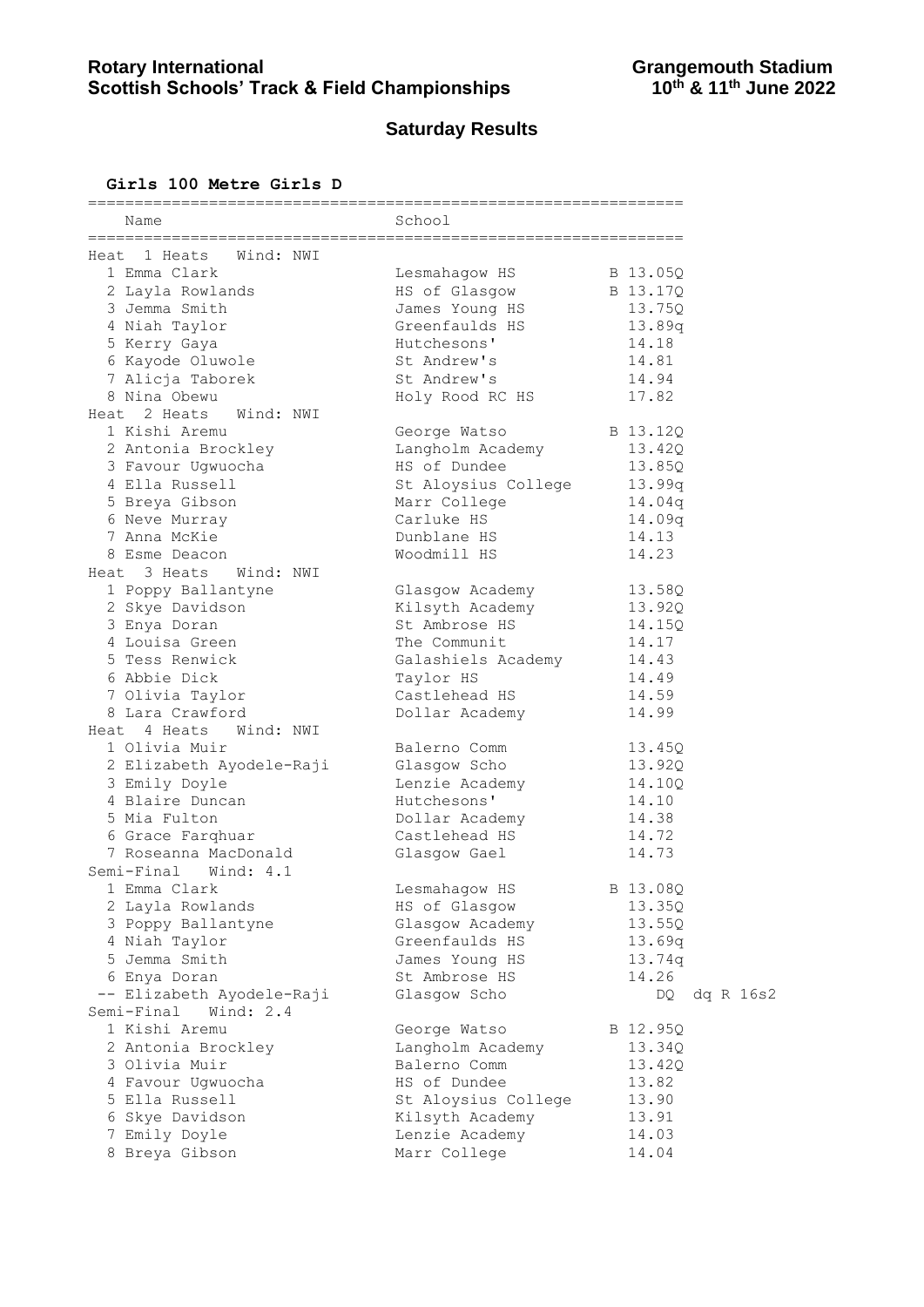**Rotary International**
**Scottish Schools' Track & Field Championships**

**Grangemouth Stadium**
**10th & 11th June 2022**

## Saturday Results

### Girls 100 Metre Girls D

| Pos | Name | School | Result | |
|---|---|---|---|---|
| **Heat 1 Heats Wind: NWI** | | | | |
| 1 | Emma Clark | Lesmahagow HS | B 13.05Q | |
| 2 | Layla Rowlands | HS of Glasgow | B 13.17Q | |
| 3 | Jemma Smith | James Young HS | 13.75Q | |
| 4 | Niah Taylor | Greenfaulds HS | 13.89q | |
| 5 | Kerry Gaya | Hutchesons' | 14.18 | |
| 6 | Kayode Oluwole | St Andrew's | 14.81 | |
| 7 | Alicja Taborek | St Andrew's | 14.94 | |
| 8 | Nina Obewu | Holy Rood RC HS | 17.82 | |
| **Heat 2 Heats Wind: NWI** | | | | |
| 1 | Kishi Aremu | George Watso | B 13.12Q | |
| 2 | Antonia Brockley | Langholm Academy | 13.42Q | |
| 3 | Favour Ugwuocha | HS of Dundee | 13.85Q | |
| 4 | Ella Russell | St Aloysius College | 13.99q | |
| 5 | Breya Gibson | Marr College | 14.04q | |
| 6 | Neve Murray | Carluke HS | 14.09q | |
| 7 | Anna McKie | Dunblane HS | 14.13 | |
| 8 | Esme Deacon | Woodmill HS | 14.23 | |
| **Heat 3 Heats Wind: NWI** | | | | |
| 1 | Poppy Ballantyne | Glasgow Academy | 13.58Q | |
| 2 | Skye Davidson | Kilsyth Academy | 13.92Q | |
| 3 | Enya Doran | St Ambrose HS | 14.15Q | |
| 4 | Louisa Green | The Communit | 14.17 | |
| 5 | Tess Renwick | Galashiels Academy | 14.43 | |
| 6 | Abbie Dick | Taylor HS | 14.49 | |
| 7 | Olivia Taylor | Castlehead HS | 14.59 | |
| 8 | Lara Crawford | Dollar Academy | 14.99 | |
| **Heat 4 Heats Wind: NWI** | | | | |
| 1 | Olivia Muir | Balerno Comm | 13.45Q | |
| 2 | Elizabeth Ayodele-Raji | Glasgow Scho | 13.92Q | |
| 3 | Emily Doyle | Lenzie Academy | 14.10Q | |
| 4 | Blaire Duncan | Hutchesons' | 14.10 | |
| 5 | Mia Fulton | Dollar Academy | 14.38 | |
| 6 | Grace Farqhuar | Castlehead HS | 14.72 | |
| 7 | Roseanna MacDonald | Glasgow Gael | 14.73 | |
| **Semi-Final Wind: 4.1** | | | | |
| 1 | Emma Clark | Lesmahagow HS | B 13.08Q | |
| 2 | Layla Rowlands | HS of Glasgow | 13.35Q | |
| 3 | Poppy Ballantyne | Glasgow Academy | 13.55Q | |
| 4 | Niah Taylor | Greenfaulds HS | 13.69q | |
| 5 | Jemma Smith | James Young HS | 13.74q | |
| 6 | Enya Doran | St Ambrose HS | 14.26 | |
| -- | Elizabeth Ayodele-Raji | Glasgow Scho | DQ | dq R 16s2 |
| **Semi-Final Wind: 2.4** | | | | |
| 1 | Kishi Aremu | George Watso | B 12.95Q | |
| 2 | Antonia Brockley | Langholm Academy | 13.34Q | |
| 3 | Olivia Muir | Balerno Comm | 13.42Q | |
| 4 | Favour Ugwuocha | HS of Dundee | 13.82 | |
| 5 | Ella Russell | St Aloysius College | 13.90 | |
| 6 | Skye Davidson | Kilsyth Academy | 13.91 | |
| 7 | Emily Doyle | Lenzie Academy | 14.03 | |
| 8 | Breya Gibson | Marr College | 14.04 | |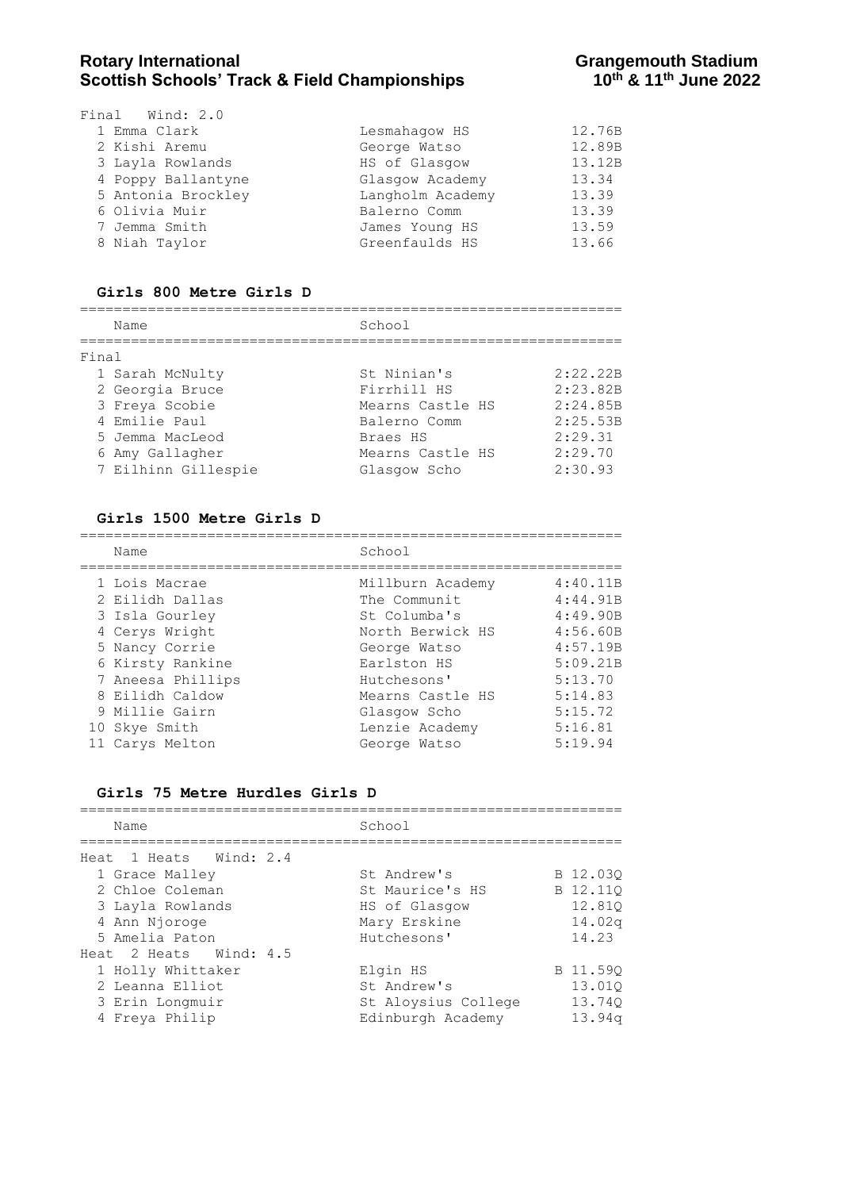Final Wind: 2.0

| Place | Name | School | Time |
|---|---|---|---|
| 1 | Emma Clark | Lesmahagow HS | 12.76B |
| 2 | Kishi Aremu | George Watso | 12.89B |
| 3 | Layla Rowlands | HS of Glasgow | 13.12B |
| 4 | Poppy Ballantyne | Glasgow Academy | 13.34 |
| 5 | Antonia Brockley | Langholm Academy | 13.39 |
| 6 | Olivia Muir | Balerno Comm | 13.39 |
| 7 | Jemma Smith | James Young HS | 13.59 |
| 8 | Niah Taylor | Greenfaulds HS | 13.66 |

## Girls 800 Metre Girls D

Final

| Place | Name | School | Time |
|---|---|---|---|
| 1 | Sarah McNulty | St Ninian's | 2:22.22B |
| 2 | Georgia Bruce | Firrhill HS | 2:23.82B |
| 3 | Freya Scobie | Mearns Castle HS | 2:24.85B |
| 4 | Emilie Paul | Balerno Comm | 2:25.53B |
| 5 | Jemma MacLeod | Braes HS | 2:29.31 |
| 6 | Amy Gallagher | Mearns Castle HS | 2:29.70 |
| 7 | Eilhinn Gillespie | Glasgow Scho | 2:30.93 |

## Girls 1500 Metre Girls D

| Place | Name | School | Time |
|---|---|---|---|
| 1 | Lois Macrae | Millburn Academy | 4:40.11B |
| 2 | Eilidh Dallas | The Communit | 4:44.91B |
| 3 | Isla Gourley | St Columba's | 4:49.90B |
| 4 | Cerys Wright | North Berwick HS | 4:56.60B |
| 5 | Nancy Corrie | George Watso | 4:57.19B |
| 6 | Kirsty Rankine | Earlston HS | 5:09.21B |
| 7 | Aneesa Phillips | Hutchesons' | 5:13.70 |
| 8 | Eilidh Caldow | Mearns Castle HS | 5:14.83 |
| 9 | Millie Gairn | Glasgow Scho | 5:15.72 |
| 10 | Skye Smith | Lenzie Academy | 5:16.81 |
| 11 | Carys Melton | George Watso | 5:19.94 |

## Girls 75 Metre Hurdles Girls D

Heat 1 Heats Wind: 2.4

| Place | Name | School | Time |
|---|---|---|---|
| 1 | Grace Malley | St Andrew's | B 12.03Q |
| 2 | Chloe Coleman | St Maurice's HS | B 12.11Q |
| 3 | Layla Rowlands | HS of Glasgow | 12.81Q |
| 4 | Ann Njoroge | Mary Erskine | 14.02q |
| 5 | Amelia Paton | Hutchesons' | 14.23 |

Heat 2 Heats Wind: 4.5

| Place | Name | School | Time |
|---|---|---|---|
| 1 | Holly Whittaker | Elgin HS | B 11.59Q |
| 2 | Leanna Elliot | St Andrew's | 13.01Q |
| 3 | Erin Longmuir | St Aloysius College | 13.74Q |
| 4 | Freya Philip | Edinburgh Academy | 13.94q |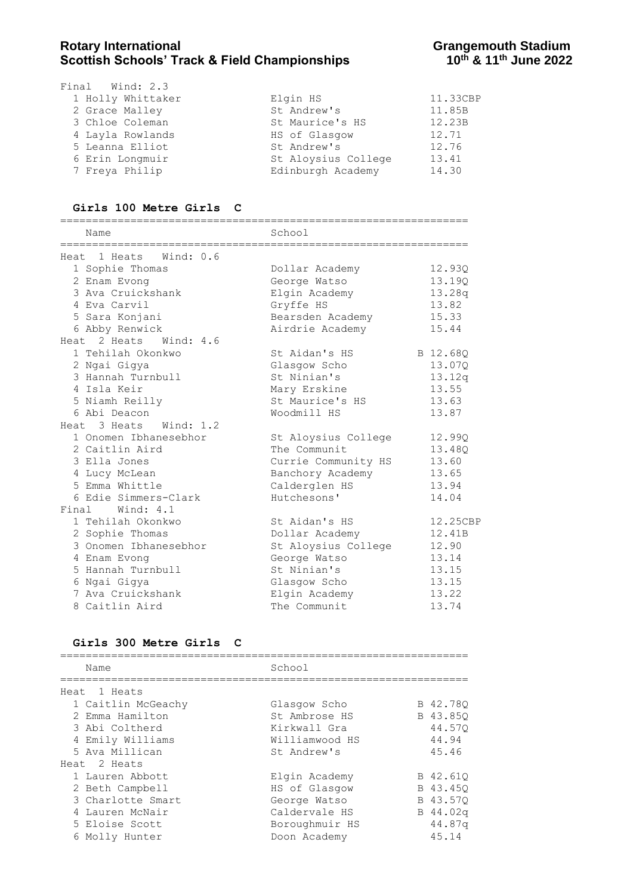Final Wind: 2.3

| Place | Name | School | Time |
|---|---|---|---|
| 1 | Holly Whittaker | Elgin HS | 11.33CBP |
| 2 | Grace Malley | St Andrew's | 11.85B |
| 3 | Chloe Coleman | St Maurice's HS | 12.23B |
| 4 | Layla Rowlands | HS of Glasgow | 12.71 |
| 5 | Leanna Elliot | St Andrew's | 12.76 |
| 6 | Erin Longmuir | St Aloysius College | 13.41 |
| 7 | Freya Philip | Edinburgh Academy | 14.30 |

## Girls 100 Metre Girls C

| | Name | School | |
|---|---|---|---|
| **Heat 1 Heats Wind: 0.6** | | | |
| 1 | Sophie Thomas | Dollar Academy | 12.93Q |
| 2 | Enam Evong | George Watso | 13.19Q |
| 3 | Ava Cruickshank | Elgin Academy | 13.28q |
| 4 | Eva Carvil | Gryffe HS | 13.82 |
| 5 | Sara Konjani | Bearsden Academy | 15.33 |
| 6 | Abby Renwick | Airdrie Academy | 15.44 |
| **Heat 2 Heats Wind: 4.6** | | | |
| 1 | Tehilah Okonkwo | St Aidan's HS | B 12.68Q |
| 2 | Ngai Gigya | Glasgow Scho | 13.07Q |
| 3 | Hannah Turnbull | St Ninian's | 13.12q |
| 4 | Isla Keir | Mary Erskine | 13.55 |
| 5 | Niamh Reilly | St Maurice's HS | 13.63 |
| 6 | Abi Deacon | Woodmill HS | 13.87 |
| **Heat 3 Heats Wind: 1.2** | | | |
| 1 | Onomen Ibhanesebhor | St Aloysius College | 12.99Q |
| 2 | Caitlin Aird | The Communit | 13.48Q |
| 3 | Ella Jones | Currie Community HS | 13.60 |
| 4 | Lucy McLean | Banchory Academy | 13.65 |
| 5 | Emma Whittle | Calderglen HS | 13.94 |
| 6 | Edie Simmers-Clark | Hutchesons' | 14.04 |
| **Final Wind: 4.1** | | | |
| 1 | Tehilah Okonkwo | St Aidan's HS | 12.25CBP |
| 2 | Sophie Thomas | Dollar Academy | 12.41B |
| 3 | Onomen Ibhanesebhor | St Aloysius College | 12.90 |
| 4 | Enam Evong | George Watso | 13.14 |
| 5 | Hannah Turnbull | St Ninian's | 13.15 |
| 6 | Ngai Gigya | Glasgow Scho | 13.15 |
| 7 | Ava Cruickshank | Elgin Academy | 13.22 |
| 8 | Caitlin Aird | The Communit | 13.74 |

## Girls 300 Metre Girls C

| | Name | School | |
|---|---|---|---|
| **Heat 1 Heats** | | | |
| 1 | Caitlin McGeachy | Glasgow Scho | B 42.78Q |
| 2 | Emma Hamilton | St Ambrose HS | B 43.85Q |
| 3 | Abi Coltherd | Kirkwall Gra | 44.57Q |
| 4 | Emily Williams | Williamwood HS | 44.94 |
| 5 | Ava Millican | St Andrew's | 45.46 |
| **Heat 2 Heats** | | | |
| 1 | Lauren Abbott | Elgin Academy | B 42.61Q |
| 2 | Beth Campbell | HS of Glasgow | B 43.45Q |
| 3 | Charlotte Smart | George Watso | B 43.57Q |
| 4 | Lauren McNair | Caldervale HS | B 44.02q |
| 5 | Eloise Scott | Boroughmuir HS | 44.87q |
| 6 | Molly Hunter | Doon Academy | 45.14 |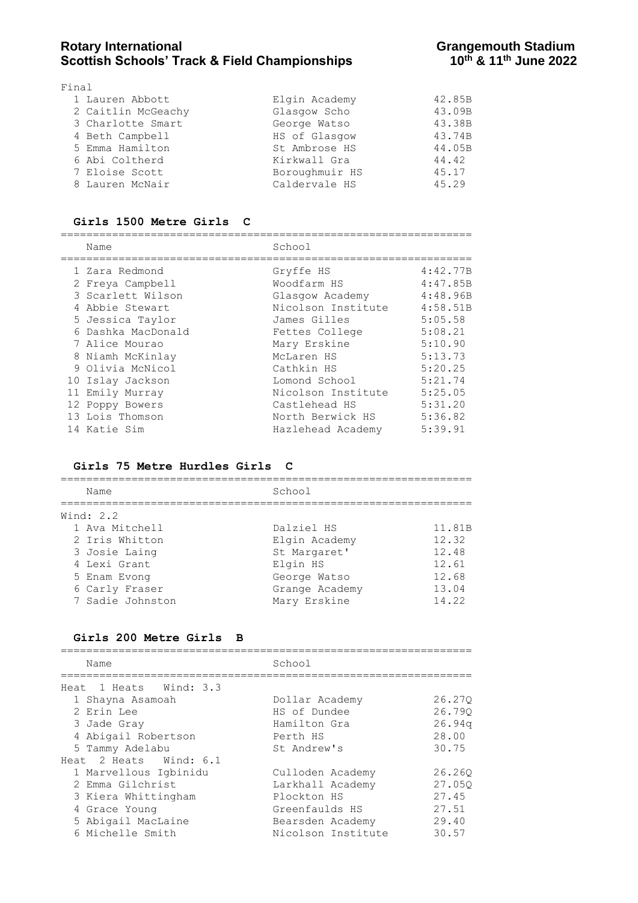Final

| Place | Name | School | Time |
|---|---|---|---|
| 1 | Lauren Abbott | Elgin Academy | 42.85B |
| 2 | Caitlin McGeachy | Glasgow Scho | 43.09B |
| 3 | Charlotte Smart | George Watso | 43.38B |
| 4 | Beth Campbell | HS of Glasgow | 43.74B |
| 5 | Emma Hamilton | St Ambrose HS | 44.05B |
| 6 | Abi Coltherd | Kirkwall Gra | 44.42 |
| 7 | Eloise Scott | Boroughmuir HS | 45.17 |
| 8 | Lauren McNair | Caldervale HS | 45.29 |

## Girls 1500 Metre Girls C

| Place | Name | School | Time |
|---|---|---|---|
| 1 | Zara Redmond | Gryffe HS | 4:42.77B |
| 2 | Freya Campbell | Woodfarm HS | 4:47.85B |
| 3 | Scarlett Wilson | Glasgow Academy | 4:48.96B |
| 4 | Abbie Stewart | Nicolson Institute | 4:58.51B |
| 5 | Jessica Taylor | James Gilles | 5:05.58 |
| 6 | Dashka MacDonald | Fettes College | 5:08.21 |
| 7 | Alice Mourao | Mary Erskine | 5:10.90 |
| 8 | Niamh McKinlay | McLaren HS | 5:13.73 |
| 9 | Olivia McNicol | Cathkin HS | 5:20.25 |
| 10 | Islay Jackson | Lomond School | 5:21.74 |
| 11 | Emily Murray | Nicolson Institute | 5:25.05 |
| 12 | Poppy Bowers | Castlehead HS | 5:31.20 |
| 13 | Lois Thomson | North Berwick HS | 5:36.82 |
| 14 | Katie Sim | Hazlehead Academy | 5:39.91 |

## Girls 75 Metre Hurdles Girls C

Wind: 2.2

| Place | Name | School | Time |
|---|---|---|---|
| 1 | Ava Mitchell | Dalziel HS | 11.81B |
| 2 | Iris Whitton | Elgin Academy | 12.32 |
| 3 | Josie Laing | St Margaret' | 12.48 |
| 4 | Lexi Grant | Elgin HS | 12.61 |
| 5 | Enam Evong | George Watso | 12.68 |
| 6 | Carly Fraser | Grange Academy | 13.04 |
| 7 | Sadie Johnston | Mary Erskine | 14.22 |

## Girls 200 Metre Girls B

Heat 1 Heats Wind: 3.3

| Place | Name | School | Time |
|---|---|---|---|
| 1 | Shayna Asamoah | Dollar Academy | 26.27Q |
| 2 | Erin Lee | HS of Dundee | 26.79Q |
| 3 | Jade Gray | Hamilton Gra | 26.94q |
| 4 | Abigail Robertson | Perth HS | 28.00 |
| 5 | Tammy Adelabu | St Andrew's | 30.75 |

Heat 2 Heats Wind: 6.1

| Place | Name | School | Time |
|---|---|---|---|
| 1 | Marvellous Igbinidu | Culloden Academy | 26.26Q |
| 2 | Emma Gilchrist | Larkhall Academy | 27.05Q |
| 3 | Kiera Whittingham | Plockton HS | 27.45 |
| 4 | Grace Young | Greenfaulds HS | 27.51 |
| 5 | Abigail MacLaine | Bearsden Academy | 29.40 |
| 6 | Michelle Smith | Nicolson Institute | 30.57 |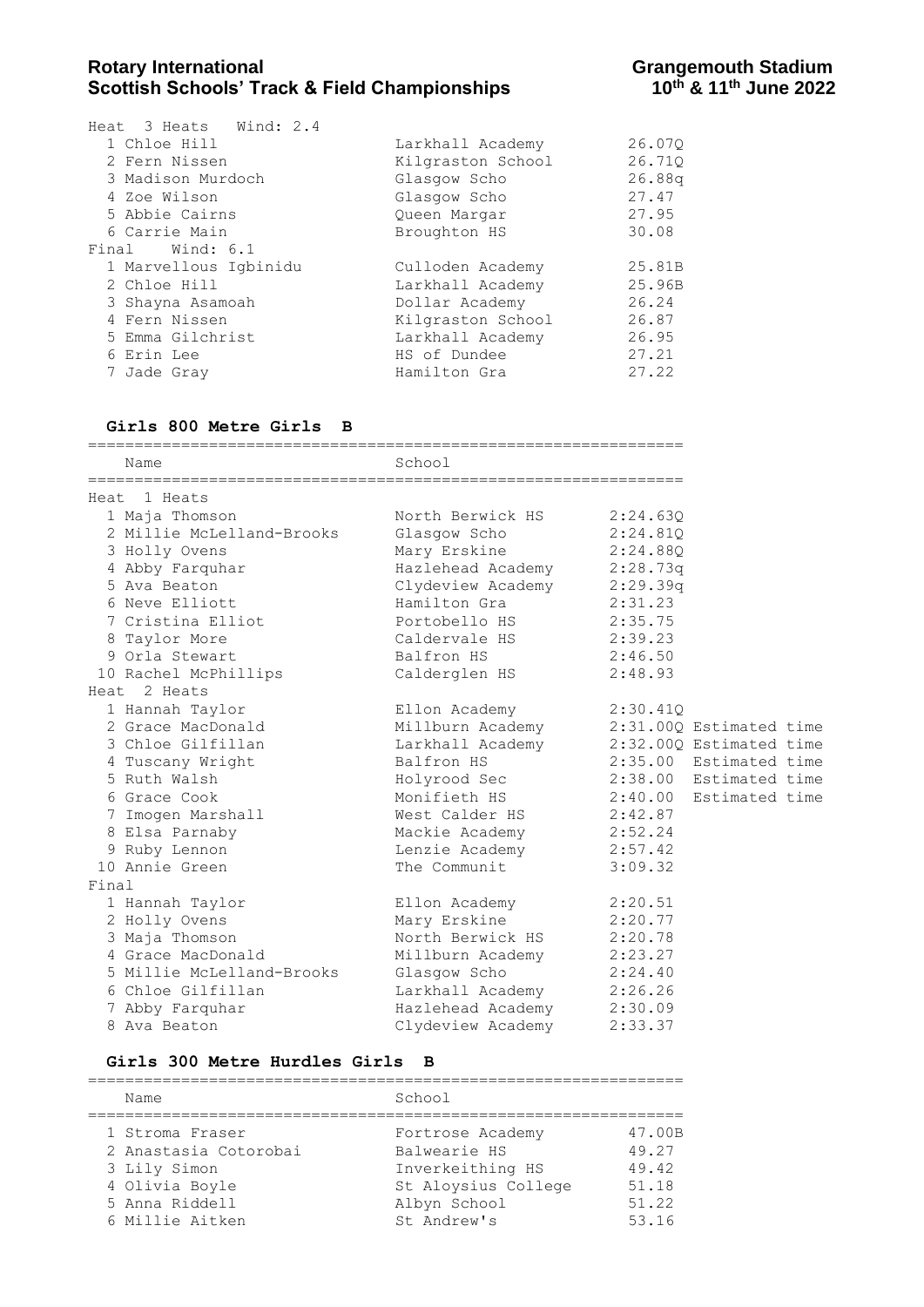Heat 3 Heats Wind: 2.4

| Place | Name | School | Time |
|---|---|---|---|
| 1 | Chloe Hill | Larkhall Academy | 26.07Q |
| 2 | Fern Nissen | Kilgraston School | 26.71Q |
| 3 | Madison Murdoch | Glasgow Scho | 26.88q |
| 4 | Zoe Wilson | Glasgow Scho | 27.47 |
| 5 | Abbie Cairns | Queen Margar | 27.95 |
| 6 | Carrie Main | Broughton HS | 30.08 |

Final Wind: 6.1

| Place | Name | School | Time |
|---|---|---|---|
| 1 | Marvellous Igbinidu | Culloden Academy | 25.81B |
| 2 | Chloe Hill | Larkhall Academy | 25.96B |
| 3 | Shayna Asamoah | Dollar Academy | 26.24 |
| 4 | Fern Nissen | Kilgraston School | 26.87 |
| 5 | Emma Gilchrist | Larkhall Academy | 26.95 |
| 6 | Erin Lee | HS of Dundee | 27.21 |
| 7 | Jade Gray | Hamilton Gra | 27.22 |

### Girls 800 Metre Girls B

Heat 1 Heats

| Place | Name | School | Time | |
|---|---|---|---|---|
| 1 | Maja Thomson | North Berwick HS | 2:24.63Q | |
| 2 | Millie McLelland-Brooks | Glasgow Scho | 2:24.81Q | |
| 3 | Holly Ovens | Mary Erskine | 2:24.88Q | |
| 4 | Abby Farquhar | Hazlehead Academy | 2:28.73q | |
| 5 | Ava Beaton | Clydeview Academy | 2:29.39q | |
| 6 | Neve Elliott | Hamilton Gra | 2:31.23 | |
| 7 | Cristina Elliot | Portobello HS | 2:35.75 | |
| 8 | Taylor More | Caldervale HS | 2:39.23 | |
| 9 | Orla Stewart | Balfron HS | 2:46.50 | |
| 10 | Rachel McPhillips | Calderglen HS | 2:48.93 | |

Heat 2 Heats

| Place | Name | School | Time | |
|---|---|---|---|---|
| 1 | Hannah Taylor | Ellon Academy | 2:30.41Q | |
| 2 | Grace MacDonald | Millburn Academy | 2:31.00Q | Estimated time |
| 3 | Chloe Gilfillan | Larkhall Academy | 2:32.00Q | Estimated time |
| 4 | Tuscany Wright | Balfron HS | 2:35.00 | Estimated time |
| 5 | Ruth Walsh | Holyrood Sec | 2:38.00 | Estimated time |
| 6 | Grace Cook | Monifieth HS | 2:40.00 | Estimated time |
| 7 | Imogen Marshall | West Calder HS | 2:42.87 | |
| 8 | Elsa Parnaby | Mackie Academy | 2:52.24 | |
| 9 | Ruby Lennon | Lenzie Academy | 2:57.42 | |
| 10 | Annie Green | The Communit | 3:09.32 | |

Final

| Place | Name | School | Time |
|---|---|---|---|
| 1 | Hannah Taylor | Ellon Academy | 2:20.51 |
| 2 | Holly Ovens | Mary Erskine | 2:20.77 |
| 3 | Maja Thomson | North Berwick HS | 2:20.78 |
| 4 | Grace MacDonald | Millburn Academy | 2:23.27 |
| 5 | Millie McLelland-Brooks | Glasgow Scho | 2:24.40 |
| 6 | Chloe Gilfillan | Larkhall Academy | 2:26.26 |
| 7 | Abby Farquhar | Hazlehead Academy | 2:30.09 |
| 8 | Ava Beaton | Clydeview Academy | 2:33.37 |

### Girls 300 Metre Hurdles Girls B

| Place | Name | School | Time |
|---|---|---|---|
| 1 | Stroma Fraser | Fortrose Academy | 47.00B |
| 2 | Anastasia Cotorobai | Balwearie HS | 49.27 |
| 3 | Lily Simon | Inverkeithing HS | 49.42 |
| 4 | Olivia Boyle | St Aloysius College | 51.18 |
| 5 | Anna Riddell | Albyn School | 51.22 |
| 6 | Millie Aitken | St Andrew's | 53.16 |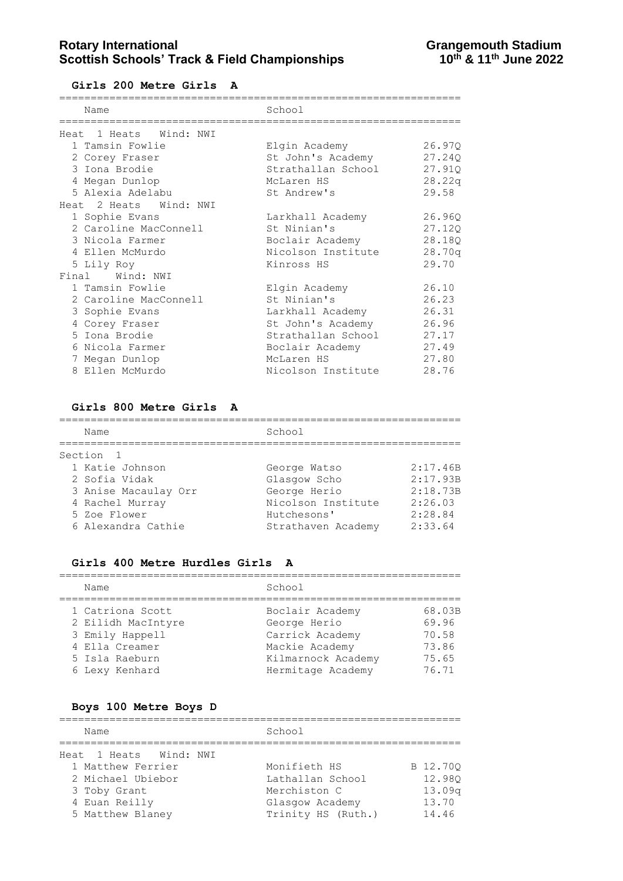## Girls 200 Metre Girls A

| Name | School | |
|---|---|---|
| **Heat 1 Heats Wind: NWI** | | |
| 1 Tamsin Fowlie | Elgin Academy | 26.97Q |
| 2 Corey Fraser | St John's Academy | 27.24Q |
| 3 Iona Brodie | Strathallan School | 27.91Q |
| 4 Megan Dunlop | McLaren HS | 28.22q |
| 5 Alexia Adelabu | St Andrew's | 29.58 |
| **Heat 2 Heats Wind: NWI** | | |
| 1 Sophie Evans | Larkhall Academy | 26.96Q |
| 2 Caroline MacConnell | St Ninian's | 27.12Q |
| 3 Nicola Farmer | Boclair Academy | 28.18Q |
| 4 Ellen McMurdo | Nicolson Institute | 28.70q |
| 5 Lily Roy | Kinross HS | 29.70 |
| **Final Wind: NWI** | | |
| 1 Tamsin Fowlie | Elgin Academy | 26.10 |
| 2 Caroline MacConnell | St Ninian's | 26.23 |
| 3 Sophie Evans | Larkhall Academy | 26.31 |
| 4 Corey Fraser | St John's Academy | 26.96 |
| 5 Iona Brodie | Strathallan School | 27.17 |
| 6 Nicola Farmer | Boclair Academy | 27.49 |
| 7 Megan Dunlop | McLaren HS | 27.80 |
| 8 Ellen McMurdo | Nicolson Institute | 28.76 |

## Girls 800 Metre Girls A

| Name | School | |
|---|---|---|
| **Section 1** | | |
| 1 Katie Johnson | George Watso | 2:17.46B |
| 2 Sofia Vidak | Glasgow Scho | 2:17.93B |
| 3 Anise Macaulay Orr | George Herio | 2:18.73B |
| 4 Rachel Murray | Nicolson Institute | 2:26.03 |
| 5 Zoe Flower | Hutchesons' | 2:28.84 |
| 6 Alexandra Cathie | Strathaven Academy | 2:33.64 |

## Girls 400 Metre Hurdles Girls A

| Name | School | |
|---|---|---|
| 1 Catriona Scott | Boclair Academy | 68.03B |
| 2 Eilidh MacIntyre | George Herio | 69.96 |
| 3 Emily Happell | Carrick Academy | 70.58 |
| 4 Ella Creamer | Mackie Academy | 73.86 |
| 5 Isla Raeburn | Kilmarnock Academy | 75.65 |
| 6 Lexy Kenhard | Hermitage Academy | 76.71 |

## Boys 100 Metre Boys D

| Name | School | |
|---|---|---|
| **Heat 1 Heats Wind: NWI** | | |
| 1 Matthew Ferrier | Monifieth HS | B 12.70Q |
| 2 Michael Ubiebor | Lathallan School | 12.98Q |
| 3 Toby Grant | Merchiston C | 13.09q |
| 4 Euan Reilly | Glasgow Academy | 13.70 |
| 5 Matthew Blaney | Trinity HS (Ruth.) | 14.46 |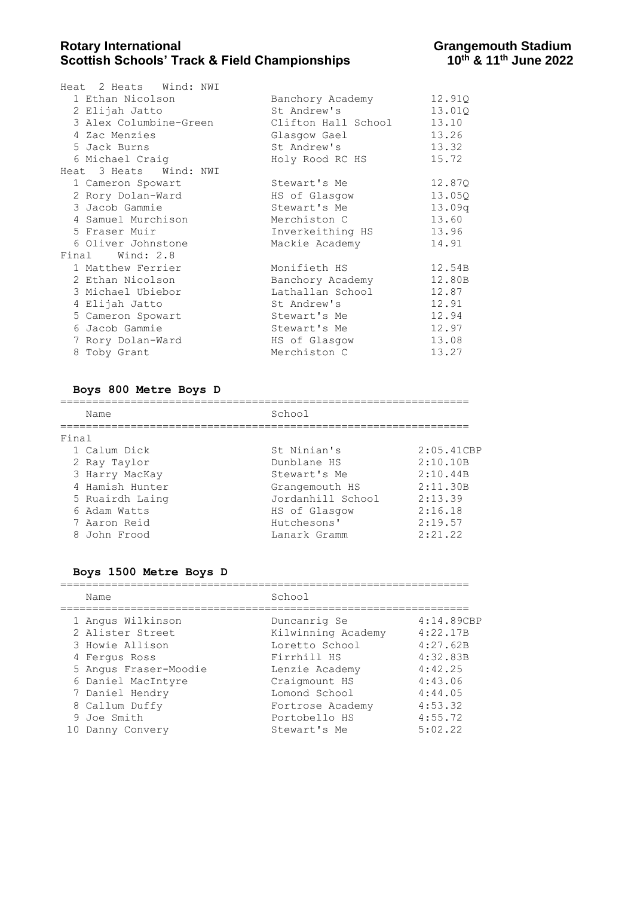Heat 2 Heats Wind: NWI

| | Name | School | Time |
|---|---|---|---|
| 1 | Ethan Nicolson | Banchory Academy | 12.91Q |
| 2 | Elijah Jatto | St Andrew's | 13.01Q |
| 3 | Alex Columbine-Green | Clifton Hall School | 13.10 |
| 4 | Zac Menzies | Glasgow Gael | 13.26 |
| 5 | Jack Burns | St Andrew's | 13.32 |
| 6 | Michael Craig | Holy Rood RC HS | 15.72 |

Heat 3 Heats Wind: NWI

| | Name | School | Time |
|---|---|---|---|
| 1 | Cameron Spowart | Stewart's Me | 12.87Q |
| 2 | Rory Dolan-Ward | HS of Glasgow | 13.05Q |
| 3 | Jacob Gammie | Stewart's Me | 13.09q |
| 4 | Samuel Murchison | Merchiston C | 13.60 |
| 5 | Fraser Muir | Inverkeithing HS | 13.96 |
| 6 | Oliver Johnstone | Mackie Academy | 14.91 |

Final Wind: 2.8

| | Name | School | Time |
|---|---|---|---|
| 1 | Matthew Ferrier | Monifieth HS | 12.54B |
| 2 | Ethan Nicolson | Banchory Academy | 12.80B |
| 3 | Michael Ubiebor | Lathallan School | 12.87 |
| 4 | Elijah Jatto | St Andrew's | 12.91 |
| 5 | Cameron Spowart | Stewart's Me | 12.94 |
| 6 | Jacob Gammie | Stewart's Me | 12.97 |
| 7 | Rory Dolan-Ward | HS of Glasgow | 13.08 |
| 8 | Toby Grant | Merchiston C | 13.27 |

### Boys 800 Metre Boys D

Final

| | Name | School | Time |
|---|---|---|---|
| 1 | Calum Dick | St Ninian's | 2:05.41CBP |
| 2 | Ray Taylor | Dunblane HS | 2:10.10B |
| 3 | Harry MacKay | Stewart's Me | 2:10.44B |
| 4 | Hamish Hunter | Grangemouth HS | 2:11.30B |
| 5 | Ruairdh Laing | Jordanhill School | 2:13.39 |
| 6 | Adam Watts | HS of Glasgow | 2:16.18 |
| 7 | Aaron Reid | Hutchesons' | 2:19.57 |
| 8 | John Frood | Lanark Gramm | 2:21.22 |

### Boys 1500 Metre Boys D

| | Name | School | Time |
|---|---|---|---|
| 1 | Angus Wilkinson | Duncanrig Se | 4:14.89CBP |
| 2 | Alister Street | Kilwinning Academy | 4:22.17B |
| 3 | Howie Allison | Loretto School | 4:27.62B |
| 4 | Fergus Ross | Firrhill HS | 4:32.83B |
| 5 | Angus Fraser-Moodie | Lenzie Academy | 4:42.25 |
| 6 | Daniel MacIntyre | Craigmount HS | 4:43.06 |
| 7 | Daniel Hendry | Lomond School | 4:44.05 |
| 8 | Callum Duffy | Fortrose Academy | 4:53.32 |
| 9 | Joe Smith | Portobello HS | 4:55.72 |
| 10 | Danny Convery | Stewart's Me | 5:02.22 |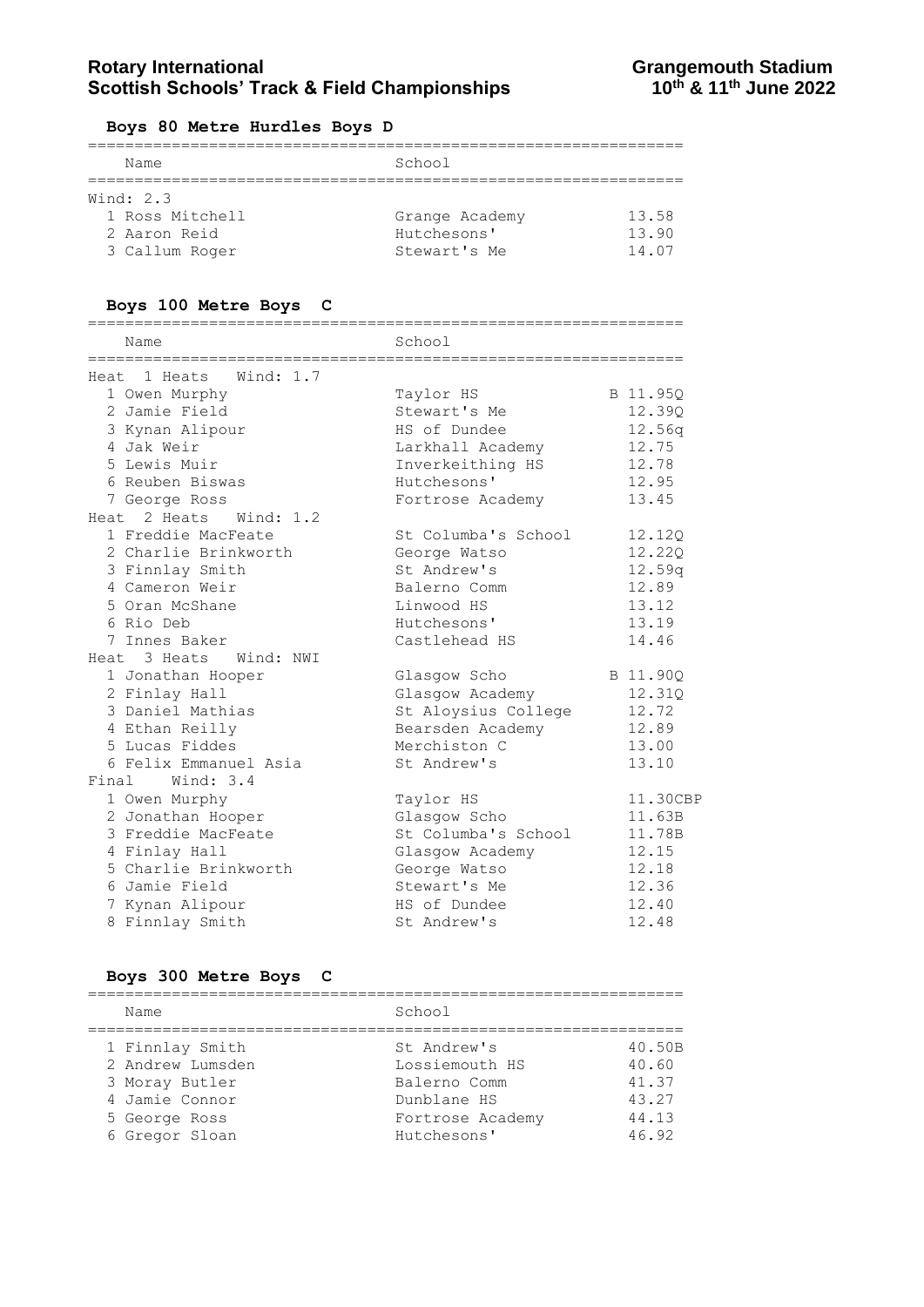# Rotary International Scottish Schools' Track & Field Championships

**Grangemouth Stadium 10th & 11th June 2022**

## Boys 80 Metre Hurdles Boys D

Wind: 2.3

| | Name | School | |
|---|---|---|---|
| 1 | Ross Mitchell | Grange Academy | 13.58 |
| 2 | Aaron Reid | Hutchesons' | 13.90 |
| 3 | Callum Roger | Stewart's Me | 14.07 |

## Boys 100 Metre Boys C

| | Name | School | |
|---|---|---|---|
| **Heat 1 Heats Wind: 1.7** | | | |
| 1 | Owen Murphy | Taylor HS | B 11.95Q |
| 2 | Jamie Field | Stewart's Me | 12.39Q |
| 3 | Kynan Alipour | HS of Dundee | 12.56q |
| 4 | Jak Weir | Larkhall Academy | 12.75 |
| 5 | Lewis Muir | Inverkeithing HS | 12.78 |
| 6 | Reuben Biswas | Hutchesons' | 12.95 |
| 7 | George Ross | Fortrose Academy | 13.45 |
| **Heat 2 Heats Wind: 1.2** | | | |
| 1 | Freddie MacFeate | St Columba's School | 12.12Q |
| 2 | Charlie Brinkworth | George Watso | 12.22Q |
| 3 | Finnlay Smith | St Andrew's | 12.59q |
| 4 | Cameron Weir | Balerno Comm | 12.89 |
| 5 | Oran McShane | Linwood HS | 13.12 |
| 6 | Rio Deb | Hutchesons' | 13.19 |
| 7 | Innes Baker | Castlehead HS | 14.46 |
| **Heat 3 Heats Wind: NWI** | | | |
| 1 | Jonathan Hooper | Glasgow Scho | B 11.90Q |
| 2 | Finlay Hall | Glasgow Academy | 12.31Q |
| 3 | Daniel Mathias | St Aloysius College | 12.72 |
| 4 | Ethan Reilly | Bearsden Academy | 12.89 |
| 5 | Lucas Fiddes | Merchiston C | 13.00 |
| 6 | Felix Emmanuel Asia | St Andrew's | 13.10 |
| **Final Wind: 3.4** | | | |
| 1 | Owen Murphy | Taylor HS | 11.30CBP |
| 2 | Jonathan Hooper | Glasgow Scho | 11.63B |
| 3 | Freddie MacFeate | St Columba's School | 11.78B |
| 4 | Finlay Hall | Glasgow Academy | 12.15 |
| 5 | Charlie Brinkworth | George Watso | 12.18 |
| 6 | Jamie Field | Stewart's Me | 12.36 |
| 7 | Kynan Alipour | HS of Dundee | 12.40 |
| 8 | Finnlay Smith | St Andrew's | 12.48 |

## Boys 300 Metre Boys C

| | Name | School | |
|---|---|---|---|
| 1 | Finnlay Smith | St Andrew's | 40.50B |
| 2 | Andrew Lumsden | Lossiemouth HS | 40.60 |
| 3 | Moray Butler | Balerno Comm | 41.37 |
| 4 | Jamie Connor | Dunblane HS | 43.27 |
| 5 | George Ross | Fortrose Academy | 44.13 |
| 6 | Gregor Sloan | Hutchesons' | 46.92 |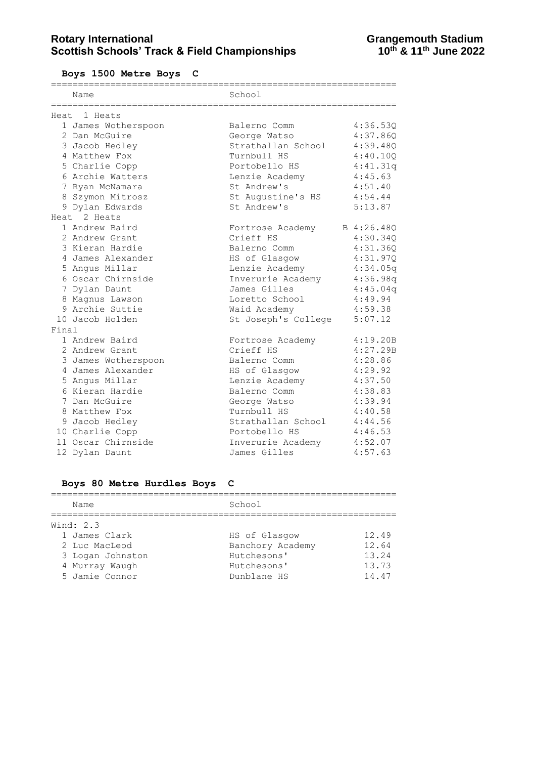**Rotary International**
**Scottish Schools' Track & Field Championships**

**Grangemouth Stadium**
**10th & 11th June 2022**

## Boys 1500 Metre Boys C

| Name | School | |
|---|---|---|
| **Heat 1 Heats** | | |
| 1 James Wotherspoon | Balerno Comm | 4:36.53Q |
| 2 Dan McGuire | George Watso | 4:37.86Q |
| 3 Jacob Hedley | Strathallan School | 4:39.48Q |
| 4 Matthew Fox | Turnbull HS | 4:40.10Q |
| 5 Charlie Copp | Portobello HS | 4:41.31q |
| 6 Archie Watters | Lenzie Academy | 4:45.63 |
| 7 Ryan McNamara | St Andrew's | 4:51.40 |
| 8 Szymon Mitrosz | St Augustine's HS | 4:54.44 |
| 9 Dylan Edwards | St Andrew's | 5:13.87 |
| **Heat 2 Heats** | | |
| 1 Andrew Baird | Fortrose Academy | B 4:26.48Q |
| 2 Andrew Grant | Crieff HS | 4:30.34Q |
| 3 Kieran Hardie | Balerno Comm | 4:31.36Q |
| 4 James Alexander | HS of Glasgow | 4:31.97Q |
| 5 Angus Millar | Lenzie Academy | 4:34.05q |
| 6 Oscar Chirnside | Inverurie Academy | 4:36.98q |
| 7 Dylan Daunt | James Gilles | 4:45.04q |
| 8 Magnus Lawson | Loretto School | 4:49.94 |
| 9 Archie Suttie | Waid Academy | 4:59.38 |
| 10 Jacob Holden | St Joseph's College | 5:07.12 |
| **Final** | | |
| 1 Andrew Baird | Fortrose Academy | 4:19.20B |
| 2 Andrew Grant | Crieff HS | 4:27.29B |
| 3 James Wotherspoon | Balerno Comm | 4:28.86 |
| 4 James Alexander | HS of Glasgow | 4:29.92 |
| 5 Angus Millar | Lenzie Academy | 4:37.50 |
| 6 Kieran Hardie | Balerno Comm | 4:38.83 |
| 7 Dan McGuire | George Watso | 4:39.94 |
| 8 Matthew Fox | Turnbull HS | 4:40.58 |
| 9 Jacob Hedley | Strathallan School | 4:44.56 |
| 10 Charlie Copp | Portobello HS | 4:46.53 |
| 11 Oscar Chirnside | Inverurie Academy | 4:52.07 |
| 12 Dylan Daunt | James Gilles | 4:57.63 |

## Boys 80 Metre Hurdles Boys C

| Name | School | |
|---|---|---|
| **Wind: 2.3** | | |
| 1 James Clark | HS of Glasgow | 12.49 |
| 2 Luc MacLeod | Banchory Academy | 12.64 |
| 3 Logan Johnston | Hutchesons' | 13.24 |
| 4 Murray Waugh | Hutchesons' | 13.73 |
| 5 Jamie Connor | Dunblane HS | 14.47 |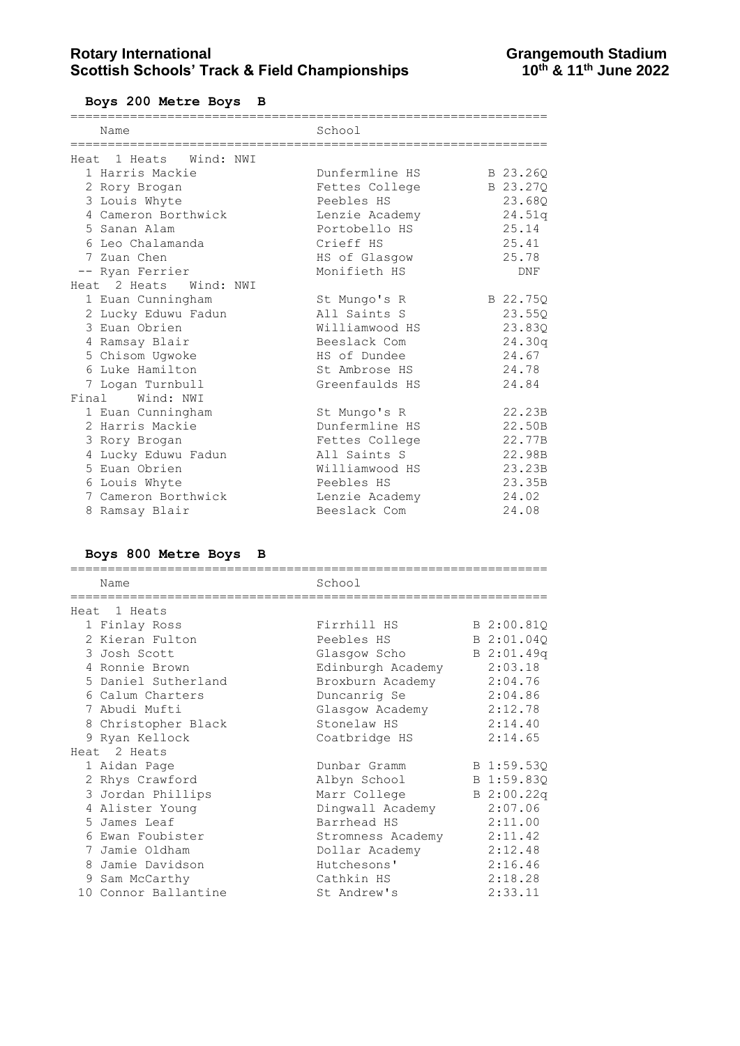**Rotary International**
**Scottish Schools' Track & Field Championships**

**Grangemouth Stadium**
**10th & 11th June 2022**

### Boys 200 Metre Boys B

| Place | Name | School | Time |
|---|---|---|---|
| **Heat 1 Heats Wind: NWI** | | | |
| 1 | Harris Mackie | Dunfermline HS | B 23.26Q |
| 2 | Rory Brogan | Fettes College | B 23.27Q |
| 3 | Louis Whyte | Peebles HS | 23.68Q |
| 4 | Cameron Borthwick | Lenzie Academy | 24.51q |
| 5 | Sanan Alam | Portobello HS | 25.14 |
| 6 | Leo Chalamanda | Crieff HS | 25.41 |
| 7 | Zuan Chen | HS of Glasgow | 25.78 |
| -- | Ryan Ferrier | Monifieth HS | DNF |
| **Heat 2 Heats Wind: NWI** | | | |
| 1 | Euan Cunningham | St Mungo's R | B 22.75Q |
| 2 | Lucky Eduwu Fadun | All Saints S | 23.55Q |
| 3 | Euan Obrien | Williamwood HS | 23.83Q |
| 4 | Ramsay Blair | Beeslack Com | 24.30q |
| 5 | Chisom Ugwoke | HS of Dundee | 24.67 |
| 6 | Luke Hamilton | St Ambrose HS | 24.78 |
| 7 | Logan Turnbull | Greenfaulds HS | 24.84 |
| **Final Wind: NWI** | | | |
| 1 | Euan Cunningham | St Mungo's R | 22.23B |
| 2 | Harris Mackie | Dunfermline HS | 22.50B |
| 3 | Rory Brogan | Fettes College | 22.77B |
| 4 | Lucky Eduwu Fadun | All Saints S | 22.98B |
| 5 | Euan Obrien | Williamwood HS | 23.23B |
| 6 | Louis Whyte | Peebles HS | 23.35B |
| 7 | Cameron Borthwick | Lenzie Academy | 24.02 |
| 8 | Ramsay Blair | Beeslack Com | 24.08 |

### Boys 800 Metre Boys B

| Place | Name | School | Time |
|---|---|---|---|
| **Heat 1 Heats** | | | |
| 1 | Finlay Ross | Firrhill HS | B 2:00.81Q |
| 2 | Kieran Fulton | Peebles HS | B 2:01.04Q |
| 3 | Josh Scott | Glasgow Scho | B 2:01.49q |
| 4 | Ronnie Brown | Edinburgh Academy | 2:03.18 |
| 5 | Daniel Sutherland | Broxburn Academy | 2:04.76 |
| 6 | Calum Charters | Duncanrig Se | 2:04.86 |
| 7 | Abudi Mufti | Glasgow Academy | 2:12.78 |
| 8 | Christopher Black | Stonelaw HS | 2:14.40 |
| 9 | Ryan Kellock | Coatbridge HS | 2:14.65 |
| **Heat 2 Heats** | | | |
| 1 | Aidan Page | Dunbar Gramm | B 1:59.53Q |
| 2 | Rhys Crawford | Albyn School | B 1:59.83Q |
| 3 | Jordan Phillips | Marr College | B 2:00.22q |
| 4 | Alister Young | Dingwall Academy | 2:07.06 |
| 5 | James Leaf | Barrhead HS | 2:11.00 |
| 6 | Ewan Foubister | Stromness Academy | 2:11.42 |
| 7 | Jamie Oldham | Dollar Academy | 2:12.48 |
| 8 | Jamie Davidson | Hutchesons' | 2:16.46 |
| 9 | Sam McCarthy | Cathkin HS | 2:18.28 |
| 10 | Connor Ballantine | St Andrew's | 2:33.11 |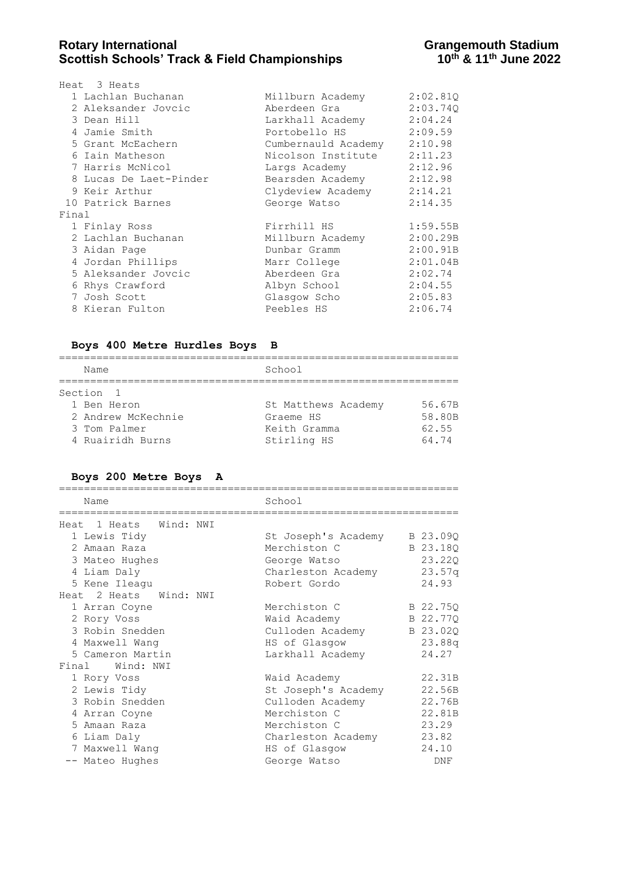Heat 3 Heats

| | Name | School | |
|---|---|---|---|
| 1 | Lachlan Buchanan | Millburn Academy | 2:02.81Q |
| 2 | Aleksander Jovcic | Aberdeen Gra | 2:03.74Q |
| 3 | Dean Hill | Larkhall Academy | 2:04.24 |
| 4 | Jamie Smith | Portobello HS | 2:09.59 |
| 5 | Grant McEachern | Cumbernauld Academy | 2:10.98 |
| 6 | Iain Matheson | Nicolson Institute | 2:11.23 |
| 7 | Harris McNicol | Largs Academy | 2:12.96 |
| 8 | Lucas De Laet-Pinder | Bearsden Academy | 2:12.98 |
| 9 | Keir Arthur | Clydeview Academy | 2:14.21 |
| 10 | Patrick Barnes | George Watso | 2:14.35 |

Final

| | Name | School | |
|---|---|---|---|
| 1 | Finlay Ross | Firrhill HS | 1:59.55B |
| 2 | Lachlan Buchanan | Millburn Academy | 2:00.29B |
| 3 | Aidan Page | Dunbar Gramm | 2:00.91B |
| 4 | Jordan Phillips | Marr College | 2:01.04B |
| 5 | Aleksander Jovcic | Aberdeen Gra | 2:02.74 |
| 6 | Rhys Crawford | Albyn School | 2:04.55 |
| 7 | Josh Scott | Glasgow Scho | 2:05.83 |
| 8 | Kieran Fulton | Peebles HS | 2:06.74 |

### Boys 400 Metre Hurdles Boys B

Section 1

| | Name | School | |
|---|---|---|---|
| 1 | Ben Heron | St Matthews Academy | 56.67B |
| 2 | Andrew McKechnie | Graeme HS | 58.80B |
| 3 | Tom Palmer | Keith Gramma | 62.55 |
| 4 | Ruairidh Burns | Stirling HS | 64.74 |

### Boys 200 Metre Boys A

Heat 1 Heats Wind: NWI

| | Name | School | |
|---|---|---|---|
| 1 | Lewis Tidy | St Joseph's Academy | B 23.09Q |
| 2 | Amaan Raza | Merchiston C | B 23.18Q |
| 3 | Mateo Hughes | George Watso | 23.22Q |
| 4 | Liam Daly | Charleston Academy | 23.57q |
| 5 | Kene Ileagu | Robert Gordo | 24.93 |

Heat 2 Heats Wind: NWI

| | Name | School | |
|---|---|---|---|
| 1 | Arran Coyne | Merchiston C | B 22.75Q |
| 2 | Rory Voss | Waid Academy | B 22.77Q |
| 3 | Robin Snedden | Culloden Academy | B 23.02Q |
| 4 | Maxwell Wang | HS of Glasgow | 23.88q |
| 5 | Cameron Martin | Larkhall Academy | 24.27 |

Final Wind: NWI

| | Name | School | |
|---|---|---|---|
| 1 | Rory Voss | Waid Academy | 22.31B |
| 2 | Lewis Tidy | St Joseph's Academy | 22.56B |
| 3 | Robin Snedden | Culloden Academy | 22.76B |
| 4 | Arran Coyne | Merchiston C | 22.81B |
| 5 | Amaan Raza | Merchiston C | 23.29 |
| 6 | Liam Daly | Charleston Academy | 23.82 |
| 7 | Maxwell Wang | HS of Glasgow | 24.10 |
| -- | Mateo Hughes | George Watso | DNF |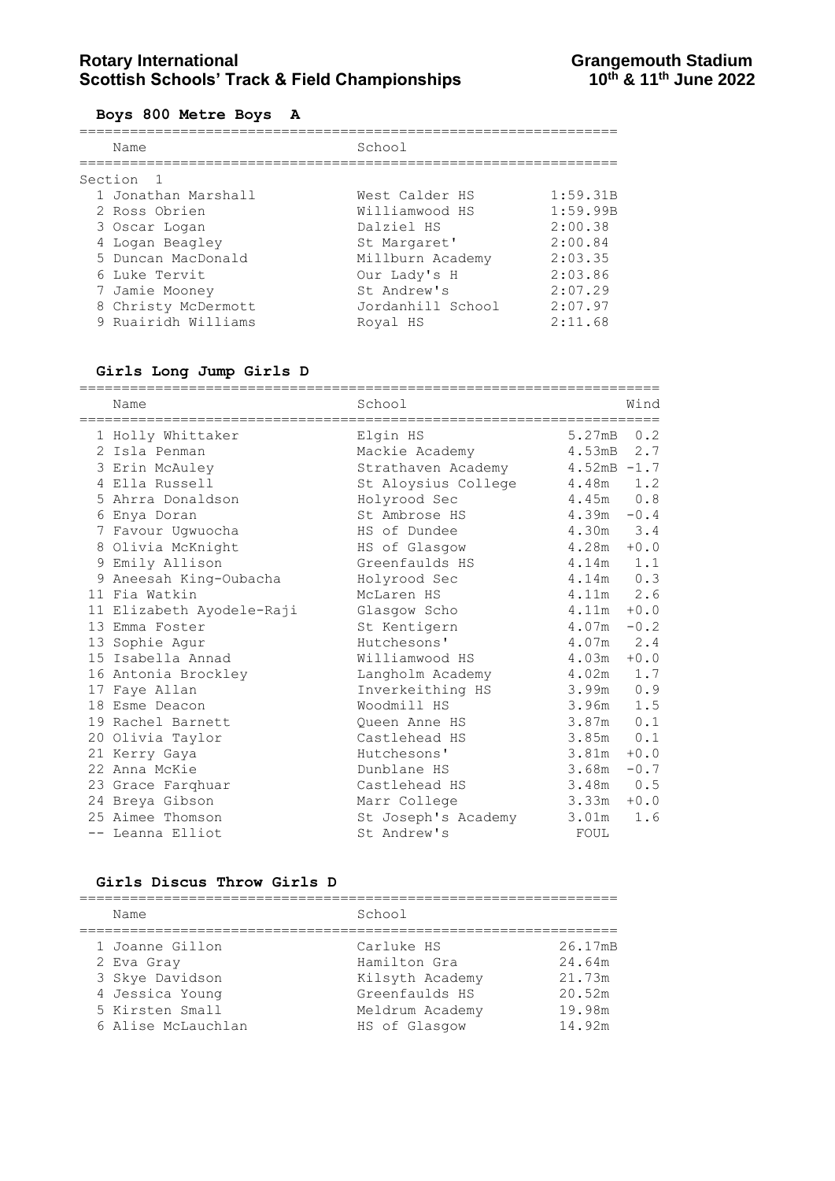# Rotary International Scottish Schools' Track & Field Championships

## Grangemouth Stadium 10th & 11th June 2022

### Boys 800 Metre Boys A

Section 1

| | Name | School | |
|---|---|---|---|
| 1 | Jonathan Marshall | West Calder HS | 1:59.31B |
| 2 | Ross Obrien | Williamwood HS | 1:59.99B |
| 3 | Oscar Logan | Dalziel HS | 2:00.38 |
| 4 | Logan Beagley | St Margaret' | 2:00.84 |
| 5 | Duncan MacDonald | Millburn Academy | 2:03.35 |
| 6 | Luke Tervit | Our Lady's H | 2:03.86 |
| 7 | Jamie Mooney | St Andrew's | 2:07.29 |
| 8 | Christy McDermott | Jordanhill School | 2:07.97 |
| 9 | Ruairidh Williams | Royal HS | 2:11.68 |

### Girls Long Jump Girls D

| | Name | School | | Wind |
|---|---|---|---|---|
| 1 | Holly Whittaker | Elgin HS | 5.27mB | 0.2 |
| 2 | Isla Penman | Mackie Academy | 4.53mB | 2.7 |
| 3 | Erin McAuley | Strathaven Academy | 4.52mB | -1.7 |
| 4 | Ella Russell | St Aloysius College | 4.48m | 1.2 |
| 5 | Ahrra Donaldson | Holyrood Sec | 4.45m | 0.8 |
| 6 | Enya Doran | St Ambrose HS | 4.39m | -0.4 |
| 7 | Favour Ugwuocha | HS of Dundee | 4.30m | 3.4 |
| 8 | Olivia McKnight | HS of Glasgow | 4.28m | +0.0 |
| 9 | Emily Allison | Greenfaulds HS | 4.14m | 1.1 |
| 9 | Aneesah King-Oubacha | Holyrood Sec | 4.14m | 0.3 |
| 11 | Fia Watkin | McLaren HS | 4.11m | 2.6 |
| 11 | Elizabeth Ayodele-Raji | Glasgow Scho | 4.11m | +0.0 |
| 13 | Emma Foster | St Kentigern | 4.07m | -0.2 |
| 13 | Sophie Agur | Hutchesons' | 4.07m | 2.4 |
| 15 | Isabella Annad | Williamwood HS | 4.03m | +0.0 |
| 16 | Antonia Brockley | Langholm Academy | 4.02m | 1.7 |
| 17 | Faye Allan | Inverkeithing HS | 3.99m | 0.9 |
| 18 | Esme Deacon | Woodmill HS | 3.96m | 1.5 |
| 19 | Rachel Barnett | Queen Anne HS | 3.87m | 0.1 |
| 20 | Olivia Taylor | Castlehead HS | 3.85m | 0.1 |
| 21 | Kerry Gaya | Hutchesons' | 3.81m | +0.0 |
| 22 | Anna McKie | Dunblane HS | 3.68m | -0.7 |
| 23 | Grace Farqhuar | Castlehead HS | 3.48m | 0.5 |
| 24 | Breya Gibson | Marr College | 3.33m | +0.0 |
| 25 | Aimee Thomson | St Joseph's Academy | 3.01m | 1.6 |
| -- | Leanna Elliot | St Andrew's | FOUL | |

### Girls Discus Throw Girls D

| | Name | School | |
|---|---|---|---|
| 1 | Joanne Gillon | Carluke HS | 26.17mB |
| 2 | Eva Gray | Hamilton Gra | 24.64m |
| 3 | Skye Davidson | Kilsyth Academy | 21.73m |
| 4 | Jessica Young | Greenfaulds HS | 20.52m |
| 5 | Kirsten Small | Meldrum Academy | 19.98m |
| 6 | Alise McLauchlan | HS of Glasgow | 14.92m |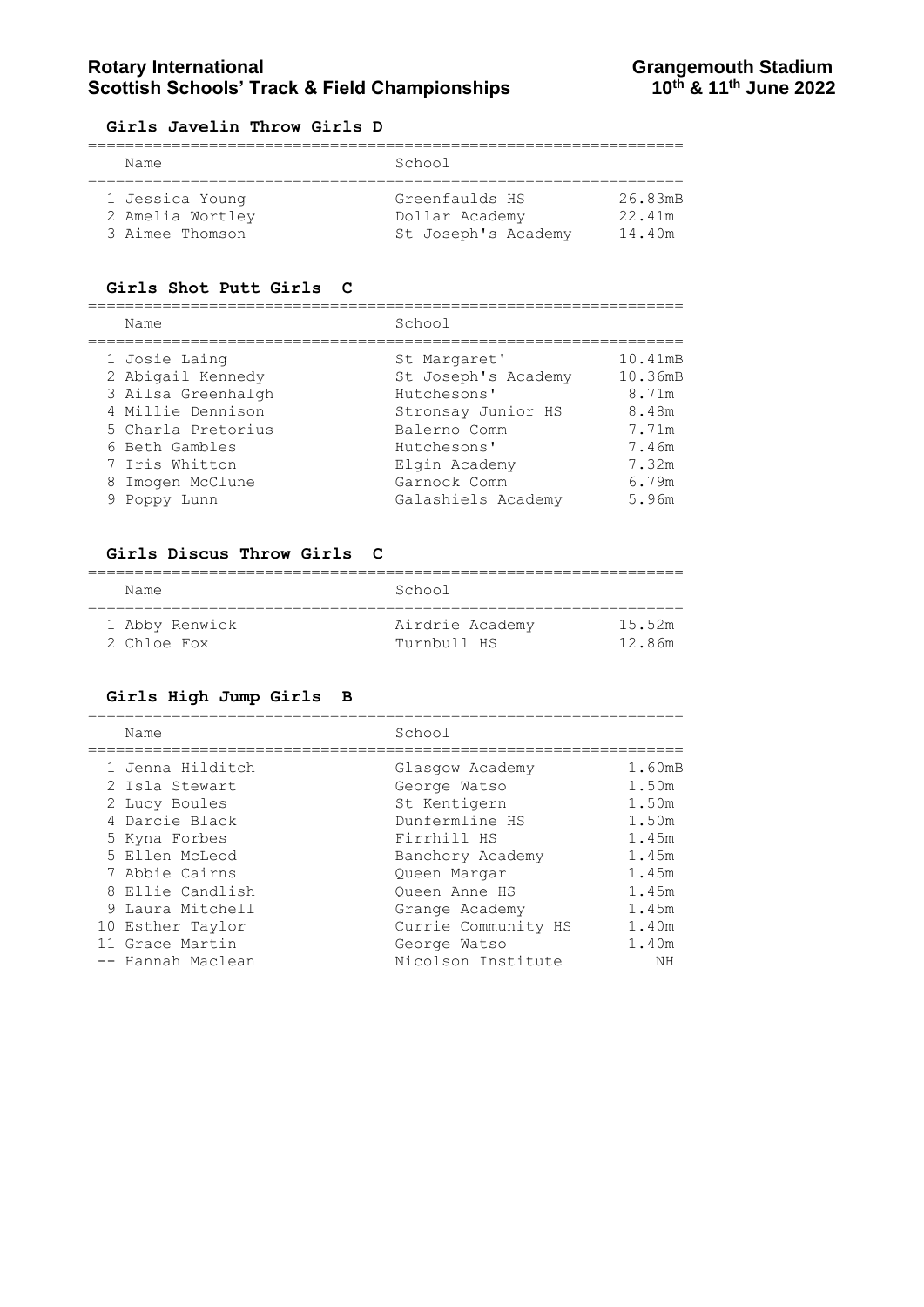**Girls Javelin Throw Girls D**

| | Name | School | |
|---|---|---|---|
| 1 | Jessica Young | Greenfaulds HS | 26.83mB |
| 2 | Amelia Wortley | Dollar Academy | 22.41m |
| 3 | Aimee Thomson | St Joseph's Academy | 14.40m |

**Girls Shot Putt Girls C**

| | Name | School | |
|---|---|---|---|
| 1 | Josie Laing | St Margaret' | 10.41mB |
| 2 | Abigail Kennedy | St Joseph's Academy | 10.36mB |
| 3 | Ailsa Greenhalgh | Hutchesons' | 8.71m |
| 4 | Millie Dennison | Stronsay Junior HS | 8.48m |
| 5 | Charla Pretorius | Balerno Comm | 7.71m |
| 6 | Beth Gambles | Hutchesons' | 7.46m |
| 7 | Iris Whitton | Elgin Academy | 7.32m |
| 8 | Imogen McClune | Garnock Comm | 6.79m |
| 9 | Poppy Lunn | Galashiels Academy | 5.96m |

**Girls Discus Throw Girls C**

| | Name | School | |
|---|---|---|---|
| 1 | Abby Renwick | Airdrie Academy | 15.52m |
| 2 | Chloe Fox | Turnbull HS | 12.86m |

**Girls High Jump Girls B**

| | Name | School | |
|---|---|---|---|
| 1 | Jenna Hilditch | Glasgow Academy | 1.60mB |
| 2 | Isla Stewart | George Watso | 1.50m |
| 2 | Lucy Boules | St Kentigern | 1.50m |
| 4 | Darcie Black | Dunfermline HS | 1.50m |
| 5 | Kyna Forbes | Firrhill HS | 1.45m |
| 5 | Ellen McLeod | Banchory Academy | 1.45m |
| 7 | Abbie Cairns | Queen Margar | 1.45m |
| 8 | Ellie Candlish | Queen Anne HS | 1.45m |
| 9 | Laura Mitchell | Grange Academy | 1.45m |
| 10 | Esther Taylor | Currie Community HS | 1.40m |
| 11 | Grace Martin | George Watso | 1.40m |
| -- | Hannah Maclean | Nicolson Institute | NH |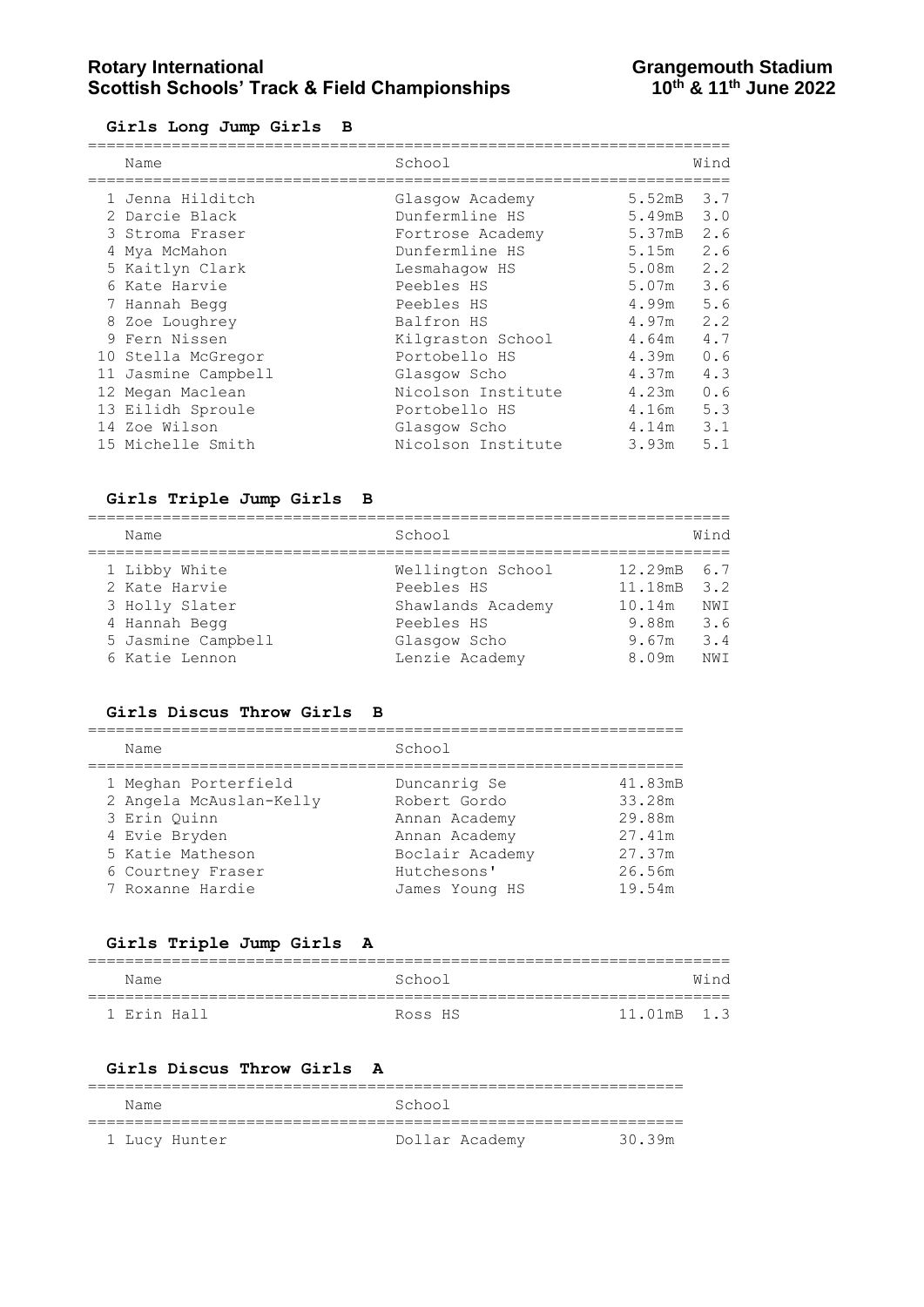**Rotary International**
**Scottish Schools' Track & Field Championships**

**Grangemouth Stadium**
**10th & 11th June 2022**

### Girls Long Jump Girls B

| | Name | School | | Wind |
|---|---|---|---|---|
| 1 | Jenna Hilditch | Glasgow Academy | 5.52mB | 3.7 |
| 2 | Darcie Black | Dunfermline HS | 5.49mB | 3.0 |
| 3 | Stroma Fraser | Fortrose Academy | 5.37mB | 2.6 |
| 4 | Mya McMahon | Dunfermline HS | 5.15m | 2.6 |
| 5 | Kaitlyn Clark | Lesmahagow HS | 5.08m | 2.2 |
| 6 | Kate Harvie | Peebles HS | 5.07m | 3.6 |
| 7 | Hannah Begg | Peebles HS | 4.99m | 5.6 |
| 8 | Zoe Loughrey | Balfron HS | 4.97m | 2.2 |
| 9 | Fern Nissen | Kilgraston School | 4.64m | 4.7 |
| 10 | Stella McGregor | Portobello HS | 4.39m | 0.6 |
| 11 | Jasmine Campbell | Glasgow Scho | 4.37m | 4.3 |
| 12 | Megan Maclean | Nicolson Institute | 4.23m | 0.6 |
| 13 | Eilidh Sproule | Portobello HS | 4.16m | 5.3 |
| 14 | Zoe Wilson | Glasgow Scho | 4.14m | 3.1 |
| 15 | Michelle Smith | Nicolson Institute | 3.93m | 5.1 |

### Girls Triple Jump Girls B

| | Name | School | | Wind |
|---|---|---|---|---|
| 1 | Libby White | Wellington School | 12.29mB | 6.7 |
| 2 | Kate Harvie | Peebles HS | 11.18mB | 3.2 |
| 3 | Holly Slater | Shawlands Academy | 10.14m | NWI |
| 4 | Hannah Begg | Peebles HS | 9.88m | 3.6 |
| 5 | Jasmine Campbell | Glasgow Scho | 9.67m | 3.4 |
| 6 | Katie Lennon | Lenzie Academy | 8.09m | NWI |

### Girls Discus Throw Girls B

| | Name | School | |
|---|---|---|---|
| 1 | Meghan Porterfield | Duncanrig Se | 41.83mB |
| 2 | Angela McAuslan-Kelly | Robert Gordo | 33.28m |
| 3 | Erin Quinn | Annan Academy | 29.88m |
| 4 | Evie Bryden | Annan Academy | 27.41m |
| 5 | Katie Matheson | Boclair Academy | 27.37m |
| 6 | Courtney Fraser | Hutchesons' | 26.56m |
| 7 | Roxanne Hardie | James Young HS | 19.54m |

### Girls Triple Jump Girls A

| | Name | School | | Wind |
|---|---|---|---|---|
| 1 | Erin Hall | Ross HS | 11.01mB | 1.3 |

### Girls Discus Throw Girls A

| | Name | School | |
|---|---|---|---|
| 1 | Lucy Hunter | Dollar Academy | 30.39m |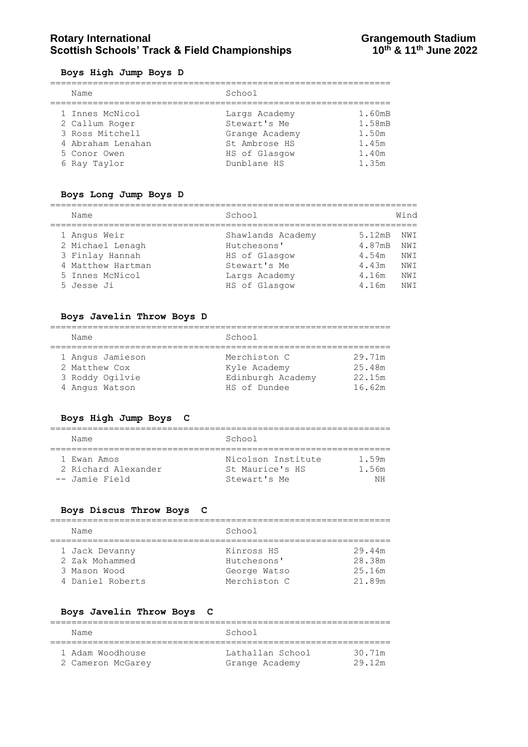### Boys High Jump Boys D

| | Name | School | |
|---|---|---|---|
| 1 | Innes McNicol | Largs Academy | 1.60mB |
| 2 | Callum Roger | Stewart's Me | 1.58mB |
| 3 | Ross Mitchell | Grange Academy | 1.50m |
| 4 | Abraham Lenahan | St Ambrose HS | 1.45m |
| 5 | Conor Owen | HS of Glasgow | 1.40m |
| 6 | Ray Taylor | Dunblane HS | 1.35m |

### Boys Long Jump Boys D

| | Name | School | | Wind |
|---|---|---|---|---|
| 1 | Angus Weir | Shawlands Academy | 5.12mB | NWI |
| 2 | Michael Lenagh | Hutchesons' | 4.87mB | NWI |
| 3 | Finlay Hannah | HS of Glasgow | 4.54m | NWI |
| 4 | Matthew Hartman | Stewart's Me | 4.43m | NWI |
| 5 | Innes McNicol | Largs Academy | 4.16m | NWI |
| 5 | Jesse Ji | HS of Glasgow | 4.16m | NWI |

### Boys Javelin Throw Boys D

| | Name | School | |
|---|---|---|---|
| 1 | Angus Jamieson | Merchiston C | 29.71m |
| 2 | Matthew Cox | Kyle Academy | 25.48m |
| 3 | Roddy Ogilvie | Edinburgh Academy | 22.15m |
| 4 | Angus Watson | HS of Dundee | 16.62m |

### Boys High Jump Boys C

| | Name | School | |
|---|---|---|---|
| 1 | Ewan Amos | Nicolson Institute | 1.59m |
| 2 | Richard Alexander | St Maurice's HS | 1.56m |
| -- | Jamie Field | Stewart's Me | NH |

### Boys Discus Throw Boys C

| | Name | School | |
|---|---|---|---|
| 1 | Jack Devanny | Kinross HS | 29.44m |
| 2 | Zak Mohammed | Hutchesons' | 28.38m |
| 3 | Mason Wood | George Watso | 25.16m |
| 4 | Daniel Roberts | Merchiston C | 21.89m |

### Boys Javelin Throw Boys C

| | Name | School | |
|---|---|---|---|
| 1 | Adam Woodhouse | Lathallan School | 30.71m |
| 2 | Cameron McGarey | Grange Academy | 29.12m |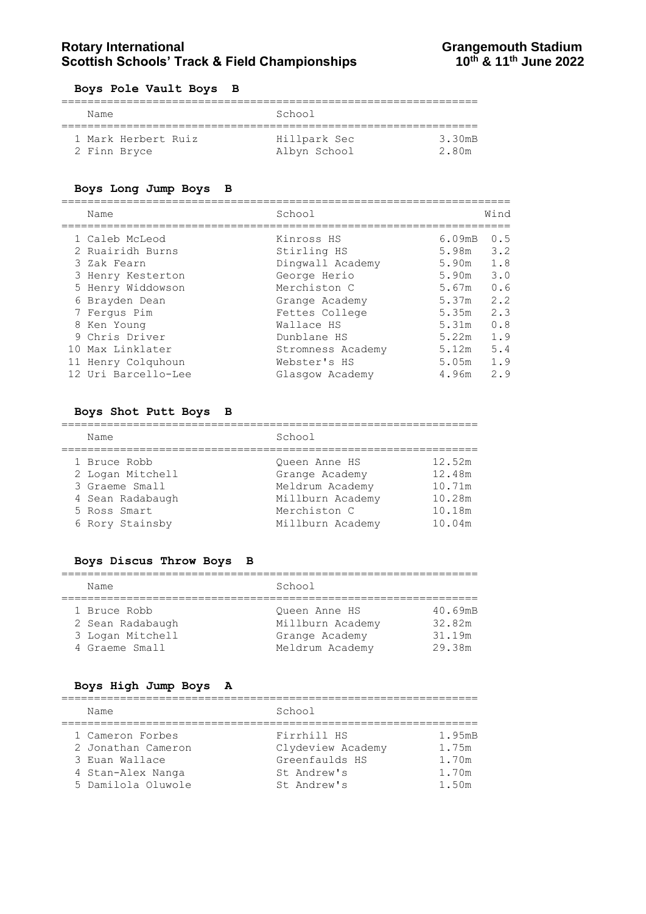## Boys Pole Vault Boys B

| | Name | School | |
|---|---|---|---|
| 1 | Mark Herbert Ruiz | Hillpark Sec | 3.30mB |
| 2 | Finn Bryce | Albyn School | 2.80m |

## Boys Long Jump Boys B

| | Name | School | | Wind |
|---|---|---|---|---|
| 1 | Caleb McLeod | Kinross HS | 6.09mB | 0.5 |
| 2 | Ruairidh Burns | Stirling HS | 5.98m | 3.2 |
| 3 | Zak Fearn | Dingwall Academy | 5.90m | 1.8 |
| 3 | Henry Kesterton | George Herio | 5.90m | 3.0 |
| 5 | Henry Widdowson | Merchiston C | 5.67m | 0.6 |
| 6 | Brayden Dean | Grange Academy | 5.37m | 2.2 |
| 7 | Fergus Pim | Fettes College | 5.35m | 2.3 |
| 8 | Ken Young | Wallace HS | 5.31m | 0.8 |
| 9 | Chris Driver | Dunblane HS | 5.22m | 1.9 |
| 10 | Max Linklater | Stromness Academy | 5.12m | 5.4 |
| 11 | Henry Colquhoun | Webster's HS | 5.05m | 1.9 |
| 12 | Uri Barcello-Lee | Glasgow Academy | 4.96m | 2.9 |

## Boys Shot Putt Boys B

| | Name | School | |
|---|---|---|---|
| 1 | Bruce Robb | Queen Anne HS | 12.52m |
| 2 | Logan Mitchell | Grange Academy | 12.48m |
| 3 | Graeme Small | Meldrum Academy | 10.71m |
| 4 | Sean Radabaugh | Millburn Academy | 10.28m |
| 5 | Ross Smart | Merchiston C | 10.18m |
| 6 | Rory Stainsby | Millburn Academy | 10.04m |

## Boys Discus Throw Boys B

| | Name | School | |
|---|---|---|---|
| 1 | Bruce Robb | Queen Anne HS | 40.69mB |
| 2 | Sean Radabaugh | Millburn Academy | 32.82m |
| 3 | Logan Mitchell | Grange Academy | 31.19m |
| 4 | Graeme Small | Meldrum Academy | 29.38m |

## Boys High Jump Boys A

| | Name | School | |
|---|---|---|---|
| 1 | Cameron Forbes | Firrhill HS | 1.95mB |
| 2 | Jonathan Cameron | Clydeview Academy | 1.75m |
| 3 | Euan Wallace | Greenfaulds HS | 1.70m |
| 4 | Stan-Alex Nanga | St Andrew's | 1.70m |
| 5 | Damilola Oluwole | St Andrew's | 1.50m |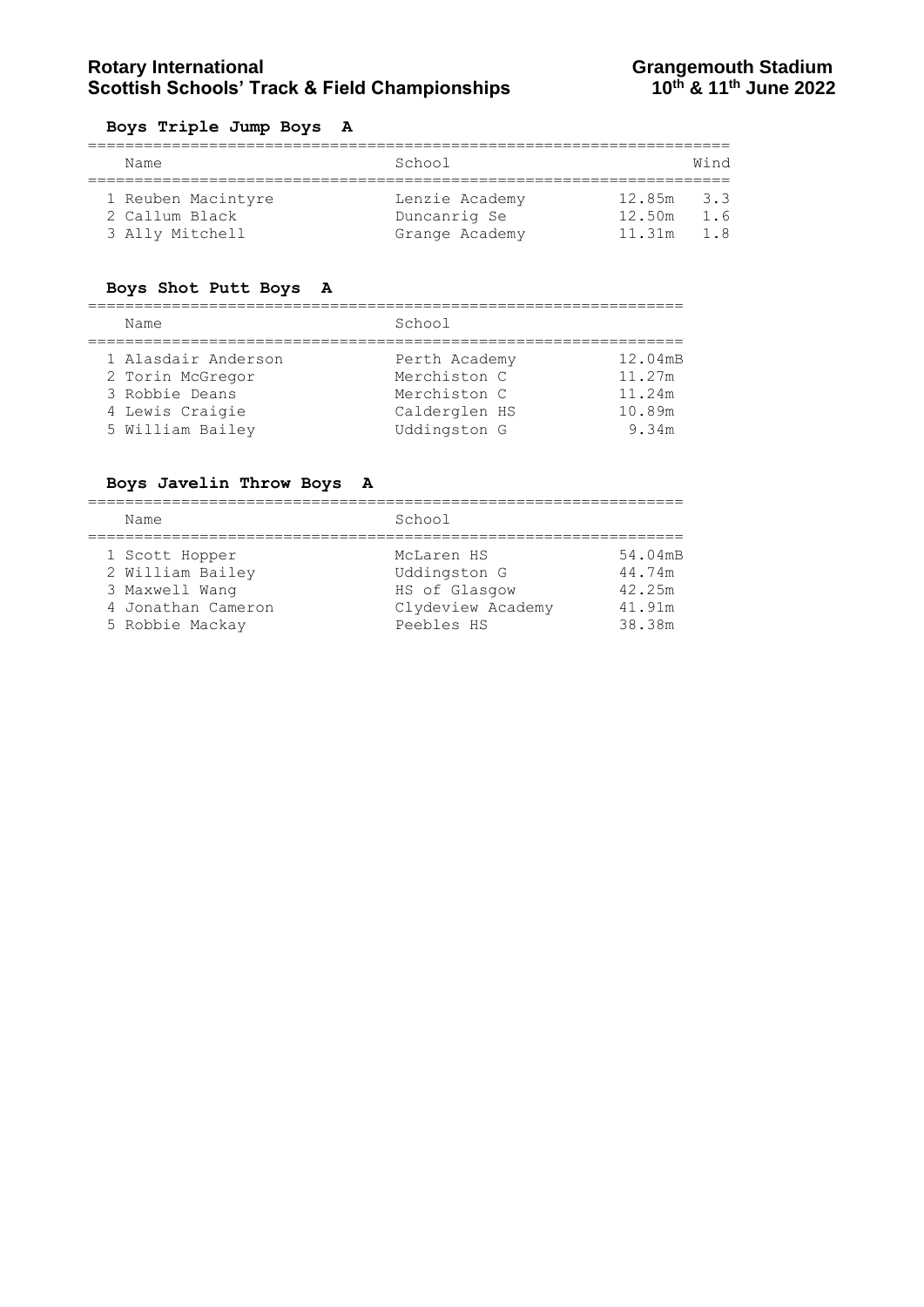### Boys Triple Jump Boys A

| | Name | School | | Wind |
|---|---|---|---|---|
| 1 | Reuben Macintyre | Lenzie Academy | 12.85m | 3.3 |
| 2 | Callum Black | Duncanrig Se | 12.50m | 1.6 |
| 3 | Ally Mitchell | Grange Academy | 11.31m | 1.8 |

### Boys Shot Putt Boys A

| | Name | School | |
|---|---|---|---|
| 1 | Alasdair Anderson | Perth Academy | 12.04mB |
| 2 | Torin McGregor | Merchiston C | 11.27m |
| 3 | Robbie Deans | Merchiston C | 11.24m |
| 4 | Lewis Craigie | Calderglen HS | 10.89m |
| 5 | William Bailey | Uddingston G | 9.34m |

### Boys Javelin Throw Boys A

| | Name | School | |
|---|---|---|---|
| 1 | Scott Hopper | McLaren HS | 54.04mB |
| 2 | William Bailey | Uddingston G | 44.74m |
| 3 | Maxwell Wang | HS of Glasgow | 42.25m |
| 4 | Jonathan Cameron | Clydeview Academy | 41.91m |
| 5 | Robbie Mackay | Peebles HS | 38.38m |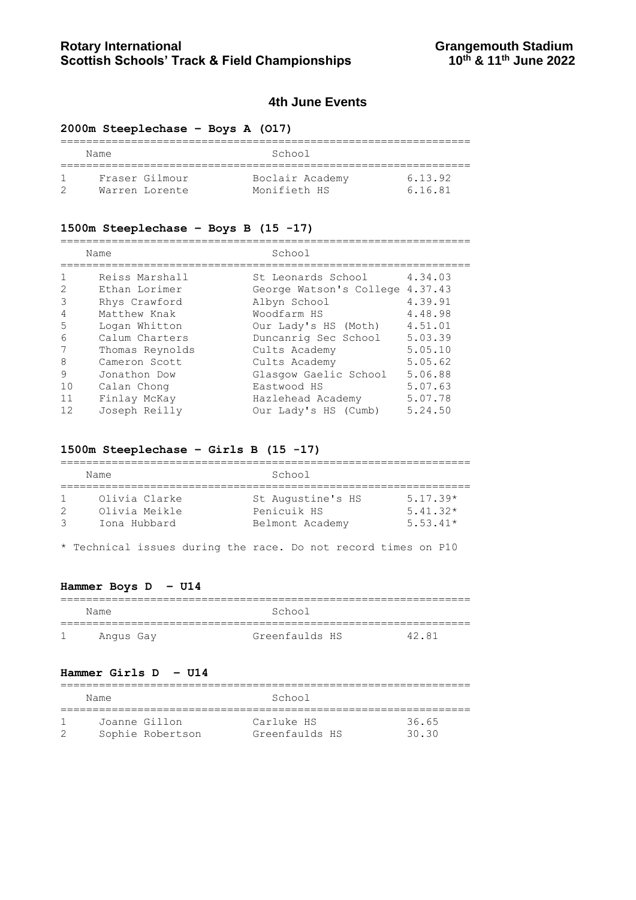## 4th June Events

### 2000m Steeplechase – Boys A (O17)

| | Name | School | |
|---|---|---|---|
| 1 | Fraser Gilmour | Boclair Academy | 6.13.92 |
| 2 | Warren Lorente | Monifieth HS | 6.16.81 |

### 1500m Steeplechase – Boys B (15 -17)

| | Name | School | |
|---|---|---|---|
| 1 | Reiss Marshall | St Leonards School | 4.34.03 |
| 2 | Ethan Lorimer | George Watson's College | 4.37.43 |
| 3 | Rhys Crawford | Albyn School | 4.39.91 |
| 4 | Matthew Knak | Woodfarm HS | 4.48.98 |
| 5 | Logan Whitton | Our Lady's HS (Moth) | 4.51.01 |
| 6 | Calum Charters | Duncanrig Sec School | 5.03.39 |
| 7 | Thomas Reynolds | Cults Academy | 5.05.10 |
| 8 | Cameron Scott | Cults Academy | 5.05.62 |
| 9 | Jonathon Dow | Glasgow Gaelic School | 5.06.88 |
| 10 | Calan Chong | Eastwood HS | 5.07.63 |
| 11 | Finlay McKay | Hazlehead Academy | 5.07.78 |
| 12 | Joseph Reilly | Our Lady's HS (Cumb) | 5.24.50 |

### 1500m Steeplechase – Girls B (15 -17)

| | Name | School | |
|---|---|---|---|
| 1 | Olivia Clarke | St Augustine's HS | 5.17.39* |
| 2 | Olivia Meikle | Penicuik HS | 5.41.32* |
| 3 | Iona Hubbard | Belmont Academy | 5.53.41* |

* Technical issues during the race. Do not record times on P10

### Hammer Boys D – U14

| | Name | School | |
|---|---|---|---|
| 1 | Angus Gay | Greenfaulds HS | 42.81 |

### Hammer Girls D – U14

| | Name | School | |
|---|---|---|---|
| 1 | Joanne Gillon | Carluke HS | 36.65 |
| 2 | Sophie Robertson | Greenfaulds HS | 30.30 |